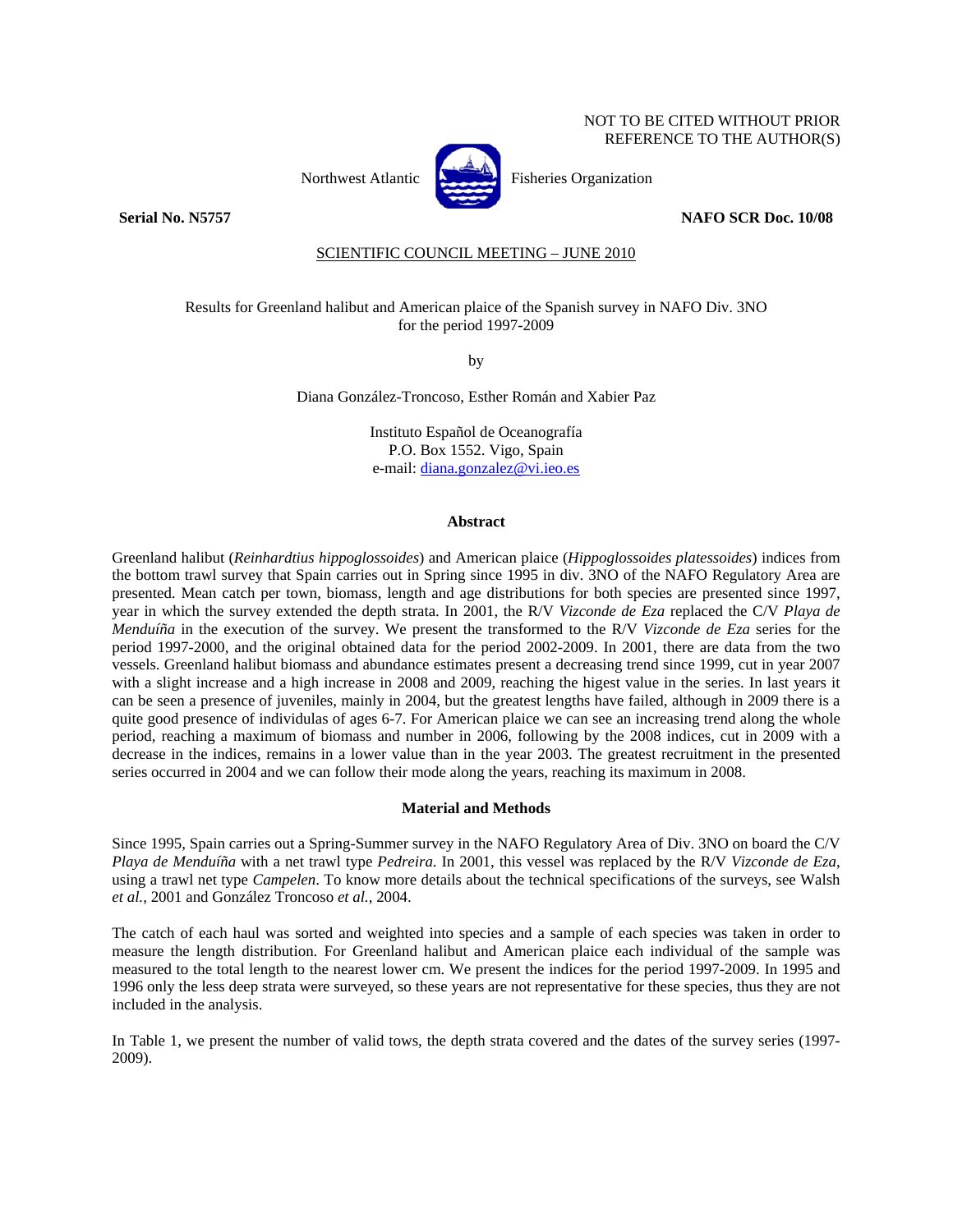NOT TO BE CITED WITHOUT PRIOR REFERENCE TO THE AUTHOR(S)

Northwest Atlantic Fisheries Organization

**Serial No. N5757** **NAFO SCR Doc. 10/08**

SCIENTIFIC COUNCIL MEETING – JUNE 2010

# Results for Greenland halibut and American plaice of the Spanish survey in NAFO Div. 3NO for the period 1997-2009

by

Diana González-Troncoso, Esther Román and Xabier Paz

Instituto Español de Oceanografía
P.O. Box 1552. Vigo, Spain
e-mail: diana.gonzalez@vi.ieo.es

## Abstract

Greenland halibut (*Reinhardtius hippoglossoides*) and American plaice (*Hippoglossoides platessoides*) indices from the bottom trawl survey that Spain carries out in Spring since 1995 in div. 3NO of the NAFO Regulatory Area are presented. Mean catch per town, biomass, length and age distributions for both species are presented since 1997, year in which the survey extended the depth strata. In 2001, the R/V *Vizconde de Eza* replaced the C/V *Playa de Menduíña* in the execution of the survey. We present the transformed to the R/V *Vizconde de Eza* series for the period 1997-2000, and the original obtained data for the period 2002-2009. In 2001, there are data from the two vessels. Greenland halibut biomass and abundance estimates present a decreasing trend since 1999, cut in year 2007 with a slight increase and a high increase in 2008 and 2009, reaching the higest value in the series. In last years it can be seen a presence of juveniles, mainly in 2004, but the greatest lengths have failed, although in 2009 there is a quite good presence of individulas of ages 6-7. For American plaice we can see an increasing trend along the whole period, reaching a maximum of biomass and number in 2006, following by the 2008 indices, cut in 2009 with a decrease in the indices, remains in a lower value than in the year 2003. The greatest recruitment in the presented series occurred in 2004 and we can follow their mode along the years, reaching its maximum in 2008.

## Material and Methods

Since 1995, Spain carries out a Spring-Summer survey in the NAFO Regulatory Area of Div. 3NO on board the C/V *Playa de Menduíña* with a net trawl type *Pedreira*. In 2001, this vessel was replaced by the R/V *Vizconde de Eza*, using a trawl net type *Campelen*. To know more details about the technical specifications of the surveys, see Walsh *et al.*, 2001 and González Troncoso *et al.*, 2004.

The catch of each haul was sorted and weighted into species and a sample of each species was taken in order to measure the length distribution. For Greenland halibut and American plaice each individual of the sample was measured to the total length to the nearest lower cm. We present the indices for the period 1997-2009. In 1995 and 1996 only the less deep strata were surveyed, so these years are not representative for these species, thus they are not included in the analysis.

In Table 1, we present the number of valid tows, the depth strata covered and the dates of the survey series (1997-2009).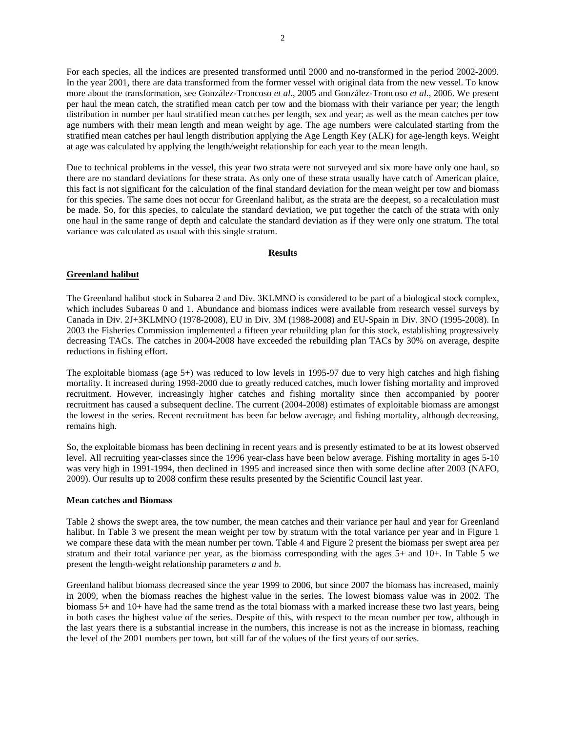For each species, all the indices are presented transformed until 2000 and no-transformed in the period 2002-2009. In the year 2001, there are data transformed from the former vessel with original data from the new vessel. To know more about the transformation, see González-Troncoso *et al*., 2005 and González-Troncoso *et al.*, 2006. We present per haul the mean catch, the stratified mean catch per tow and the biomass with their variance per year; the length distribution in number per haul stratified mean catches per length, sex and year; as well as the mean catches per tow age numbers with their mean length and mean weight by age. The age numbers were calculated starting from the stratified mean catches per haul length distribution applying the Age Length Key (ALK) for age-length keys. Weight at age was calculated by applying the length/weight relationship for each year to the mean length.

Due to technical problems in the vessel, this year two strata were not surveyed and six more have only one haul, so there are no standard deviations for these strata. As only one of these strata usually have catch of American plaice, this fact is not significant for the calculation of the final standard deviation for the mean weight per tow and biomass for this species. The same does not occur for Greenland halibut, as the strata are the deepest, so a recalculation must be made. So, for this species, to calculate the standard deviation, we put together the catch of the strata with only one haul in the same range of depth and calculate the standard deviation as if they were only one stratum. The total variance was calculated as usual with this single stratum.

## Results

### Greenland halibut

The Greenland halibut stock in Subarea 2 and Div. 3KLMNO is considered to be part of a biological stock complex, which includes Subareas 0 and 1. Abundance and biomass indices were available from research vessel surveys by Canada in Div. 2J+3KLMNO (1978-2008), EU in Div. 3M (1988-2008) and EU-Spain in Div. 3NO (1995-2008). In 2003 the Fisheries Commission implemented a fifteen year rebuilding plan for this stock, establishing progressively decreasing TACs. The catches in 2004-2008 have exceeded the rebuilding plan TACs by 30% on average, despite reductions in fishing effort.

The exploitable biomass (age 5+) was reduced to low levels in 1995-97 due to very high catches and high fishing mortality. It increased during 1998-2000 due to greatly reduced catches, much lower fishing mortality and improved recruitment. However, increasingly higher catches and fishing mortality since then accompanied by poorer recruitment has caused a subsequent decline. The current (2004-2008) estimates of exploitable biomass are amongst the lowest in the series. Recent recruitment has been far below average, and fishing mortality, although decreasing, remains high.

So, the exploitable biomass has been declining in recent years and is presently estimated to be at its lowest observed level. All recruiting year-classes since the 1996 year-class have been below average. Fishing mortality in ages 5-10 was very high in 1991-1994, then declined in 1995 and increased since then with some decline after 2003 (NAFO, 2009). Our results up to 2008 confirm these results presented by the Scientific Council last year.

#### Mean catches and Biomass

Table 2 shows the swept area, the tow number, the mean catches and their variance per haul and year for Greenland halibut. In Table 3 we present the mean weight per tow by stratum with the total variance per year and in Figure 1 we compare these data with the mean number per town. Table 4 and Figure 2 present the biomass per swept area per stratum and their total variance per year, as the biomass corresponding with the ages 5+ and 10+. In Table 5 we present the length-weight relationship parameters *a* and *b*.

Greenland halibut biomass decreased since the year 1999 to 2006, but since 2007 the biomass has increased, mainly in 2009, when the biomass reaches the highest value in the series. The lowest biomass value was in 2002. The biomass 5+ and 10+ have had the same trend as the total biomass with a marked increase these two last years, being in both cases the highest value of the series. Despite of this, with respect to the mean number per tow, although in the last years there is a substantial increase in the numbers, this increase is not as the increase in biomass, reaching the level of the 2001 numbers per town, but still far of the values of the first years of our series.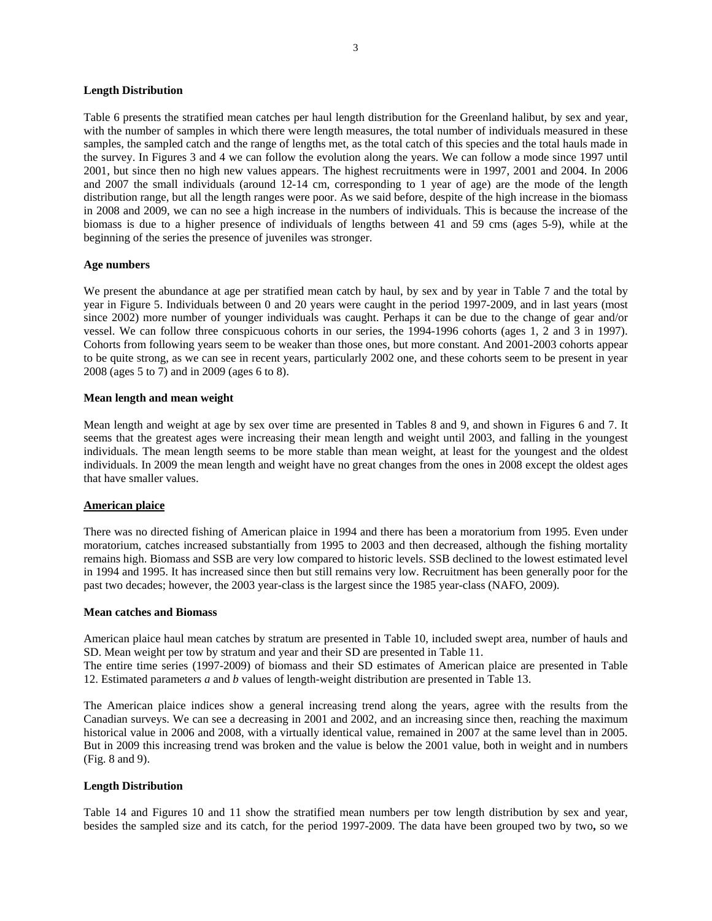**Length Distribution**

Table 6 presents the stratified mean catches per haul length distribution for the Greenland halibut, by sex and year, with the number of samples in which there were length measures, the total number of individuals measured in these samples, the sampled catch and the range of lengths met, as the total catch of this species and the total hauls made in the survey. In Figures 3 and 4 we can follow the evolution along the years. We can follow a mode since 1997 until 2001, but since then no high new values appears. The highest recruitments were in 1997, 2001 and 2004. In 2006 and 2007 the small individuals (around 12-14 cm, corresponding to 1 year of age) are the mode of the length distribution range, but all the length ranges were poor. As we said before, despite of the high increase in the biomass in 2008 and 2009, we can no see a high increase in the numbers of individuals. This is because the increase of the biomass is due to a higher presence of individuals of lengths between 41 and 59 cms (ages 5-9), while at the beginning of the series the presence of juveniles was stronger.

**Age numbers**

We present the abundance at age per stratified mean catch by haul, by sex and by year in Table 7 and the total by year in Figure 5. Individuals between 0 and 20 years were caught in the period 1997-2009, and in last years (most since 2002) more number of younger individuals was caught. Perhaps it can be due to the change of gear and/or vessel. We can follow three conspicuous cohorts in our series, the 1994-1996 cohorts (ages 1, 2 and 3 in 1997). Cohorts from following years seem to be weaker than those ones, but more constant. And 2001-2003 cohorts appear to be quite strong, as we can see in recent years, particularly 2002 one, and these cohorts seem to be present in year 2008 (ages 5 to 7) and in 2009 (ages 6 to 8).

**Mean length and mean weight**

Mean length and weight at age by sex over time are presented in Tables 8 and 9, and shown in Figures 6 and 7. It seems that the greatest ages were increasing their mean length and weight until 2003, and falling in the youngest individuals. The mean length seems to be more stable than mean weight, at least for the youngest and the oldest individuals. In 2009 the mean length and weight have no great changes from the ones in 2008 except the oldest ages that have smaller values.

**American plaice**

There was no directed fishing of American plaice in 1994 and there has been a moratorium from 1995. Even under moratorium, catches increased substantially from 1995 to 2003 and then decreased, although the fishing mortality remains high. Biomass and SSB are very low compared to historic levels. SSB declined to the lowest estimated level in 1994 and 1995. It has increased since then but still remains very low. Recruitment has been generally poor for the past two decades; however, the 2003 year-class is the largest since the 1985 year-class (NAFO, 2009).

**Mean catches and Biomass**

American plaice haul mean catches by stratum are presented in Table 10, included swept area, number of hauls and SD. Mean weight per tow by stratum and year and their SD are presented in Table 11.
The entire time series (1997-2009) of biomass and their SD estimates of American plaice are presented in Table 12. Estimated parameters *a* and *b* values of length-weight distribution are presented in Table 13.

The American plaice indices show a general increasing trend along the years, agree with the results from the Canadian surveys. We can see a decreasing in 2001 and 2002, and an increasing since then, reaching the maximum historical value in 2006 and 2008, with a virtually identical value, remained in 2007 at the same level than in 2005. But in 2009 this increasing trend was broken and the value is below the 2001 value, both in weight and in numbers (Fig. 8 and 9).

**Length Distribution**

Table 14 and Figures 10 and 11 show the stratified mean numbers per tow length distribution by sex and year, besides the sampled size and its catch, for the period 1997-2009. The data have been grouped two by two**,** so we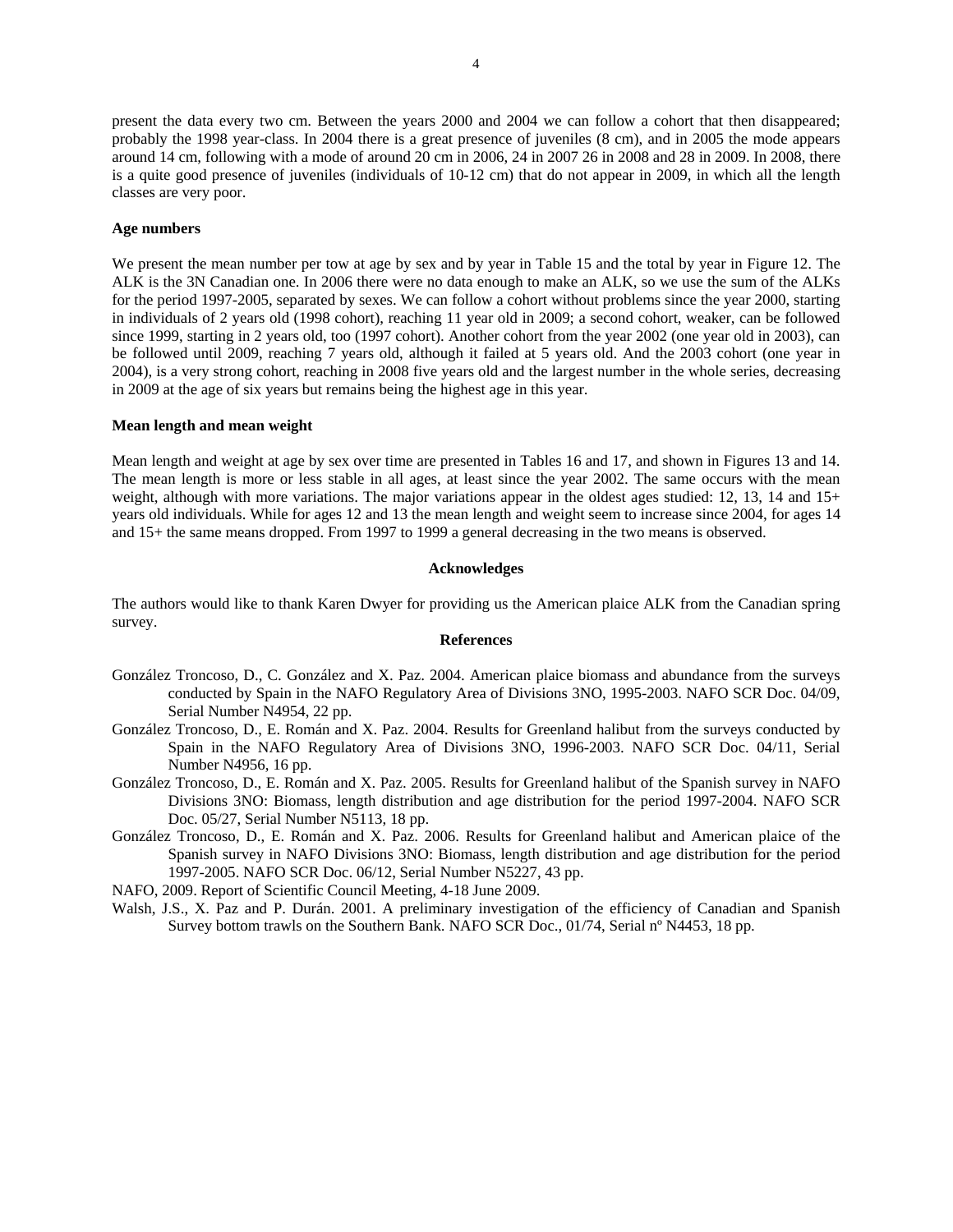present the data every two cm. Between the years 2000 and 2004 we can follow a cohort that then disappeared; probably the 1998 year-class. In 2004 there is a great presence of juveniles (8 cm), and in 2005 the mode appears around 14 cm, following with a mode of around 20 cm in 2006, 24 in 2007 26 in 2008 and 28 in 2009. In 2008, there is a quite good presence of juveniles (individuals of 10-12 cm) that do not appear in 2009, in which all the length classes are very poor.

**Age numbers**

We present the mean number per tow at age by sex and by year in Table 15 and the total by year in Figure 12. The ALK is the 3N Canadian one. In 2006 there were no data enough to make an ALK, so we use the sum of the ALKs for the period 1997-2005, separated by sexes. We can follow a cohort without problems since the year 2000, starting in individuals of 2 years old (1998 cohort), reaching 11 year old in 2009; a second cohort, weaker, can be followed since 1999, starting in 2 years old, too (1997 cohort). Another cohort from the year 2002 (one year old in 2003), can be followed until 2009, reaching 7 years old, although it failed at 5 years old. And the 2003 cohort (one year in 2004), is a very strong cohort, reaching in 2008 five years old and the largest number in the whole series, decreasing in 2009 at the age of six years but remains being the highest age in this year.

**Mean length and mean weight**

Mean length and weight at age by sex over time are presented in Tables 16 and 17, and shown in Figures 13 and 14. The mean length is more or less stable in all ages, at least since the year 2002. The same occurs with the mean weight, although with more variations. The major variations appear in the oldest ages studied: 12, 13, 14 and 15+ years old individuals. While for ages 12 and 13 the mean length and weight seem to increase since 2004, for ages 14 and 15+ the same means dropped. From 1997 to 1999 a general decreasing in the two means is observed.

**Acknowledges**

The authors would like to thank Karen Dwyer for providing us the American plaice ALK from the Canadian spring survey.

**References**

González Troncoso, D., C. González and X. Paz. 2004. American plaice biomass and abundance from the surveys conducted by Spain in the NAFO Regulatory Area of Divisions 3NO, 1995-2003. NAFO SCR Doc. 04/09, Serial Number N4954, 22 pp.

González Troncoso, D., E. Román and X. Paz. 2004. Results for Greenland halibut from the surveys conducted by Spain in the NAFO Regulatory Area of Divisions 3NO, 1996-2003. NAFO SCR Doc. 04/11, Serial Number N4956, 16 pp.

González Troncoso, D., E. Román and X. Paz. 2005. Results for Greenland halibut of the Spanish survey in NAFO Divisions 3NO: Biomass, length distribution and age distribution for the period 1997-2004. NAFO SCR Doc. 05/27, Serial Number N5113, 18 pp.

González Troncoso, D., E. Román and X. Paz. 2006. Results for Greenland halibut and American plaice of the Spanish survey in NAFO Divisions 3NO: Biomass, length distribution and age distribution for the period 1997-2005. NAFO SCR Doc. 06/12, Serial Number N5227, 43 pp.

NAFO, 2009. Report of Scientific Council Meeting, 4-18 June 2009.

Walsh, J.S., X. Paz and P. Durán. 2001. A preliminary investigation of the efficiency of Canadian and Spanish Survey bottom trawls on the Southern Bank. NAFO SCR Doc., 01/74, Serial nº N4453, 18 pp.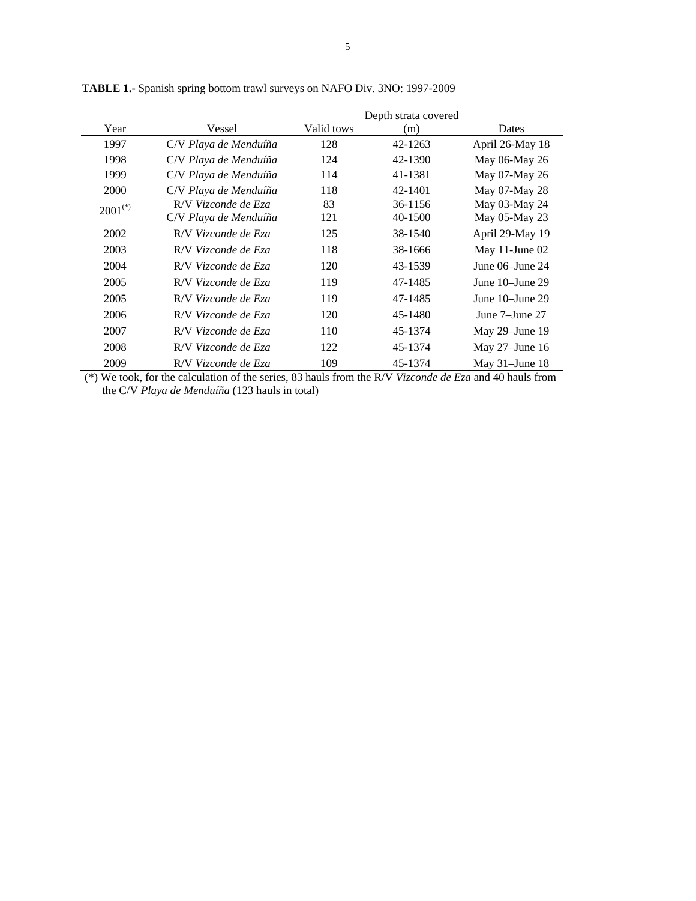**TABLE 1.-** Spanish spring bottom trawl surveys on NAFO Div. 3NO: 1997-2009

| Year | Vessel | Valid tows | Depth strata covered (m) | Dates |
|---|---|---|---|---|
| 1997 | C/V *Playa de Menduíña* | 128 | 42-1263 | April 26-May 18 |
| 1998 | C/V *Playa de Menduíña* | 124 | 42-1390 | May 06-May 26 |
| 1999 | C/V *Playa de Menduíña* | 114 | 41-1381 | May 07-May 26 |
| 2000 | C/V *Playa de Menduíña* | 118 | 42-1401 | May 07-May 28 |
| 2001(*) | R/V *Vizconde de Eza*<br>C/V *Playa de Menduíña* | 83<br>121 | 36-1156<br>40-1500 | May 03-May 24<br>May 05-May 23 |
| 2002 | R/V *Vizconde de Eza* | 125 | 38-1540 | April 29-May 19 |
| 2003 | R/V *Vizconde de Eza* | 118 | 38-1666 | May 11-June 02 |
| 2004 | R/V *Vizconde de Eza* | 120 | 43-1539 | June 06–June 24 |
| 2005 | R/V *Vizconde de Eza* | 119 | 47-1485 | June 10–June 29 |
| 2005 | R/V *Vizconde de Eza* | 119 | 47-1485 | June 10–June 29 |
| 2006 | R/V *Vizconde de Eza* | 120 | 45-1480 | June 7–June 27 |
| 2007 | R/V *Vizconde de Eza* | 110 | 45-1374 | May 29–June 19 |
| 2008 | R/V *Vizconde de Eza* | 122 | 45-1374 | May 27–June 16 |
| 2009 | R/V *Vizconde de Eza* | 109 | 45-1374 | May 31–June 18 |

(*) We took, for the calculation of the series, 83 hauls from the R/V *Vizconde de Eza* and 40 hauls from the C/V *Playa de Menduíña* (123 hauls in total)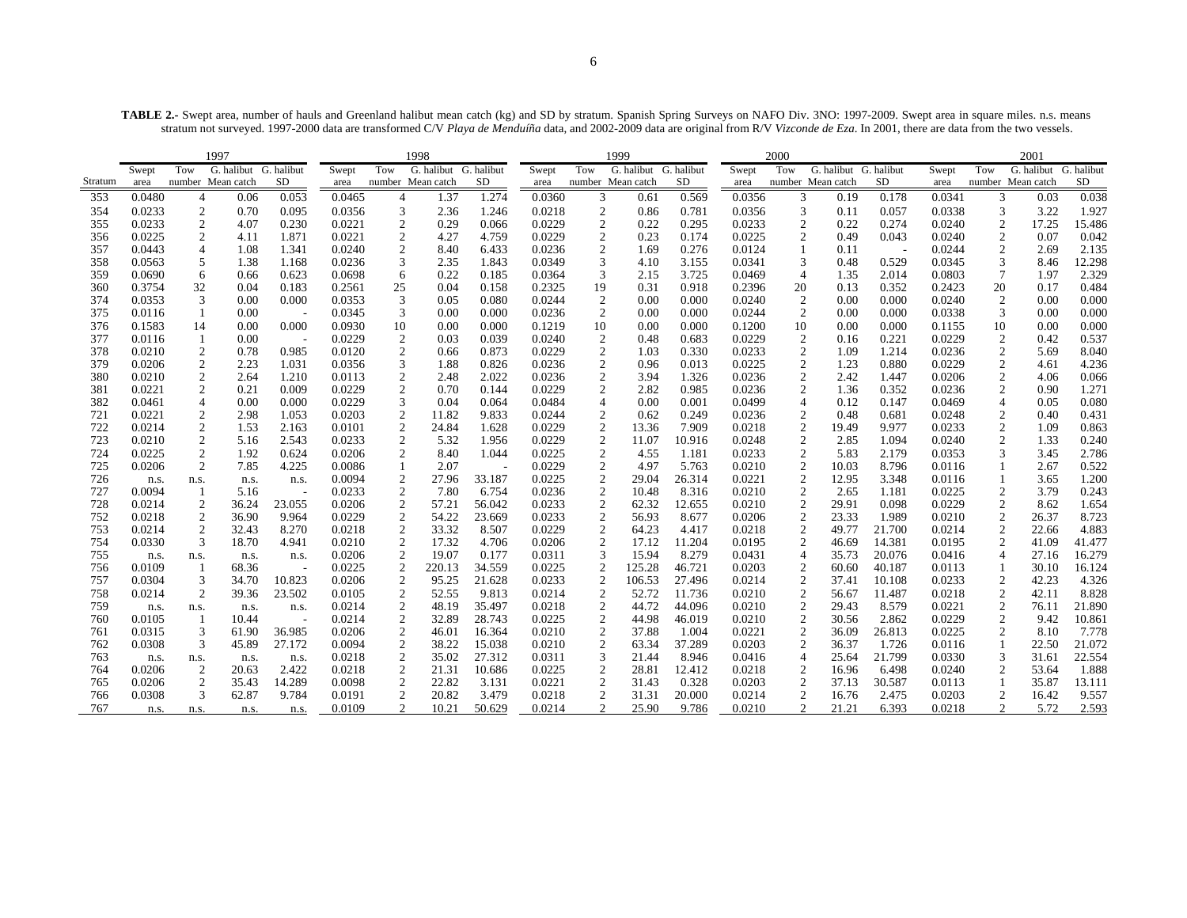**TABLE 2.-** Swept area, number of hauls and Greenland halibut mean catch (kg) and SD by stratum. Spanish Spring Surveys on NAFO Div. 3NO: 1997-2009. Swept area in square miles. n.s. means stratum not surveyed. 1997-2000 data are transformed C/V *Playa de Menduíña* data, and 2002-2009 data are original from R/V *Vizconde de Eza*. In 2001, there are data from the two vessels.

| | 1997 | | | | 1998 | | | | 1999 | | | | 2000 | | | | 2001 | | | |
|---|---|---|---|---|---|---|---|---|---|---|---|---|---|---|---|---|---|---|---|---|
| Stratum | Swept area | Tow number | G. halibut Mean catch | G. halibut SD | Swept area | Tow number | G. halibut Mean catch | G. halibut SD | Swept area | Tow number | G. halibut Mean catch | G. halibut SD | Swept area | Tow number | G. halibut Mean catch | G. halibut SD | Swept area | Tow number | G. halibut Mean catch | G. halibut SD |
| 353 | 0.0480 | 4 | 0.06 | 0.053 | 0.0465 | 4 | 1.37 | 1.274 | 0.0360 | 3 | 0.61 | 0.569 | 0.0356 | 3 | 0.19 | 0.178 | 0.0341 | 3 | 0.03 | 0.038 |
| 354 | 0.0233 | 2 | 0.70 | 0.095 | 0.0356 | 3 | 2.36 | 1.246 | 0.0218 | 2 | 0.86 | 0.781 | 0.0356 | 3 | 0.11 | 0.057 | 0.0338 | 3 | 3.22 | 1.927 |
| 355 | 0.0233 | 2 | 4.07 | 0.230 | 0.0221 | 2 | 0.29 | 0.066 | 0.0229 | 2 | 0.22 | 0.295 | 0.0233 | 2 | 0.22 | 0.274 | 0.0240 | 2 | 17.25 | 15.486 |
| 356 | 0.0225 | 2 | 4.11 | 1.871 | 0.0221 | 2 | 4.27 | 4.759 | 0.0229 | 2 | 0.23 | 0.174 | 0.0225 | 2 | 0.49 | 0.043 | 0.0240 | 2 | 0.07 | 0.042 |
| 357 | 0.0443 | 4 | 1.08 | 1.341 | 0.0240 | 2 | 8.40 | 6.433 | 0.0236 | 2 | 1.69 | 0.276 | 0.0124 | 1 | 0.11 | - | 0.0244 | 2 | 2.69 | 2.135 |
| 358 | 0.0563 | 5 | 1.38 | 1.168 | 0.0236 | 3 | 2.35 | 1.843 | 0.0349 | 3 | 4.10 | 3.155 | 0.0341 | 3 | 0.48 | 0.529 | 0.0345 | 3 | 8.46 | 12.298 |
| 359 | 0.0690 | 6 | 0.66 | 0.623 | 0.0698 | 6 | 0.22 | 0.185 | 0.0364 | 3 | 2.15 | 3.725 | 0.0469 | 4 | 1.35 | 2.014 | 0.0803 | 7 | 1.97 | 2.329 |
| 360 | 0.3754 | 32 | 0.04 | 0.183 | 0.2561 | 25 | 0.04 | 0.158 | 0.2325 | 19 | 0.31 | 0.918 | 0.2396 | 20 | 0.13 | 0.352 | 0.2423 | 20 | 0.17 | 0.484 |
| 374 | 0.0353 | 3 | 0.00 | 0.000 | 0.0353 | 3 | 0.05 | 0.080 | 0.0244 | 2 | 0.00 | 0.000 | 0.0240 | 2 | 0.00 | 0.000 | 0.0240 | 2 | 0.00 | 0.000 |
| 375 | 0.0116 | 1 | 0.00 | - | 0.0345 | 3 | 0.00 | 0.000 | 0.0236 | 2 | 0.00 | 0.000 | 0.0244 | 2 | 0.00 | 0.000 | 0.0338 | 3 | 0.00 | 0.000 |
| 376 | 0.1583 | 14 | 0.00 | 0.000 | 0.0930 | 10 | 0.00 | 0.000 | 0.1219 | 10 | 0.00 | 0.000 | 0.1200 | 10 | 0.00 | 0.000 | 0.1155 | 10 | 0.00 | 0.000 |
| 377 | 0.0116 | 1 | 0.00 | - | 0.0229 | 2 | 0.03 | 0.039 | 0.0240 | 2 | 0.48 | 0.683 | 0.0229 | 2 | 0.16 | 0.221 | 0.0229 | 2 | 0.42 | 0.537 |
| 378 | 0.0210 | 2 | 0.78 | 0.985 | 0.0120 | 2 | 0.66 | 0.873 | 0.0229 | 2 | 1.03 | 0.330 | 0.0233 | 2 | 1.09 | 1.214 | 0.0236 | 2 | 5.69 | 8.040 |
| 379 | 0.0206 | 2 | 2.23 | 1.031 | 0.0356 | 3 | 1.88 | 0.826 | 0.0236 | 2 | 0.96 | 0.013 | 0.0225 | 2 | 1.23 | 0.880 | 0.0229 | 2 | 4.61 | 4.236 |
| 380 | 0.0210 | 2 | 2.64 | 1.210 | 0.0113 | 2 | 2.48 | 2.022 | 0.0236 | 2 | 3.94 | 1.326 | 0.0236 | 2 | 2.42 | 1.447 | 0.0206 | 2 | 4.06 | 0.066 |
| 381 | 0.0221 | 2 | 0.21 | 0.009 | 0.0229 | 2 | 0.70 | 0.144 | 0.0229 | 2 | 2.82 | 0.985 | 0.0236 | 2 | 1.36 | 0.352 | 0.0236 | 2 | 0.90 | 1.271 |
| 382 | 0.0461 | 4 | 0.00 | 0.000 | 0.0229 | 3 | 0.04 | 0.064 | 0.0484 | 4 | 0.00 | 0.001 | 0.0499 | 4 | 0.12 | 0.147 | 0.0469 | 4 | 0.05 | 0.080 |
| 721 | 0.0221 | 2 | 2.98 | 1.053 | 0.0203 | 2 | 11.82 | 9.833 | 0.0244 | 2 | 0.62 | 0.249 | 0.0236 | 2 | 0.48 | 0.681 | 0.0248 | 2 | 0.40 | 0.431 |
| 722 | 0.0214 | 2 | 1.53 | 2.163 | 0.0101 | 2 | 24.84 | 1.628 | 0.0229 | 2 | 13.36 | 7.909 | 0.0218 | 2 | 19.49 | 9.977 | 0.0233 | 2 | 1.09 | 0.863 |
| 723 | 0.0210 | 2 | 5.16 | 2.543 | 0.0233 | 2 | 5.32 | 1.956 | 0.0229 | 2 | 11.07 | 10.916 | 0.0248 | 2 | 2.85 | 1.094 | 0.0240 | 2 | 1.33 | 0.240 |
| 724 | 0.0225 | 2 | 1.92 | 0.624 | 0.0206 | 2 | 8.40 | 1.044 | 0.0225 | 2 | 4.55 | 1.181 | 0.0233 | 2 | 5.83 | 2.179 | 0.0353 | 3 | 3.45 | 2.786 |
| 725 | 0.0206 | 2 | 7.85 | 4.225 | 0.0086 | 1 | 2.07 | - | 0.0229 | 2 | 4.97 | 5.763 | 0.0210 | 2 | 10.03 | 8.796 | 0.0116 | 1 | 2.67 | 0.522 |
| 726 | n.s. | n.s. | n.s. | n.s. | 0.0094 | 2 | 27.96 | 33.187 | 0.0225 | 2 | 29.04 | 26.314 | 0.0221 | 2 | 12.95 | 3.348 | 0.0116 | 1 | 3.65 | 1.200 |
| 727 | 0.0094 | 1 | 5.16 | - | 0.0233 | 2 | 7.80 | 6.754 | 0.0236 | 2 | 10.48 | 8.316 | 0.0210 | 2 | 2.65 | 1.181 | 0.0225 | 2 | 3.79 | 0.243 |
| 728 | 0.0214 | 2 | 36.24 | 23.055 | 0.0206 | 2 | 57.21 | 56.042 | 0.0233 | 2 | 62.32 | 12.655 | 0.0210 | 2 | 29.91 | 0.098 | 0.0229 | 2 | 8.62 | 1.654 |
| 752 | 0.0218 | 2 | 36.90 | 9.964 | 0.0229 | 2 | 54.22 | 23.669 | 0.0233 | 2 | 56.93 | 8.677 | 0.0206 | 2 | 23.33 | 1.989 | 0.0210 | 2 | 26.37 | 8.723 |
| 753 | 0.0214 | 2 | 32.43 | 8.270 | 0.0218 | 2 | 33.32 | 8.507 | 0.0229 | 2 | 64.23 | 4.417 | 0.0218 | 2 | 49.77 | 21.700 | 0.0214 | 2 | 22.66 | 4.883 |
| 754 | 0.0330 | 3 | 18.70 | 4.941 | 0.0210 | 2 | 17.32 | 4.706 | 0.0206 | 2 | 17.12 | 11.204 | 0.0195 | 2 | 46.69 | 14.381 | 0.0195 | 2 | 41.09 | 41.477 |
| 755 | n.s. | n.s. | n.s. | n.s. | 0.0206 | 2 | 19.07 | 0.177 | 0.0311 | 3 | 15.94 | 8.279 | 0.0431 | 4 | 35.73 | 20.076 | 0.0416 | 4 | 27.16 | 16.279 |
| 756 | 0.0109 | 1 | 68.36 | - | 0.0225 | 2 | 220.13 | 34.559 | 0.0225 | 2 | 125.28 | 46.721 | 0.0203 | 2 | 60.60 | 40.187 | 0.0113 | 1 | 30.10 | 16.124 |
| 757 | 0.0304 | 3 | 34.70 | 10.823 | 0.0206 | 2 | 95.25 | 21.628 | 0.0233 | 2 | 106.53 | 27.496 | 0.0214 | 2 | 37.41 | 10.108 | 0.0233 | 2 | 42.23 | 4.326 |
| 758 | 0.0214 | 2 | 39.36 | 23.502 | 0.0105 | 2 | 52.55 | 9.813 | 0.0214 | 2 | 52.72 | 11.736 | 0.0210 | 2 | 56.67 | 11.487 | 0.0218 | 2 | 42.11 | 8.828 |
| 759 | n.s. | n.s. | n.s. | n.s. | 0.0214 | 2 | 48.19 | 35.497 | 0.0218 | 2 | 44.72 | 44.096 | 0.0210 | 2 | 29.43 | 8.579 | 0.0221 | 2 | 76.11 | 21.890 |
| 760 | 0.0105 | 1 | 10.44 | - | 0.0214 | 2 | 32.89 | 28.743 | 0.0225 | 2 | 44.98 | 46.019 | 0.0210 | 2 | 30.56 | 2.862 | 0.0229 | 2 | 9.42 | 10.861 |
| 761 | 0.0315 | 3 | 61.90 | 36.985 | 0.0206 | 2 | 46.01 | 16.364 | 0.0210 | 2 | 37.88 | 1.004 | 0.0221 | 2 | 36.09 | 26.813 | 0.0225 | 2 | 8.10 | 7.778 |
| 762 | 0.0308 | 3 | 45.89 | 27.172 | 0.0094 | 2 | 38.22 | 15.038 | 0.0210 | 2 | 63.34 | 37.289 | 0.0203 | 2 | 36.37 | 1.726 | 0.0116 | 1 | 22.50 | 21.072 |
| 763 | n.s. | n.s. | n.s. | n.s. | 0.0218 | 2 | 35.02 | 27.312 | 0.0311 | 3 | 21.44 | 8.946 | 0.0416 | 4 | 25.64 | 21.799 | 0.0330 | 3 | 31.61 | 22.554 |
| 764 | 0.0206 | 2 | 20.63 | 2.422 | 0.0218 | 2 | 21.31 | 10.686 | 0.0225 | 2 | 28.81 | 12.412 | 0.0218 | 2 | 16.96 | 6.498 | 0.0240 | 2 | 53.64 | 1.888 |
| 765 | 0.0206 | 2 | 35.43 | 14.289 | 0.0098 | 2 | 22.82 | 3.131 | 0.0221 | 2 | 31.43 | 0.328 | 0.0203 | 2 | 37.13 | 30.587 | 0.0113 | 1 | 35.87 | 13.111 |
| 766 | 0.0308 | 3 | 62.87 | 9.784 | 0.0191 | 2 | 20.82 | 3.479 | 0.0218 | 2 | 31.31 | 20.000 | 0.0214 | 2 | 16.76 | 2.475 | 0.0203 | 2 | 16.42 | 9.557 |
| 767 | n.s. | n.s. | n.s. | n.s. | 0.0109 | 2 | 10.21 | 50.629 | 0.0214 | 2 | 25.90 | 9.786 | 0.0210 | 2 | 21.21 | 6.393 | 0.0218 | 2 | 5.72 | 2.593 |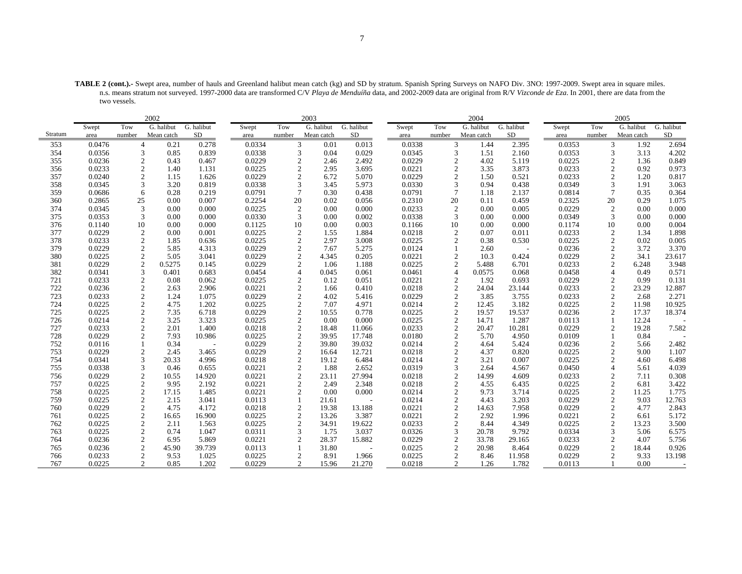**TABLE 2 (cont.).-** Swept area, number of hauls and Greenland halibut mean catch (kg) and SD by stratum. Spanish Spring Surveys on NAFO Div. 3NO: 1997-2009. Swept area in square miles. n.s. means stratum not surveyed. 1997-2000 data are transformed C/V *Playa de Menduíña* data, and 2002-2009 data are original from R/V *Vizconde de Eza*. In 2001, there are data from the two vessels.

| | 2002 | | | | 2003 | | | | 2004 | | | | 2005 | | | |
|---|---|---|---|---|---|---|---|---|---|---|---|---|---|---|---|---|
| Stratum | Swept area | Tow number | G. halibut Mean catch | G. halibut SD | Swept area | Tow number | G. halibut Mean catch | G. halibut SD | Swept area | Tow number | G. halibut Mean catch | G. halibut SD | Swept area | Tow number | G. halibut Mean catch | G. halibut SD |
| 353 | 0.0476 | 4 | 0.21 | 0.278 | 0.0334 | 3 | 0.01 | 0.013 | 0.0338 | 3 | 1.44 | 2.395 | 0.0353 | 3 | 1.92 | 2.694 |
| 354 | 0.0356 | 3 | 0.85 | 0.839 | 0.0338 | 3 | 0.04 | 0.029 | 0.0345 | 3 | 1.51 | 2.160 | 0.0353 | 3 | 3.13 | 4.202 |
| 355 | 0.0236 | 2 | 0.43 | 0.467 | 0.0229 | 2 | 2.46 | 2.492 | 0.0229 | 2 | 4.02 | 5.119 | 0.0225 | 2 | 1.36 | 0.849 |
| 356 | 0.0233 | 2 | 1.40 | 1.131 | 0.0225 | 2 | 2.95 | 3.695 | 0.0221 | 2 | 3.35 | 3.873 | 0.0233 | 2 | 0.92 | 0.973 |
| 357 | 0.0240 | 2 | 1.15 | 1.626 | 0.0229 | 2 | 6.72 | 5.070 | 0.0229 | 2 | 1.50 | 0.521 | 0.0233 | 2 | 1.20 | 0.817 |
| 358 | 0.0345 | 3 | 3.20 | 0.819 | 0.0338 | 3 | 3.45 | 5.973 | 0.0330 | 3 | 0.94 | 0.438 | 0.0349 | 3 | 1.91 | 3.063 |
| 359 | 0.0686 | 6 | 0.28 | 0.219 | 0.0791 | 7 | 0.30 | 0.438 | 0.0791 | 7 | 1.18 | 2.137 | 0.0814 | 7 | 0.35 | 0.364 |
| 360 | 0.2865 | 25 | 0.00 | 0.007 | 0.2254 | 20 | 0.02 | 0.056 | 0.2310 | 20 | 0.11 | 0.459 | 0.2325 | 20 | 0.29 | 1.075 |
| 374 | 0.0345 | 3 | 0.00 | 0.000 | 0.0225 | 2 | 0.00 | 0.000 | 0.0233 | 2 | 0.00 | 0.005 | 0.0229 | 2 | 0.00 | 0.000 |
| 375 | 0.0353 | 3 | 0.00 | 0.000 | 0.0330 | 3 | 0.00 | 0.002 | 0.0338 | 3 | 0.00 | 0.000 | 0.0349 | 3 | 0.00 | 0.000 |
| 376 | 0.1140 | 10 | 0.00 | 0.000 | 0.1125 | 10 | 0.00 | 0.003 | 0.1166 | 10 | 0.00 | 0.000 | 0.1174 | 10 | 0.00 | 0.004 |
| 377 | 0.0229 | 2 | 0.00 | 0.001 | 0.0225 | 2 | 1.55 | 1.884 | 0.0218 | 2 | 0.07 | 0.011 | 0.0233 | 2 | 1.34 | 1.898 |
| 378 | 0.0233 | 2 | 1.85 | 0.636 | 0.0225 | 2 | 2.97 | 3.008 | 0.0225 | 2 | 0.38 | 0.530 | 0.0225 | 2 | 0.02 | 0.005 |
| 379 | 0.0229 | 2 | 5.85 | 4.313 | 0.0229 | 2 | 7.67 | 5.275 | 0.0124 | 1 | 2.60 | - | 0.0236 | 2 | 3.72 | 3.370 |
| 380 | 0.0225 | 2 | 5.05 | 3.041 | 0.0229 | 2 | 4.345 | 0.205 | 0.0221 | 2 | 10.3 | 0.424 | 0.0229 | 2 | 34.1 | 23.617 |
| 381 | 0.0229 | 2 | 0.5275 | 0.145 | 0.0229 | 2 | 1.06 | 1.188 | 0.0225 | 2 | 5.488 | 6.701 | 0.0233 | 2 | 6.248 | 3.948 |
| 382 | 0.0341 | 3 | 0.401 | 0.683 | 0.0454 | 4 | 0.045 | 0.061 | 0.0461 | 4 | 0.0575 | 0.068 | 0.0458 | 4 | 0.49 | 0.571 |
| 721 | 0.0233 | 2 | 0.08 | 0.062 | 0.0225 | 2 | 0.12 | 0.051 | 0.0221 | 2 | 1.92 | 0.693 | 0.0229 | 2 | 0.99 | 0.131 |
| 722 | 0.0236 | 2 | 2.63 | 2.906 | 0.0221 | 2 | 1.66 | 0.410 | 0.0218 | 2 | 24.04 | 23.144 | 0.0233 | 2 | 23.29 | 12.887 |
| 723 | 0.0233 | 2 | 1.24 | 1.075 | 0.0229 | 2 | 4.02 | 5.416 | 0.0229 | 2 | 3.85 | 3.755 | 0.0233 | 2 | 2.68 | 2.271 |
| 724 | 0.0225 | 2 | 4.75 | 1.202 | 0.0225 | 2 | 7.07 | 4.971 | 0.0214 | 2 | 12.45 | 3.182 | 0.0225 | 2 | 11.98 | 10.925 |
| 725 | 0.0225 | 2 | 7.35 | 6.718 | 0.0229 | 2 | 10.55 | 0.778 | 0.0225 | 2 | 19.57 | 19.537 | 0.0236 | 2 | 17.37 | 18.374 |
| 726 | 0.0214 | 2 | 3.25 | 3.323 | 0.0225 | 2 | 0.00 | 0.000 | 0.0225 | 2 | 14.71 | 1.287 | 0.0113 | 1 | 12.24 | - |
| 727 | 0.0233 | 2 | 2.01 | 1.400 | 0.0218 | 2 | 18.48 | 11.066 | 0.0233 | 2 | 20.47 | 10.281 | 0.0229 | 2 | 19.28 | 7.582 |
| 728 | 0.0229 | 2 | 7.93 | 10.986 | 0.0225 | 2 | 39.95 | 17.748 | 0.0180 | 2 | 5.70 | 4.950 | 0.0109 | 1 | 0.84 | - |
| 752 | 0.0116 | 1 | 0.34 | - | 0.0229 | 2 | 39.80 | 39.032 | 0.0214 | 2 | 4.64 | 5.424 | 0.0236 | 2 | 5.66 | 2.482 |
| 753 | 0.0229 | 2 | 2.45 | 3.465 | 0.0229 | 2 | 16.64 | 12.721 | 0.0218 | 2 | 4.37 | 0.820 | 0.0225 | 2 | 9.00 | 1.107 |
| 754 | 0.0341 | 3 | 20.33 | 4.996 | 0.0218 | 2 | 19.12 | 6.484 | 0.0214 | 2 | 3.21 | 0.007 | 0.0225 | 2 | 4.60 | 6.498 |
| 755 | 0.0338 | 3 | 0.46 | 0.655 | 0.0221 | 2 | 1.88 | 2.652 | 0.0319 | 3 | 2.64 | 4.567 | 0.0450 | 4 | 5.61 | 4.039 |
| 756 | 0.0229 | 2 | 10.55 | 14.920 | 0.0221 | 2 | 23.11 | 27.994 | 0.0218 | 2 | 14.99 | 4.609 | 0.0233 | 2 | 7.11 | 0.308 |
| 757 | 0.0225 | 2 | 9.95 | 2.192 | 0.0221 | 2 | 2.49 | 2.348 | 0.0218 | 2 | 4.55 | 6.435 | 0.0225 | 2 | 6.81 | 3.422 |
| 758 | 0.0225 | 2 | 17.15 | 1.485 | 0.0221 | 2 | 0.00 | 0.000 | 0.0214 | 2 | 9.73 | 3.714 | 0.0225 | 2 | 11.25 | 1.775 |
| 759 | 0.0225 | 2 | 2.15 | 3.041 | 0.0113 | 1 | 21.61 | - | 0.0214 | 2 | 4.43 | 3.203 | 0.0229 | 2 | 9.03 | 12.763 |
| 760 | 0.0229 | 2 | 4.75 | 4.172 | 0.0218 | 2 | 19.38 | 13.188 | 0.0221 | 2 | 14.63 | 7.958 | 0.0229 | 2 | 4.77 | 2.843 |
| 761 | 0.0225 | 2 | 16.65 | 16.900 | 0.0225 | 2 | 13.26 | 3.387 | 0.0221 | 2 | 2.92 | 1.996 | 0.0221 | 2 | 6.61 | 5.172 |
| 762 | 0.0225 | 2 | 2.11 | 1.563 | 0.0225 | 2 | 34.91 | 19.622 | 0.0233 | 2 | 8.44 | 4.349 | 0.0225 | 2 | 13.23 | 3.500 |
| 763 | 0.0225 | 2 | 0.74 | 1.047 | 0.0311 | 3 | 1.75 | 3.037 | 0.0326 | 3 | 20.78 | 9.792 | 0.0334 | 3 | 5.06 | 6.575 |
| 764 | 0.0236 | 2 | 6.95 | 5.869 | 0.0221 | 2 | 28.37 | 15.882 | 0.0229 | 2 | 33.78 | 29.165 | 0.0233 | 2 | 4.07 | 5.756 |
| 765 | 0.0236 | 2 | 45.90 | 39.739 | 0.0113 | 1 | 31.80 | - | 0.0225 | 2 | 20.98 | 8.464 | 0.0229 | 2 | 18.44 | 0.926 |
| 766 | 0.0233 | 2 | 9.53 | 1.025 | 0.0225 | 2 | 8.91 | 1.966 | 0.0225 | 2 | 8.46 | 11.958 | 0.0229 | 2 | 9.33 | 13.198 |
| 767 | 0.0225 | 2 | 0.85 | 1.202 | 0.0229 | 2 | 15.96 | 21.270 | 0.0218 | 2 | 1.26 | 1.782 | 0.0113 | 1 | 0.00 | - |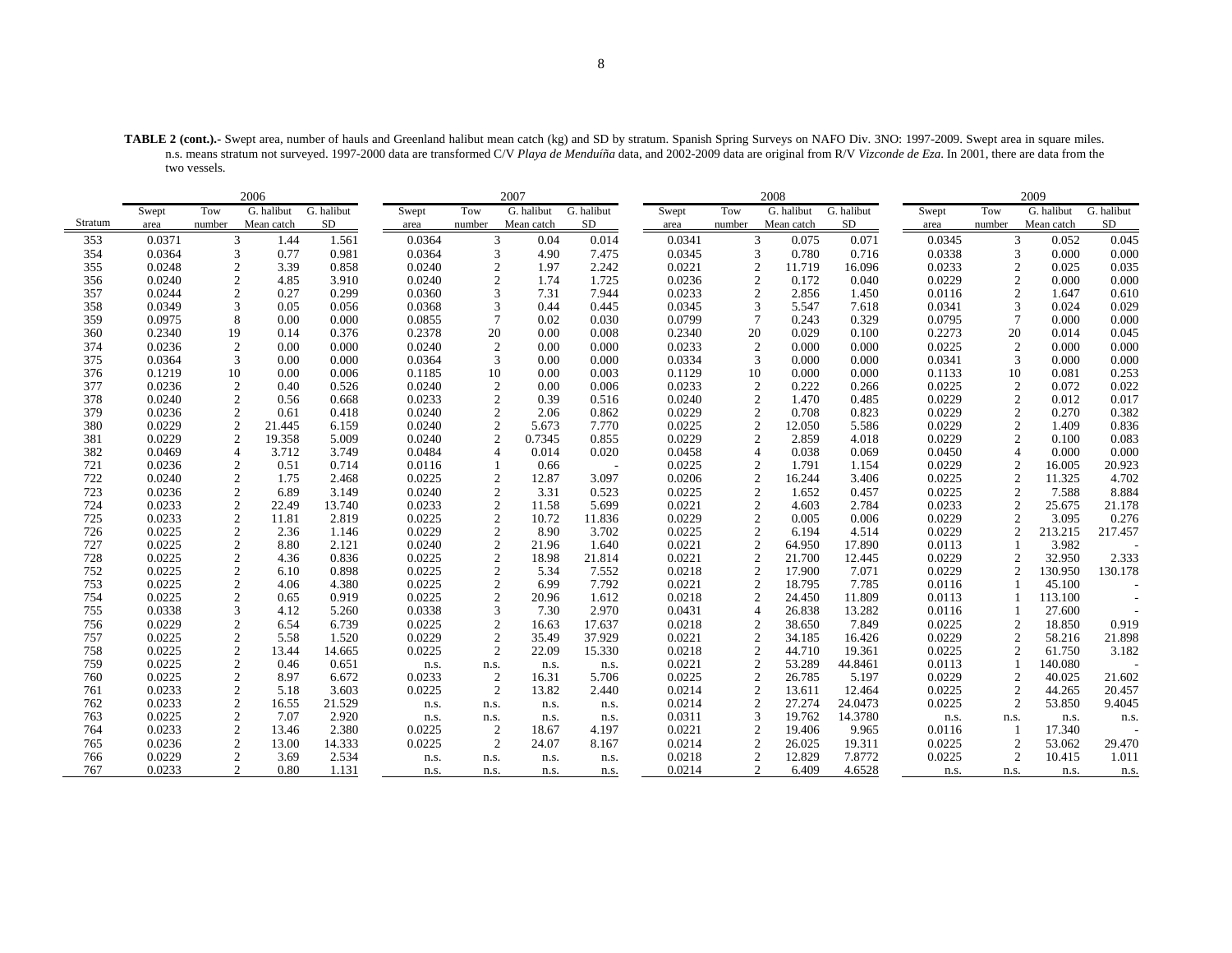**TABLE 2 (cont.).-** Swept area, number of hauls and Greenland halibut mean catch (kg) and SD by stratum. Spanish Spring Surveys on NAFO Div. 3NO: 1997-2009. Swept area in square miles. n.s. means stratum not surveyed. 1997-2000 data are transformed C/V *Playa de Menduíña* data, and 2002-2009 data are original from R/V *Vizconde de Eza*. In 2001, there are data from the two vessels.

| | 2006 | | | | 2007 | | | | 2008 | | | | 2009 | | | |
|---|---|---|---|---|---|---|---|---|---|---|---|---|---|---|---|---|
| Stratum | Swept area | Tow number | G. halibut Mean catch | G. halibut SD | Swept area | Tow number | G. halibut Mean catch | G. halibut SD | Swept area | Tow number | G. halibut Mean catch | G. halibut SD | Swept area | Tow number | G. halibut Mean catch | G. halibut SD |
| 353 | 0.0371 | 3 | 1.44 | 1.561 | 0.0364 | 3 | 0.04 | 0.014 | 0.0341 | 3 | 0.075 | 0.071 | 0.0345 | 3 | 0.052 | 0.045 |
| 354 | 0.0364 | 3 | 0.77 | 0.981 | 0.0364 | 3 | 4.90 | 7.475 | 0.0345 | 3 | 0.780 | 0.716 | 0.0338 | 3 | 0.000 | 0.000 |
| 355 | 0.0248 | 2 | 3.39 | 0.858 | 0.0240 | 2 | 1.97 | 2.242 | 0.0221 | 2 | 11.719 | 16.096 | 0.0233 | 2 | 0.025 | 0.035 |
| 356 | 0.0240 | 2 | 4.85 | 3.910 | 0.0240 | 2 | 1.74 | 1.725 | 0.0236 | 2 | 0.172 | 0.040 | 0.0229 | 2 | 0.000 | 0.000 |
| 357 | 0.0244 | 2 | 0.27 | 0.299 | 0.0360 | 3 | 7.31 | 7.944 | 0.0233 | 2 | 2.856 | 1.450 | 0.0116 | 2 | 1.647 | 0.610 |
| 358 | 0.0349 | 3 | 0.05 | 0.056 | 0.0368 | 3 | 0.44 | 0.445 | 0.0345 | 3 | 5.547 | 7.618 | 0.0341 | 3 | 0.024 | 0.029 |
| 359 | 0.0975 | 8 | 0.00 | 0.000 | 0.0855 | 7 | 0.02 | 0.030 | 0.0799 | 7 | 0.243 | 0.329 | 0.0795 | 7 | 0.000 | 0.000 |
| 360 | 0.2340 | 19 | 0.14 | 0.376 | 0.2378 | 20 | 0.00 | 0.008 | 0.2340 | 20 | 0.029 | 0.100 | 0.2273 | 20 | 0.014 | 0.045 |
| 374 | 0.0236 | 2 | 0.00 | 0.000 | 0.0240 | 2 | 0.00 | 0.000 | 0.0233 | 2 | 0.000 | 0.000 | 0.0225 | 2 | 0.000 | 0.000 |
| 375 | 0.0364 | 3 | 0.00 | 0.000 | 0.0364 | 3 | 0.00 | 0.000 | 0.0334 | 3 | 0.000 | 0.000 | 0.0341 | 3 | 0.000 | 0.000 |
| 376 | 0.1219 | 10 | 0.00 | 0.006 | 0.1185 | 10 | 0.00 | 0.003 | 0.1129 | 10 | 0.000 | 0.000 | 0.1133 | 10 | 0.081 | 0.253 |
| 377 | 0.0236 | 2 | 0.40 | 0.526 | 0.0240 | 2 | 0.00 | 0.006 | 0.0233 | 2 | 0.222 | 0.266 | 0.0225 | 2 | 0.072 | 0.022 |
| 378 | 0.0240 | 2 | 0.56 | 0.668 | 0.0233 | 2 | 0.39 | 0.516 | 0.0240 | 2 | 1.470 | 0.485 | 0.0229 | 2 | 0.012 | 0.017 |
| 379 | 0.0236 | 2 | 0.61 | 0.418 | 0.0240 | 2 | 2.06 | 0.862 | 0.0229 | 2 | 0.708 | 0.823 | 0.0229 | 2 | 0.270 | 0.382 |
| 380 | 0.0229 | 2 | 21.445 | 6.159 | 0.0240 | 2 | 5.673 | 7.770 | 0.0225 | 2 | 12.050 | 5.586 | 0.0229 | 2 | 1.409 | 0.836 |
| 381 | 0.0229 | 2 | 19.358 | 5.009 | 0.0240 | 2 | 0.7345 | 0.855 | 0.0229 | 2 | 2.859 | 4.018 | 0.0229 | 2 | 0.100 | 0.083 |
| 382 | 0.0469 | 4 | 3.712 | 3.749 | 0.0484 | 4 | 0.014 | 0.020 | 0.0458 | 4 | 0.038 | 0.069 | 0.0450 | 4 | 0.000 | 0.000 |
| 721 | 0.0236 | 2 | 0.51 | 0.714 | 0.0116 | 1 | 0.66 | - | 0.0225 | 2 | 1.791 | 1.154 | 0.0229 | 2 | 16.005 | 20.923 |
| 722 | 0.0240 | 2 | 1.75 | 2.468 | 0.0225 | 2 | 12.87 | 3.097 | 0.0206 | 2 | 16.244 | 3.406 | 0.0225 | 2 | 11.325 | 4.702 |
| 723 | 0.0236 | 2 | 6.89 | 3.149 | 0.0240 | 2 | 3.31 | 0.523 | 0.0225 | 2 | 1.652 | 0.457 | 0.0225 | 2 | 7.588 | 8.884 |
| 724 | 0.0233 | 2 | 22.49 | 13.740 | 0.0233 | 2 | 11.58 | 5.699 | 0.0221 | 2 | 4.603 | 2.784 | 0.0233 | 2 | 25.675 | 21.178 |
| 725 | 0.0233 | 2 | 11.81 | 2.819 | 0.0225 | 2 | 10.72 | 11.836 | 0.0229 | 2 | 0.005 | 0.006 | 0.0229 | 2 | 3.095 | 0.276 |
| 726 | 0.0225 | 2 | 2.36 | 1.146 | 0.0229 | 2 | 8.90 | 3.702 | 0.0225 | 2 | 6.194 | 4.514 | 0.0229 | 2 | 213.215 | 217.457 |
| 727 | 0.0225 | 2 | 8.80 | 2.121 | 0.0240 | 2 | 21.96 | 1.640 | 0.0221 | 2 | 64.950 | 17.890 | 0.0113 | 1 | 3.982 | - |
| 728 | 0.0225 | 2 | 4.36 | 0.836 | 0.0225 | 2 | 18.98 | 21.814 | 0.0221 | 2 | 21.700 | 12.445 | 0.0229 | 2 | 32.950 | 2.333 |
| 752 | 0.0225 | 2 | 6.10 | 0.898 | 0.0225 | 2 | 5.34 | 7.552 | 0.0218 | 2 | 17.900 | 7.071 | 0.0229 | 2 | 130.950 | 130.178 |
| 753 | 0.0225 | 2 | 4.06 | 4.380 | 0.0225 | 2 | 6.99 | 7.792 | 0.0221 | 2 | 18.795 | 7.785 | 0.0116 | 1 | 45.100 | - |
| 754 | 0.0225 | 2 | 0.65 | 0.919 | 0.0225 | 2 | 20.96 | 1.612 | 0.0218 | 2 | 24.450 | 11.809 | 0.0113 | 1 | 113.100 | - |
| 755 | 0.0338 | 3 | 4.12 | 5.260 | 0.0338 | 3 | 7.30 | 2.970 | 0.0431 | 4 | 26.838 | 13.282 | 0.0116 | 1 | 27.600 | - |
| 756 | 0.0229 | 2 | 6.54 | 6.739 | 0.0225 | 2 | 16.63 | 17.637 | 0.0218 | 2 | 38.650 | 7.849 | 0.0225 | 2 | 18.850 | 0.919 |
| 757 | 0.0225 | 2 | 5.58 | 1.520 | 0.0229 | 2 | 35.49 | 37.929 | 0.0221 | 2 | 34.185 | 16.426 | 0.0229 | 2 | 58.216 | 21.898 |
| 758 | 0.0225 | 2 | 13.44 | 14.665 | 0.0225 | 2 | 22.09 | 15.330 | 0.0218 | 2 | 44.710 | 19.361 | 0.0225 | 2 | 61.750 | 3.182 |
| 759 | 0.0225 | 2 | 0.46 | 0.651 | n.s. | n.s. | n.s. | n.s. | 0.0221 | 2 | 53.289 | 44.8461 | 0.0113 | 1 | 140.080 | - |
| 760 | 0.0225 | 2 | 8.97 | 6.672 | 0.0233 | 2 | 16.31 | 5.706 | 0.0225 | 2 | 26.785 | 5.197 | 0.0229 | 2 | 40.025 | 21.602 |
| 761 | 0.0233 | 2 | 5.18 | 3.603 | 0.0225 | 2 | 13.82 | 2.440 | 0.0214 | 2 | 13.611 | 12.464 | 0.0225 | 2 | 44.265 | 20.457 |
| 762 | 0.0233 | 2 | 16.55 | 21.529 | n.s. | n.s. | n.s. | n.s. | 0.0214 | 2 | 27.274 | 24.0473 | 0.0225 | 2 | 53.850 | 9.4045 |
| 763 | 0.0225 | 2 | 7.07 | 2.920 | n.s. | n.s. | n.s. | n.s. | 0.0311 | 3 | 19.762 | 14.3780 | n.s. | n.s. | n.s. | n.s. |
| 764 | 0.0233 | 2 | 13.46 | 2.380 | 0.0225 | 2 | 18.67 | 4.197 | 0.0221 | 2 | 19.406 | 9.965 | 0.0116 | 1 | 17.340 | - |
| 765 | 0.0236 | 2 | 13.00 | 14.333 | 0.0225 | 2 | 24.07 | 8.167 | 0.0214 | 2 | 26.025 | 19.311 | 0.0225 | 2 | 53.062 | 29.470 |
| 766 | 0.0229 | 2 | 3.69 | 2.534 | n.s. | n.s. | n.s. | n.s. | 0.0218 | 2 | 12.829 | 7.8772 | 0.0225 | 2 | 10.415 | 1.011 |
| 767 | 0.0233 | 2 | 0.80 | 1.131 | n.s. | n.s. | n.s. | n.s. | 0.0214 | 2 | 6.409 | 4.6528 | n.s. | n.s. | n.s. | n.s. |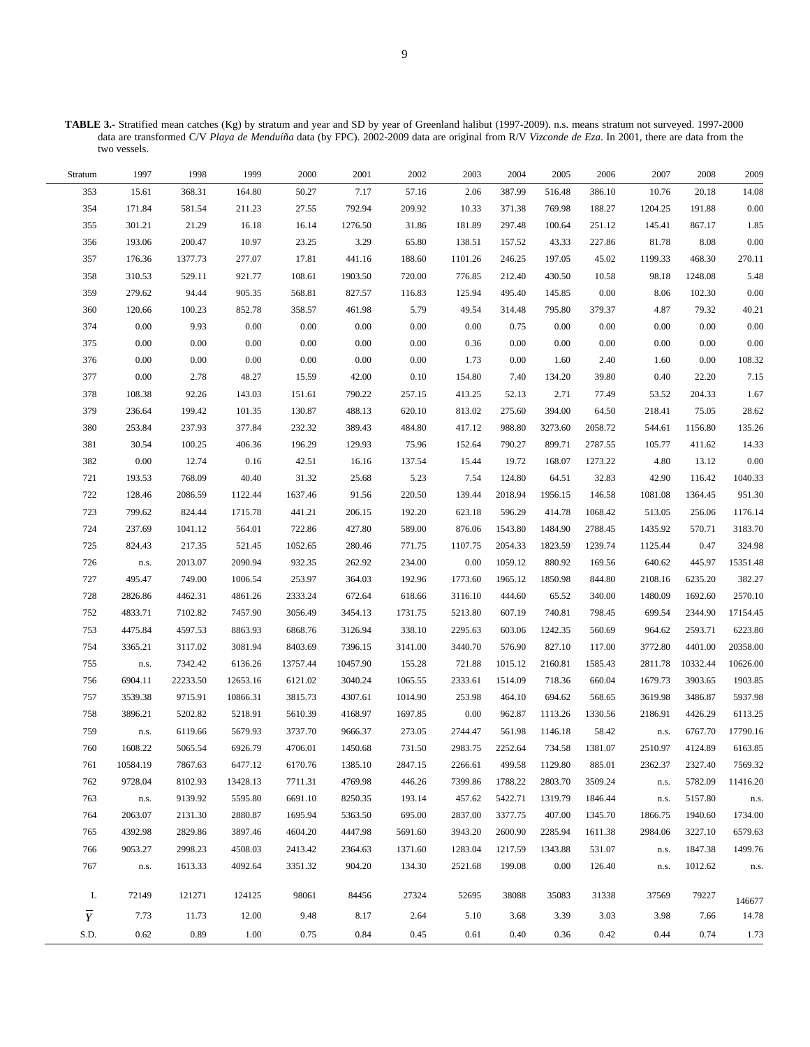**TABLE 3.-** Stratified mean catches (Kg) by stratum and year and SD by year of Greenland halibut (1997-2009). n.s. means stratum not surveyed. 1997-2000 data are transformed C/V *Playa de Menduíña* data (by FPC). 2002-2009 data are original from R/V *Vizconde de Eza*. In 2001, there are data from the two vessels.

| Stratum | 1997 | 1998 | 1999 | 2000 | 2001 | 2002 | 2003 | 2004 | 2005 | 2006 | 2007 | 2008 | 2009 |
|---|---|---|---|---|---|---|---|---|---|---|---|---|---|
| 353 | 15.61 | 368.31 | 164.80 | 50.27 | 7.17 | 57.16 | 2.06 | 387.99 | 516.48 | 386.10 | 10.76 | 20.18 | 14.08 |
| 354 | 171.84 | 581.54 | 211.23 | 27.55 | 792.94 | 209.92 | 10.33 | 371.38 | 769.98 | 188.27 | 1204.25 | 191.88 | 0.00 |
| 355 | 301.21 | 21.29 | 16.18 | 16.14 | 1276.50 | 31.86 | 181.89 | 297.48 | 100.64 | 251.12 | 145.41 | 867.17 | 1.85 |
| 356 | 193.06 | 200.47 | 10.97 | 23.25 | 3.29 | 65.80 | 138.51 | 157.52 | 43.33 | 227.86 | 81.78 | 8.08 | 0.00 |
| 357 | 176.36 | 1377.73 | 277.07 | 17.81 | 441.16 | 188.60 | 1101.26 | 246.25 | 197.05 | 45.02 | 1199.33 | 468.30 | 270.11 |
| 358 | 310.53 | 529.11 | 921.77 | 108.61 | 1903.50 | 720.00 | 776.85 | 212.40 | 430.50 | 10.58 | 98.18 | 1248.08 | 5.48 |
| 359 | 279.62 | 94.44 | 905.35 | 568.81 | 827.57 | 116.83 | 125.94 | 495.40 | 145.85 | 0.00 | 8.06 | 102.30 | 0.00 |
| 360 | 120.66 | 100.23 | 852.78 | 358.57 | 461.98 | 5.79 | 49.54 | 314.48 | 795.80 | 379.37 | 4.87 | 79.32 | 40.21 |
| 374 | 0.00 | 9.93 | 0.00 | 0.00 | 0.00 | 0.00 | 0.00 | 0.75 | 0.00 | 0.00 | 0.00 | 0.00 | 0.00 |
| 375 | 0.00 | 0.00 | 0.00 | 0.00 | 0.00 | 0.00 | 0.36 | 0.00 | 0.00 | 0.00 | 0.00 | 0.00 | 0.00 |
| 376 | 0.00 | 0.00 | 0.00 | 0.00 | 0.00 | 0.00 | 1.73 | 0.00 | 1.60 | 2.40 | 1.60 | 0.00 | 108.32 |
| 377 | 0.00 | 2.78 | 48.27 | 15.59 | 42.00 | 0.10 | 154.80 | 7.40 | 134.20 | 39.80 | 0.40 | 22.20 | 7.15 |
| 378 | 108.38 | 92.26 | 143.03 | 151.61 | 790.22 | 257.15 | 413.25 | 52.13 | 2.71 | 77.49 | 53.52 | 204.33 | 1.67 |
| 379 | 236.64 | 199.42 | 101.35 | 130.87 | 488.13 | 620.10 | 813.02 | 275.60 | 394.00 | 64.50 | 218.41 | 75.05 | 28.62 |
| 380 | 253.84 | 237.93 | 377.84 | 232.32 | 389.43 | 484.80 | 417.12 | 988.80 | 3273.60 | 2058.72 | 544.61 | 1156.80 | 135.26 |
| 381 | 30.54 | 100.25 | 406.36 | 196.29 | 129.93 | 75.96 | 152.64 | 790.27 | 899.71 | 2787.55 | 105.77 | 411.62 | 14.33 |
| 382 | 0.00 | 12.74 | 0.16 | 42.51 | 16.16 | 137.54 | 15.44 | 19.72 | 168.07 | 1273.22 | 4.80 | 13.12 | 0.00 |
| 721 | 193.53 | 768.09 | 40.40 | 31.32 | 25.68 | 5.23 | 7.54 | 124.80 | 64.51 | 32.83 | 42.90 | 116.42 | 1040.33 |
| 722 | 128.46 | 2086.59 | 1122.44 | 1637.46 | 91.56 | 220.50 | 139.44 | 2018.94 | 1956.15 | 146.58 | 1081.08 | 1364.45 | 951.30 |
| 723 | 799.62 | 824.44 | 1715.78 | 441.21 | 206.15 | 192.20 | 623.18 | 596.29 | 414.78 | 1068.42 | 513.05 | 256.06 | 1176.14 |
| 724 | 237.69 | 1041.12 | 564.01 | 722.86 | 427.80 | 589.00 | 876.06 | 1543.80 | 1484.90 | 2788.45 | 1435.92 | 570.71 | 3183.70 |
| 725 | 824.43 | 217.35 | 521.45 | 1052.65 | 280.46 | 771.75 | 1107.75 | 2054.33 | 1823.59 | 1239.74 | 1125.44 | 0.47 | 324.98 |
| 726 | n.s. | 2013.07 | 2090.94 | 932.35 | 262.92 | 234.00 | 0.00 | 1059.12 | 880.92 | 169.56 | 640.62 | 445.97 | 15351.48 |
| 727 | 495.47 | 749.00 | 1006.54 | 253.97 | 364.03 | 192.96 | 1773.60 | 1965.12 | 1850.98 | 844.80 | 2108.16 | 6235.20 | 382.27 |
| 728 | 2826.86 | 4462.31 | 4861.26 | 2333.24 | 672.64 | 618.66 | 3116.10 | 444.60 | 65.52 | 340.00 | 1480.09 | 1692.60 | 2570.10 |
| 752 | 4833.71 | 7102.82 | 7457.90 | 3056.49 | 3454.13 | 1731.75 | 5213.80 | 607.19 | 740.81 | 798.45 | 699.54 | 2344.90 | 17154.45 |
| 753 | 4475.84 | 4597.53 | 8863.93 | 6868.76 | 3126.94 | 338.10 | 2295.63 | 603.06 | 1242.35 | 560.69 | 964.62 | 2593.71 | 6223.80 |
| 754 | 3365.21 | 3117.02 | 3081.94 | 8403.69 | 7396.15 | 3141.00 | 3440.70 | 576.90 | 827.10 | 117.00 | 3772.80 | 4401.00 | 20358.00 |
| 755 | n.s. | 7342.42 | 6136.26 | 13757.44 | 10457.90 | 155.28 | 721.88 | 1015.12 | 2160.81 | 1585.43 | 2811.78 | 10332.44 | 10626.00 |
| 756 | 6904.11 | 22233.50 | 12653.16 | 6121.02 | 3040.24 | 1065.55 | 2333.61 | 1514.09 | 718.36 | 660.04 | 1679.73 | 3903.65 | 1903.85 |
| 757 | 3539.38 | 9715.91 | 10866.31 | 3815.73 | 4307.61 | 1014.90 | 253.98 | 464.10 | 694.62 | 568.65 | 3619.98 | 3486.87 | 5937.98 |
| 758 | 3896.21 | 5202.82 | 5218.91 | 5610.39 | 4168.97 | 1697.85 | 0.00 | 962.87 | 1113.26 | 1330.56 | 2186.91 | 4426.29 | 6113.25 |
| 759 | n.s. | 6119.66 | 5679.93 | 3737.70 | 9666.37 | 273.05 | 2744.47 | 561.98 | 1146.18 | 58.42 | n.s. | 6767.70 | 17790.16 |
| 760 | 1608.22 | 5065.54 | 6926.79 | 4706.01 | 1450.68 | 731.50 | 2983.75 | 2252.64 | 734.58 | 1381.07 | 2510.97 | 4124.89 | 6163.85 |
| 761 | 10584.19 | 7867.63 | 6477.12 | 6170.76 | 1385.10 | 2847.15 | 2266.61 | 499.58 | 1129.80 | 885.01 | 2362.37 | 2327.40 | 7569.32 |
| 762 | 9728.04 | 8102.93 | 13428.13 | 7711.31 | 4769.98 | 446.26 | 7399.86 | 1788.22 | 2803.70 | 3509.24 | n.s. | 5782.09 | 11416.20 |
| 763 | n.s. | 9139.92 | 5595.80 | 6691.10 | 8250.35 | 193.14 | 457.62 | 5422.71 | 1319.79 | 1846.44 | n.s. | 5157.80 | n.s. |
| 764 | 2063.07 | 2131.30 | 2880.87 | 1695.94 | 5363.50 | 695.00 | 2837.00 | 3377.75 | 407.00 | 1345.70 | 1866.75 | 1940.60 | 1734.00 |
| 765 | 4392.98 | 2829.86 | 3897.46 | 4604.20 | 4447.98 | 5691.60 | 3943.20 | 2600.90 | 2285.94 | 1611.38 | 2984.06 | 3227.10 | 6579.63 |
| 766 | 9053.27 | 2998.23 | 4508.03 | 2413.42 | 2364.63 | 1371.60 | 1283.04 | 1217.59 | 1343.88 | 531.07 | n.s. | 1847.38 | 1499.76 |
| 767 | n.s. | 1613.33 | 4092.64 | 3351.32 | 904.20 | 134.30 | 2521.68 | 199.08 | 0.00 | 126.40 | n.s. | 1012.62 | n.s. |
| L | 72149 | 121271 | 124125 | 98061 | 84456 | 27324 | 52695 | 38088 | 35083 | 31338 | 37569 | 79227 | 146677 |
| $\overline{Y}$ | 7.73 | 11.73 | 12.00 | 9.48 | 8.17 | 2.64 | 5.10 | 3.68 | 3.39 | 3.03 | 3.98 | 7.66 | 14.78 |
| S.D. | 0.62 | 0.89 | 1.00 | 0.75 | 0.84 | 0.45 | 0.61 | 0.40 | 0.36 | 0.42 | 0.44 | 0.74 | 1.73 |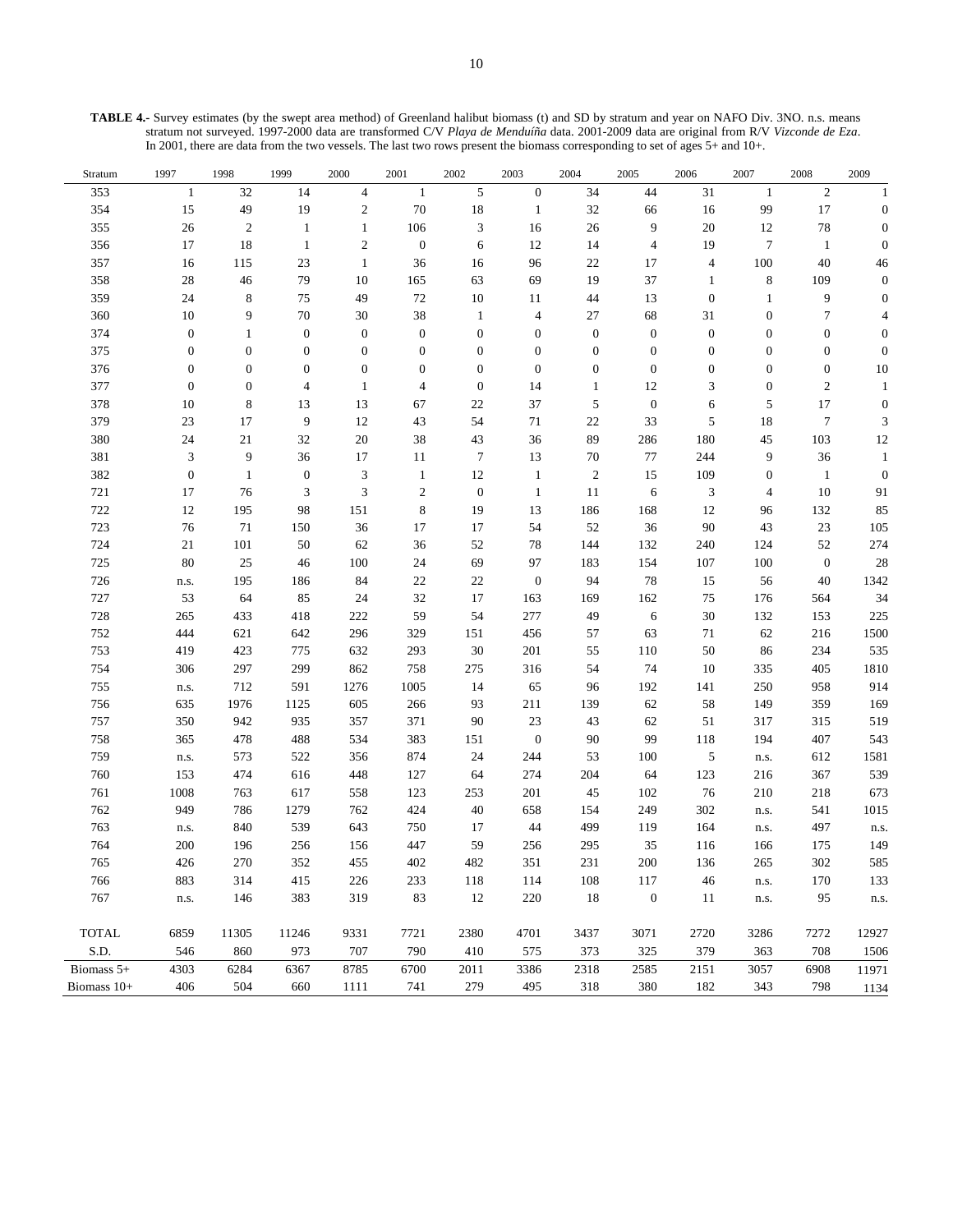**TABLE 4.-** Survey estimates (by the swept area method) of Greenland halibut biomass (t) and SD by stratum and year on NAFO Div. 3NO. n.s. means stratum not surveyed. 1997-2000 data are transformed C/V *Playa de Menduíña* data. 2001-2009 data are original from R/V *Vizconde de Eza*. In 2001, there are data from the two vessels. The last two rows present the biomass corresponding to set of ages 5+ and 10+.

| Stratum | 1997 | 1998 | 1999 | 2000 | 2001 | 2002 | 2003 | 2004 | 2005 | 2006 | 2007 | 2008 | 2009 |
|---|---|---|---|---|---|---|---|---|---|---|---|---|---|
| 353 | 1 | 32 | 14 | 4 | 1 | 5 | 0 | 34 | 44 | 31 | 1 | 2 | 1 |
| 354 | 15 | 49 | 19 | 2 | 70 | 18 | 1 | 32 | 66 | 16 | 99 | 17 | 0 |
| 355 | 26 | 2 | 1 | 1 | 106 | 3 | 16 | 26 | 9 | 20 | 12 | 78 | 0 |
| 356 | 17 | 18 | 1 | 2 | 0 | 6 | 12 | 14 | 4 | 19 | 7 | 1 | 0 |
| 357 | 16 | 115 | 23 | 1 | 36 | 16 | 96 | 22 | 17 | 4 | 100 | 40 | 46 |
| 358 | 28 | 46 | 79 | 10 | 165 | 63 | 69 | 19 | 37 | 1 | 8 | 109 | 0 |
| 359 | 24 | 8 | 75 | 49 | 72 | 10 | 11 | 44 | 13 | 0 | 1 | 9 | 0 |
| 360 | 10 | 9 | 70 | 30 | 38 | 1 | 4 | 27 | 68 | 31 | 0 | 7 | 4 |
| 374 | 0 | 1 | 0 | 0 | 0 | 0 | 0 | 0 | 0 | 0 | 0 | 0 | 0 |
| 375 | 0 | 0 | 0 | 0 | 0 | 0 | 0 | 0 | 0 | 0 | 0 | 0 | 0 |
| 376 | 0 | 0 | 0 | 0 | 0 | 0 | 0 | 0 | 0 | 0 | 0 | 0 | 10 |
| 377 | 0 | 0 | 4 | 1 | 4 | 0 | 14 | 1 | 12 | 3 | 0 | 2 | 1 |
| 378 | 10 | 8 | 13 | 13 | 67 | 22 | 37 | 5 | 0 | 6 | 5 | 17 | 0 |
| 379 | 23 | 17 | 9 | 12 | 43 | 54 | 71 | 22 | 33 | 5 | 18 | 7 | 3 |
| 380 | 24 | 21 | 32 | 20 | 38 | 43 | 36 | 89 | 286 | 180 | 45 | 103 | 12 |
| 381 | 3 | 9 | 36 | 17 | 11 | 7 | 13 | 70 | 77 | 244 | 9 | 36 | 1 |
| 382 | 0 | 1 | 0 | 3 | 1 | 12 | 1 | 2 | 15 | 109 | 0 | 1 | 0 |
| 721 | 17 | 76 | 3 | 3 | 2 | 0 | 1 | 11 | 6 | 3 | 4 | 10 | 91 |
| 722 | 12 | 195 | 98 | 151 | 8 | 19 | 13 | 186 | 168 | 12 | 96 | 132 | 85 |
| 723 | 76 | 71 | 150 | 36 | 17 | 17 | 54 | 52 | 36 | 90 | 43 | 23 | 105 |
| 724 | 21 | 101 | 50 | 62 | 36 | 52 | 78 | 144 | 132 | 240 | 124 | 52 | 274 |
| 725 | 80 | 25 | 46 | 100 | 24 | 69 | 97 | 183 | 154 | 107 | 100 | 0 | 28 |
| 726 | n.s. | 195 | 186 | 84 | 22 | 22 | 0 | 94 | 78 | 15 | 56 | 40 | 1342 |
| 727 | 53 | 64 | 85 | 24 | 32 | 17 | 163 | 169 | 162 | 75 | 176 | 564 | 34 |
| 728 | 265 | 433 | 418 | 222 | 59 | 54 | 277 | 49 | 6 | 30 | 132 | 153 | 225 |
| 752 | 444 | 621 | 642 | 296 | 329 | 151 | 456 | 57 | 63 | 71 | 62 | 216 | 1500 |
| 753 | 419 | 423 | 775 | 632 | 293 | 30 | 201 | 55 | 110 | 50 | 86 | 234 | 535 |
| 754 | 306 | 297 | 299 | 862 | 758 | 275 | 316 | 54 | 74 | 10 | 335 | 405 | 1810 |
| 755 | n.s. | 712 | 591 | 1276 | 1005 | 14 | 65 | 96 | 192 | 141 | 250 | 958 | 914 |
| 756 | 635 | 1976 | 1125 | 605 | 266 | 93 | 211 | 139 | 62 | 58 | 149 | 359 | 169 |
| 757 | 350 | 942 | 935 | 357 | 371 | 90 | 23 | 43 | 62 | 51 | 317 | 315 | 519 |
| 758 | 365 | 478 | 488 | 534 | 383 | 151 | 0 | 90 | 99 | 118 | 194 | 407 | 543 |
| 759 | n.s. | 573 | 522 | 356 | 874 | 24 | 244 | 53 | 100 | 5 | n.s. | 612 | 1581 |
| 760 | 153 | 474 | 616 | 448 | 127 | 64 | 274 | 204 | 64 | 123 | 216 | 367 | 539 |
| 761 | 1008 | 763 | 617 | 558 | 123 | 253 | 201 | 45 | 102 | 76 | 210 | 218 | 673 |
| 762 | 949 | 786 | 1279 | 762 | 424 | 40 | 658 | 154 | 249 | 302 | n.s. | 541 | 1015 |
| 763 | n.s. | 840 | 539 | 643 | 750 | 17 | 44 | 499 | 119 | 164 | n.s. | 497 | n.s. |
| 764 | 200 | 196 | 256 | 156 | 447 | 59 | 256 | 295 | 35 | 116 | 166 | 175 | 149 |
| 765 | 426 | 270 | 352 | 455 | 402 | 482 | 351 | 231 | 200 | 136 | 265 | 302 | 585 |
| 766 | 883 | 314 | 415 | 226 | 233 | 118 | 114 | 108 | 117 | 46 | n.s. | 170 | 133 |
| 767 | n.s. | 146 | 383 | 319 | 83 | 12 | 220 | 18 | 0 | 11 | n.s. | 95 | n.s. |
| TOTAL | 6859 | 11305 | 11246 | 9331 | 7721 | 2380 | 4701 | 3437 | 3071 | 2720 | 3286 | 7272 | 12927 |
| S.D. | 546 | 860 | 973 | 707 | 790 | 410 | 575 | 373 | 325 | 379 | 363 | 708 | 1506 |
| Biomass 5+ | 4303 | 6284 | 6367 | 8785 | 6700 | 2011 | 3386 | 2318 | 2585 | 2151 | 3057 | 6908 | 11971 |
| Biomass 10+ | 406 | 504 | 660 | 1111 | 741 | 279 | 495 | 318 | 380 | 182 | 343 | 798 | 1134 |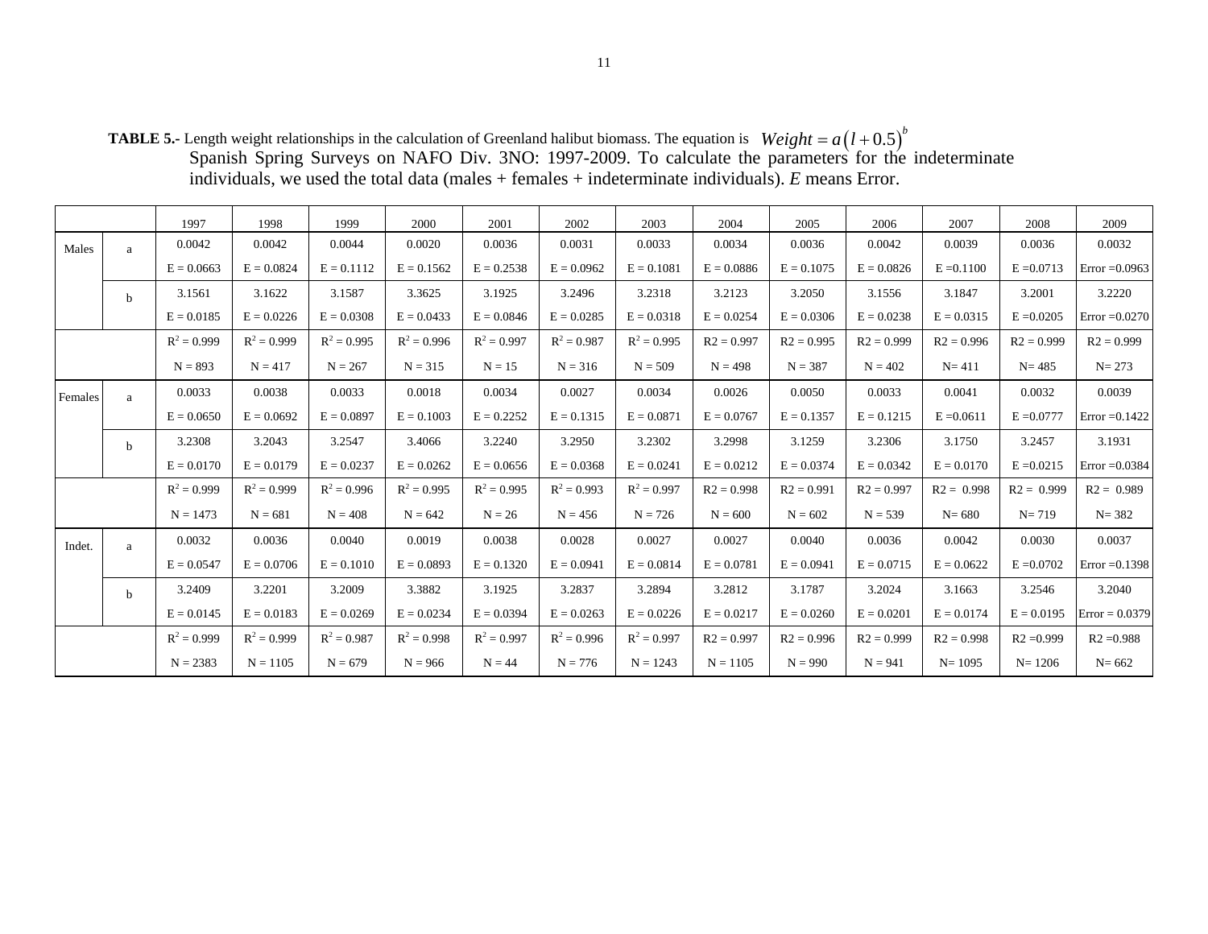**TABLE 5.-** Length weight relationships in the calculation of Greenland halibut biomass. The equation is $Weight = a\left(l + 0.5\right)^{b}$ Spanish Spring Surveys on NAFO Div. 3NO: 1997-2009. To calculate the parameters for the indeterminate individuals, we used the total data (males + females + indeterminate individuals). *E* means Error.

| | | 1997 | 1998 | 1999 | 2000 | 2001 | 2002 | 2003 | 2004 | 2005 | 2006 | 2007 | 2008 | 2009 |
|---|---|---|---|---|---|---|---|---|---|---|---|---|---|---|
| Males | a | 0.0042 | 0.0042 | 0.0044 | 0.0020 | 0.0036 | 0.0031 | 0.0033 | 0.0034 | 0.0036 | 0.0042 | 0.0039 | 0.0036 | 0.0032 |
| | | E = 0.0663 | E = 0.0824 | E = 0.1112 | E = 0.1562 | E = 0.2538 | E = 0.0962 | E = 0.1081 | E = 0.0886 | E = 0.1075 | E = 0.0826 | E =0.1100 | E =0.0713 | Error =0.0963 |
| | b | 3.1561 | 3.1622 | 3.1587 | 3.3625 | 3.1925 | 3.2496 | 3.2318 | 3.2123 | 3.2050 | 3.1556 | 3.1847 | 3.2001 | 3.2220 |
| | | E = 0.0185 | E = 0.0226 | E = 0.0308 | E = 0.0433 | E = 0.0846 | E = 0.0285 | E = 0.0318 | E = 0.0254 | E = 0.0306 | E = 0.0238 | E = 0.0315 | E =0.0205 | Error =0.0270 |
| | | $R^2$ = 0.999 | $R^2$ = 0.999 | $R^2$ = 0.995 | $R^2$ = 0.996 | $R^2$ = 0.997 | $R^2$ = 0.987 | $R^2$ = 0.995 | R2 = 0.997 | R2 = 0.995 | R2 = 0.999 | R2 = 0.996 | R2 = 0.999 | R2 = 0.999 |
| | | N = 893 | N = 417 | N = 267 | N = 315 | N = 15 | N = 316 | N = 509 | N = 498 | N = 387 | N = 402 | N= 411 | N= 485 | N= 273 |
| Females | a | 0.0033 | 0.0038 | 0.0033 | 0.0018 | 0.0034 | 0.0027 | 0.0034 | 0.0026 | 0.0050 | 0.0033 | 0.0041 | 0.0032 | 0.0039 |
| | | E = 0.0650 | E = 0.0692 | E = 0.0897 | E = 0.1003 | E = 0.2252 | E = 0.1315 | E = 0.0871 | E = 0.0767 | E = 0.1357 | E = 0.1215 | E =0.0611 | E =0.0777 | Error =0.1422 |
| | b | 3.2308 | 3.2043 | 3.2547 | 3.4066 | 3.2240 | 3.2950 | 3.2302 | 3.2998 | 3.1259 | 3.2306 | 3.1750 | 3.2457 | 3.1931 |
| | | E = 0.0170 | E = 0.0179 | E = 0.0237 | E = 0.0262 | E = 0.0656 | E = 0.0368 | E = 0.0241 | E = 0.0212 | E = 0.0374 | E = 0.0342 | E = 0.0170 | E =0.0215 | Error =0.0384 |
| | | $R^2$ = 0.999 | $R^2$ = 0.999 | $R^2$ = 0.996 | $R^2$ = 0.995 | $R^2$ = 0.995 | $R^2$ = 0.993 | $R^2$ = 0.997 | R2 = 0.998 | R2 = 0.991 | R2 = 0.997 | R2 = 0.998 | R2 = 0.999 | R2 = 0.989 |
| | | N = 1473 | N = 681 | N = 408 | N = 642 | N = 26 | N = 456 | N = 726 | N = 600 | N = 602 | N = 539 | N= 680 | N= 719 | N= 382 |
| Indet. | a | 0.0032 | 0.0036 | 0.0040 | 0.0019 | 0.0038 | 0.0028 | 0.0027 | 0.0027 | 0.0040 | 0.0036 | 0.0042 | 0.0030 | 0.0037 |
| | | E = 0.0547 | E = 0.0706 | E = 0.1010 | E = 0.0893 | E = 0.1320 | E = 0.0941 | E = 0.0814 | E = 0.0781 | E = 0.0941 | E = 0.0715 | E = 0.0622 | E =0.0702 | Error =0.1398 |
| | b | 3.2409 | 3.2201 | 3.2009 | 3.3882 | 3.1925 | 3.2837 | 3.2894 | 3.2812 | 3.1787 | 3.2024 | 3.1663 | 3.2546 | 3.2040 |
| | | E = 0.0145 | E = 0.0183 | E = 0.0269 | E = 0.0234 | E = 0.0394 | E = 0.0263 | E = 0.0226 | E = 0.0217 | E = 0.0260 | E = 0.0201 | E = 0.0174 | E = 0.0195 | Error = 0.0379 |
| | | $R^2$ = 0.999 | $R^2$ = 0.999 | $R^2$ = 0.987 | $R^2$ = 0.998 | $R^2$ = 0.997 | $R^2$ = 0.996 | $R^2$ = 0.997 | R2 = 0.997 | R2 = 0.996 | R2 = 0.999 | R2 = 0.998 | R2 =0.999 | R2 =0.988 |
| | | N = 2383 | N = 1105 | N = 679 | N = 966 | N = 44 | N = 776 | N = 1243 | N = 1105 | N = 990 | N = 941 | N= 1095 | N= 1206 | N= 662 |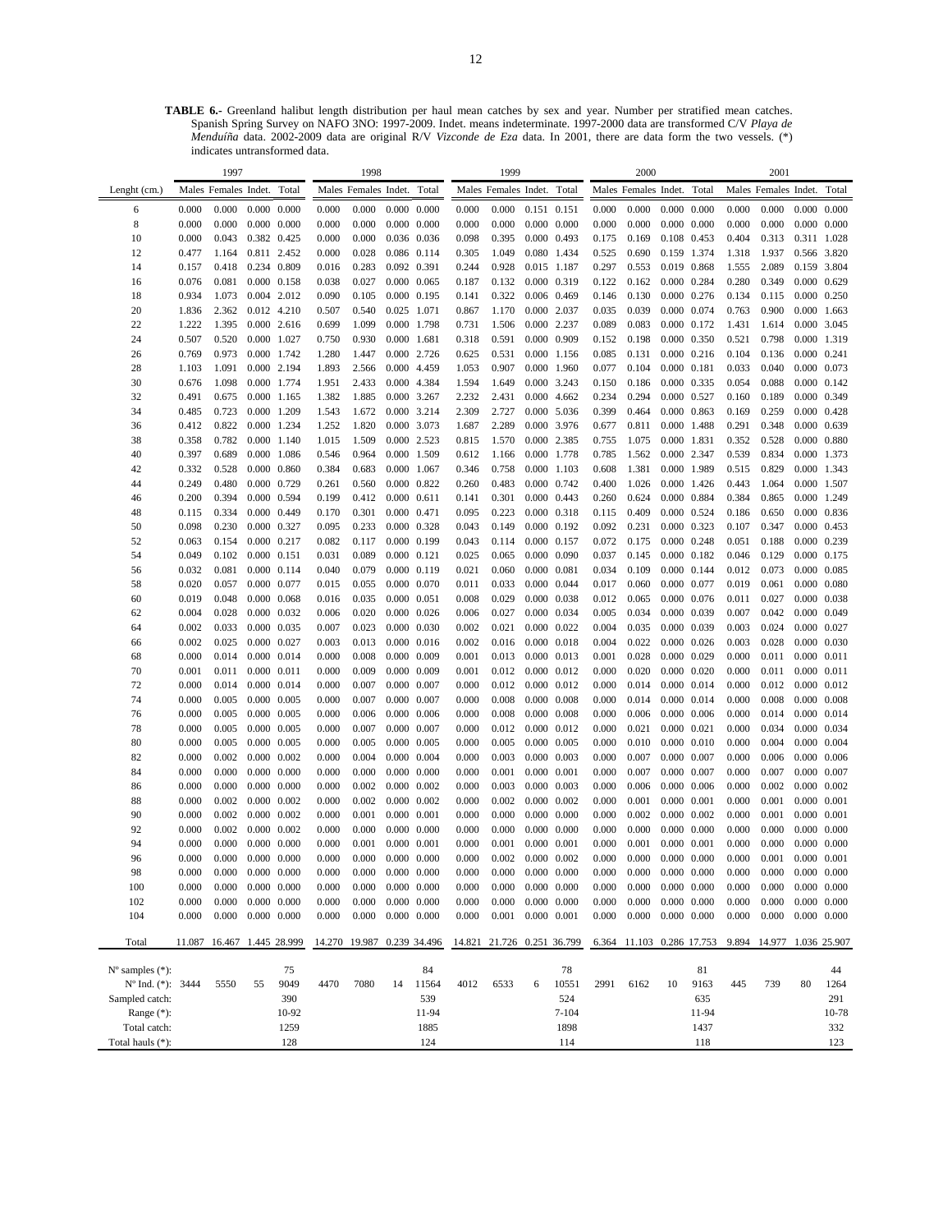**TABLE 6.-** Greenland halibut length distribution per haul mean catches by sex and year. Number per stratified mean catches. Spanish Spring Survey on NAFO 3NO: 1997-2009. Indet. means indeterminate. 1997-2000 data are transformed C/V *Playa de Menduíña* data. 2002-2009 data are original R/V *Vizconde de Eza* data. In 2001, there are data form the two vessels. (*) indicates untransformed data.

| | 1997 | | | | 1998 | | | | 1999 | | | | 2000 | | | | 2001 | | | |
|---|---|---|---|---|---|---|---|---|---|---|---|---|---|---|---|---|---|---|---|---|
| Lenght (cm.) | Males | Females | Indet. | Total | Males | Females | Indet. | Total | Males | Females | Indet. | Total | Males | Females | Indet. | Total | Males | Females | Indet. | Total |
| 6 | 0.000 | 0.000 | 0.000 | 0.000 | 0.000 | 0.000 | 0.000 | 0.000 | 0.000 | 0.000 | 0.151 | 0.151 | 0.000 | 0.000 | 0.000 | 0.000 | 0.000 | 0.000 | 0.000 | 0.000 |
| 8 | 0.000 | 0.000 | 0.000 | 0.000 | 0.000 | 0.000 | 0.000 | 0.000 | 0.000 | 0.000 | 0.000 | 0.000 | 0.000 | 0.000 | 0.000 | 0.000 | 0.000 | 0.000 | 0.000 | 0.000 |
| 10 | 0.000 | 0.043 | 0.382 | 0.425 | 0.000 | 0.000 | 0.036 | 0.036 | 0.098 | 0.395 | 0.000 | 0.493 | 0.175 | 0.169 | 0.108 | 0.453 | 0.404 | 0.313 | 0.311 | 1.028 |
| 12 | 0.477 | 1.164 | 0.811 | 2.452 | 0.000 | 0.028 | 0.086 | 0.114 | 0.305 | 1.049 | 0.080 | 1.434 | 0.525 | 0.690 | 0.159 | 1.374 | 1.318 | 1.937 | 0.566 | 3.820 |
| 14 | 0.157 | 0.418 | 0.234 | 0.809 | 0.016 | 0.283 | 0.092 | 0.391 | 0.244 | 0.928 | 0.015 | 1.187 | 0.297 | 0.553 | 0.019 | 0.868 | 1.555 | 2.089 | 0.159 | 3.804 |
| 16 | 0.076 | 0.081 | 0.000 | 0.158 | 0.038 | 0.027 | 0.000 | 0.065 | 0.187 | 0.132 | 0.000 | 0.319 | 0.122 | 0.162 | 0.000 | 0.284 | 0.280 | 0.349 | 0.000 | 0.629 |
| 18 | 0.934 | 1.073 | 0.004 | 2.012 | 0.090 | 0.105 | 0.000 | 0.195 | 0.141 | 0.322 | 0.006 | 0.469 | 0.146 | 0.130 | 0.000 | 0.276 | 0.134 | 0.115 | 0.000 | 0.250 |
| 20 | 1.836 | 2.362 | 0.012 | 4.210 | 0.507 | 0.540 | 0.025 | 1.071 | 0.867 | 1.170 | 0.000 | 2.037 | 0.035 | 0.039 | 0.000 | 0.074 | 0.763 | 0.900 | 0.000 | 1.663 |
| 22 | 1.222 | 1.395 | 0.000 | 2.616 | 0.699 | 1.099 | 0.000 | 1.798 | 0.731 | 1.506 | 0.000 | 2.237 | 0.089 | 0.083 | 0.000 | 0.172 | 1.431 | 1.614 | 0.000 | 3.045 |
| 24 | 0.507 | 0.520 | 0.000 | 1.027 | 0.750 | 0.930 | 0.000 | 1.681 | 0.318 | 0.591 | 0.000 | 0.909 | 0.152 | 0.198 | 0.000 | 0.350 | 0.521 | 0.798 | 0.000 | 1.319 |
| 26 | 0.769 | 0.973 | 0.000 | 1.742 | 1.280 | 1.447 | 0.000 | 2.726 | 0.625 | 0.531 | 0.000 | 1.156 | 0.085 | 0.131 | 0.000 | 0.216 | 0.104 | 0.136 | 0.000 | 0.241 |
| 28 | 1.103 | 1.091 | 0.000 | 2.194 | 1.893 | 2.566 | 0.000 | 4.459 | 1.053 | 0.907 | 0.000 | 1.960 | 0.077 | 0.104 | 0.000 | 0.181 | 0.033 | 0.040 | 0.000 | 0.073 |
| 30 | 0.676 | 1.098 | 0.000 | 1.774 | 1.951 | 2.433 | 0.000 | 4.384 | 1.594 | 1.649 | 0.000 | 3.243 | 0.150 | 0.186 | 0.000 | 0.335 | 0.054 | 0.088 | 0.000 | 0.142 |
| 32 | 0.491 | 0.675 | 0.000 | 1.165 | 1.382 | 1.885 | 0.000 | 3.267 | 2.232 | 2.431 | 0.000 | 4.662 | 0.234 | 0.294 | 0.000 | 0.527 | 0.160 | 0.189 | 0.000 | 0.349 |
| 34 | 0.485 | 0.723 | 0.000 | 1.209 | 1.543 | 1.672 | 0.000 | 3.214 | 2.309 | 2.727 | 0.000 | 5.036 | 0.399 | 0.464 | 0.000 | 0.863 | 0.169 | 0.259 | 0.000 | 0.428 |
| 36 | 0.412 | 0.822 | 0.000 | 1.234 | 1.252 | 1.820 | 0.000 | 3.073 | 1.687 | 2.289 | 0.000 | 3.976 | 0.677 | 0.811 | 0.000 | 1.488 | 0.291 | 0.348 | 0.000 | 0.639 |
| 38 | 0.358 | 0.782 | 0.000 | 1.140 | 1.015 | 1.509 | 0.000 | 2.523 | 0.815 | 1.570 | 0.000 | 2.385 | 0.755 | 1.075 | 0.000 | 1.831 | 0.352 | 0.528 | 0.000 | 0.880 |
| 40 | 0.397 | 0.689 | 0.000 | 1.086 | 0.546 | 0.964 | 0.000 | 1.509 | 0.612 | 1.166 | 0.000 | 1.778 | 0.785 | 1.562 | 0.000 | 2.347 | 0.539 | 0.834 | 0.000 | 1.373 |
| 42 | 0.332 | 0.528 | 0.000 | 0.860 | 0.384 | 0.683 | 0.000 | 1.067 | 0.346 | 0.758 | 0.000 | 1.103 | 0.608 | 1.381 | 0.000 | 1.989 | 0.515 | 0.829 | 0.000 | 1.343 |
| 44 | 0.249 | 0.480 | 0.000 | 0.729 | 0.261 | 0.560 | 0.000 | 0.822 | 0.260 | 0.483 | 0.000 | 0.742 | 0.400 | 1.026 | 0.000 | 1.426 | 0.443 | 1.064 | 0.000 | 1.507 |
| 46 | 0.200 | 0.394 | 0.000 | 0.594 | 0.199 | 0.412 | 0.000 | 0.611 | 0.141 | 0.301 | 0.000 | 0.443 | 0.260 | 0.624 | 0.000 | 0.884 | 0.384 | 0.865 | 0.000 | 1.249 |
| 48 | 0.115 | 0.334 | 0.000 | 0.449 | 0.170 | 0.301 | 0.000 | 0.471 | 0.095 | 0.223 | 0.000 | 0.318 | 0.115 | 0.409 | 0.000 | 0.524 | 0.186 | 0.650 | 0.000 | 0.836 |
| 50 | 0.098 | 0.230 | 0.000 | 0.327 | 0.095 | 0.233 | 0.000 | 0.328 | 0.043 | 0.149 | 0.000 | 0.192 | 0.092 | 0.231 | 0.000 | 0.323 | 0.107 | 0.347 | 0.000 | 0.453 |
| 52 | 0.063 | 0.154 | 0.000 | 0.217 | 0.082 | 0.117 | 0.000 | 0.199 | 0.043 | 0.114 | 0.000 | 0.157 | 0.072 | 0.175 | 0.000 | 0.248 | 0.051 | 0.188 | 0.000 | 0.239 |
| 54 | 0.049 | 0.102 | 0.000 | 0.151 | 0.031 | 0.089 | 0.000 | 0.121 | 0.025 | 0.065 | 0.000 | 0.090 | 0.037 | 0.145 | 0.000 | 0.182 | 0.046 | 0.129 | 0.000 | 0.175 |
| 56 | 0.032 | 0.081 | 0.000 | 0.114 | 0.040 | 0.079 | 0.000 | 0.119 | 0.021 | 0.060 | 0.000 | 0.081 | 0.034 | 0.109 | 0.000 | 0.144 | 0.012 | 0.073 | 0.000 | 0.085 |
| 58 | 0.020 | 0.057 | 0.000 | 0.077 | 0.015 | 0.055 | 0.000 | 0.070 | 0.011 | 0.033 | 0.000 | 0.044 | 0.017 | 0.060 | 0.000 | 0.077 | 0.019 | 0.061 | 0.000 | 0.080 |
| 60 | 0.019 | 0.048 | 0.000 | 0.068 | 0.016 | 0.035 | 0.000 | 0.051 | 0.008 | 0.029 | 0.000 | 0.038 | 0.012 | 0.065 | 0.000 | 0.076 | 0.011 | 0.027 | 0.000 | 0.038 |
| 62 | 0.004 | 0.028 | 0.000 | 0.032 | 0.006 | 0.020 | 0.000 | 0.026 | 0.006 | 0.027 | 0.000 | 0.034 | 0.005 | 0.034 | 0.000 | 0.039 | 0.007 | 0.042 | 0.000 | 0.049 |
| 64 | 0.002 | 0.033 | 0.000 | 0.035 | 0.007 | 0.023 | 0.000 | 0.030 | 0.002 | 0.021 | 0.000 | 0.022 | 0.004 | 0.035 | 0.000 | 0.039 | 0.003 | 0.024 | 0.000 | 0.027 |
| 66 | 0.002 | 0.025 | 0.000 | 0.027 | 0.003 | 0.013 | 0.000 | 0.016 | 0.002 | 0.016 | 0.000 | 0.018 | 0.004 | 0.022 | 0.000 | 0.026 | 0.003 | 0.028 | 0.000 | 0.030 |
| 68 | 0.000 | 0.014 | 0.000 | 0.014 | 0.000 | 0.008 | 0.000 | 0.009 | 0.001 | 0.013 | 0.000 | 0.013 | 0.001 | 0.028 | 0.000 | 0.029 | 0.000 | 0.011 | 0.000 | 0.011 |
| 70 | 0.001 | 0.011 | 0.000 | 0.011 | 0.000 | 0.009 | 0.000 | 0.009 | 0.001 | 0.012 | 0.000 | 0.012 | 0.000 | 0.020 | 0.000 | 0.020 | 0.000 | 0.011 | 0.000 | 0.011 |
| 72 | 0.000 | 0.014 | 0.000 | 0.014 | 0.000 | 0.007 | 0.000 | 0.007 | 0.000 | 0.012 | 0.000 | 0.012 | 0.000 | 0.014 | 0.000 | 0.014 | 0.000 | 0.012 | 0.000 | 0.012 |
| 74 | 0.000 | 0.005 | 0.000 | 0.005 | 0.000 | 0.007 | 0.000 | 0.007 | 0.000 | 0.008 | 0.000 | 0.008 | 0.000 | 0.014 | 0.000 | 0.014 | 0.000 | 0.008 | 0.000 | 0.008 |
| 76 | 0.000 | 0.005 | 0.000 | 0.005 | 0.000 | 0.006 | 0.000 | 0.006 | 0.000 | 0.008 | 0.000 | 0.008 | 0.000 | 0.006 | 0.000 | 0.006 | 0.000 | 0.014 | 0.000 | 0.014 |
| 78 | 0.000 | 0.005 | 0.000 | 0.005 | 0.000 | 0.007 | 0.000 | 0.007 | 0.000 | 0.012 | 0.000 | 0.012 | 0.000 | 0.021 | 0.000 | 0.021 | 0.000 | 0.034 | 0.000 | 0.034 |
| 80 | 0.000 | 0.005 | 0.000 | 0.005 | 0.000 | 0.005 | 0.000 | 0.005 | 0.000 | 0.005 | 0.000 | 0.005 | 0.000 | 0.010 | 0.000 | 0.010 | 0.000 | 0.004 | 0.000 | 0.004 |
| 82 | 0.000 | 0.002 | 0.000 | 0.002 | 0.000 | 0.004 | 0.000 | 0.004 | 0.000 | 0.003 | 0.000 | 0.003 | 0.000 | 0.007 | 0.000 | 0.007 | 0.000 | 0.006 | 0.000 | 0.006 |
| 84 | 0.000 | 0.000 | 0.000 | 0.000 | 0.000 | 0.000 | 0.000 | 0.000 | 0.000 | 0.001 | 0.000 | 0.001 | 0.000 | 0.007 | 0.000 | 0.007 | 0.000 | 0.007 | 0.000 | 0.007 |
| 86 | 0.000 | 0.000 | 0.000 | 0.000 | 0.000 | 0.002 | 0.000 | 0.002 | 0.000 | 0.003 | 0.000 | 0.003 | 0.000 | 0.006 | 0.000 | 0.006 | 0.000 | 0.002 | 0.000 | 0.002 |
| 88 | 0.000 | 0.002 | 0.000 | 0.002 | 0.000 | 0.002 | 0.000 | 0.002 | 0.000 | 0.002 | 0.000 | 0.002 | 0.000 | 0.001 | 0.000 | 0.001 | 0.000 | 0.001 | 0.000 | 0.001 |
| 90 | 0.000 | 0.002 | 0.000 | 0.002 | 0.000 | 0.001 | 0.000 | 0.001 | 0.000 | 0.000 | 0.000 | 0.000 | 0.000 | 0.002 | 0.000 | 0.002 | 0.000 | 0.001 | 0.000 | 0.001 |
| 92 | 0.000 | 0.002 | 0.000 | 0.002 | 0.000 | 0.000 | 0.000 | 0.000 | 0.000 | 0.000 | 0.000 | 0.000 | 0.000 | 0.000 | 0.000 | 0.000 | 0.000 | 0.000 | 0.000 | 0.000 |
| 94 | 0.000 | 0.000 | 0.000 | 0.000 | 0.000 | 0.001 | 0.000 | 0.001 | 0.000 | 0.001 | 0.000 | 0.001 | 0.000 | 0.001 | 0.000 | 0.001 | 0.000 | 0.000 | 0.000 | 0.000 |
| 96 | 0.000 | 0.000 | 0.000 | 0.000 | 0.000 | 0.000 | 0.000 | 0.000 | 0.000 | 0.002 | 0.000 | 0.002 | 0.000 | 0.000 | 0.000 | 0.000 | 0.000 | 0.001 | 0.000 | 0.001 |
| 98 | 0.000 | 0.000 | 0.000 | 0.000 | 0.000 | 0.000 | 0.000 | 0.000 | 0.000 | 0.000 | 0.000 | 0.000 | 0.000 | 0.000 | 0.000 | 0.000 | 0.000 | 0.000 | 0.000 | 0.000 |
| 100 | 0.000 | 0.000 | 0.000 | 0.000 | 0.000 | 0.000 | 0.000 | 0.000 | 0.000 | 0.000 | 0.000 | 0.000 | 0.000 | 0.000 | 0.000 | 0.000 | 0.000 | 0.000 | 0.000 | 0.000 |
| 102 | 0.000 | 0.000 | 0.000 | 0.000 | 0.000 | 0.000 | 0.000 | 0.000 | 0.000 | 0.000 | 0.000 | 0.000 | 0.000 | 0.000 | 0.000 | 0.000 | 0.000 | 0.000 | 0.000 | 0.000 |
| 104 | 0.000 | 0.000 | 0.000 | 0.000 | 0.000 | 0.000 | 0.000 | 0.000 | 0.000 | 0.001 | 0.000 | 0.001 | 0.000 | 0.000 | 0.000 | 0.000 | 0.000 | 0.000 | 0.000 | 0.000 |
| Total | 11.087 | 16.467 | 1.445 | 28.999 | 14.270 | 19.987 | 0.239 | 34.496 | 14.821 | 21.726 | 0.251 | 36.799 | 6.364 | 11.103 | 0.286 | 17.753 | 9.894 | 14.977 | 1.036 | 25.907 |
| Nº samples (*): | | | | 75 | | | | 84 | | | | 78 | | | | 81 | | | | 44 |
| Nº Ind. (*): | 3444 | 5550 | 55 | 9049 | 4470 | 7080 | 14 | 11564 | 4012 | 6533 | 6 | 10551 | 2991 | 6162 | 10 | 9163 | 445 | 739 | 80 | 1264 |
| Sampled catch: | | | | 390 | | | | 539 | | | | 524 | | | | 635 | | | | 291 |
| Range (*): | | | | 10-92 | | | | 11-94 | | | | 7-104 | | | | 11-94 | | | | 10-78 |
| Total catch: | | | | 1259 | | | | 1885 | | | | 1898 | | | | 1437 | | | | 332 |
| Total hauls (*): | | | | 128 | | | | 124 | | | | 114 | | | | 118 | | | | 123 |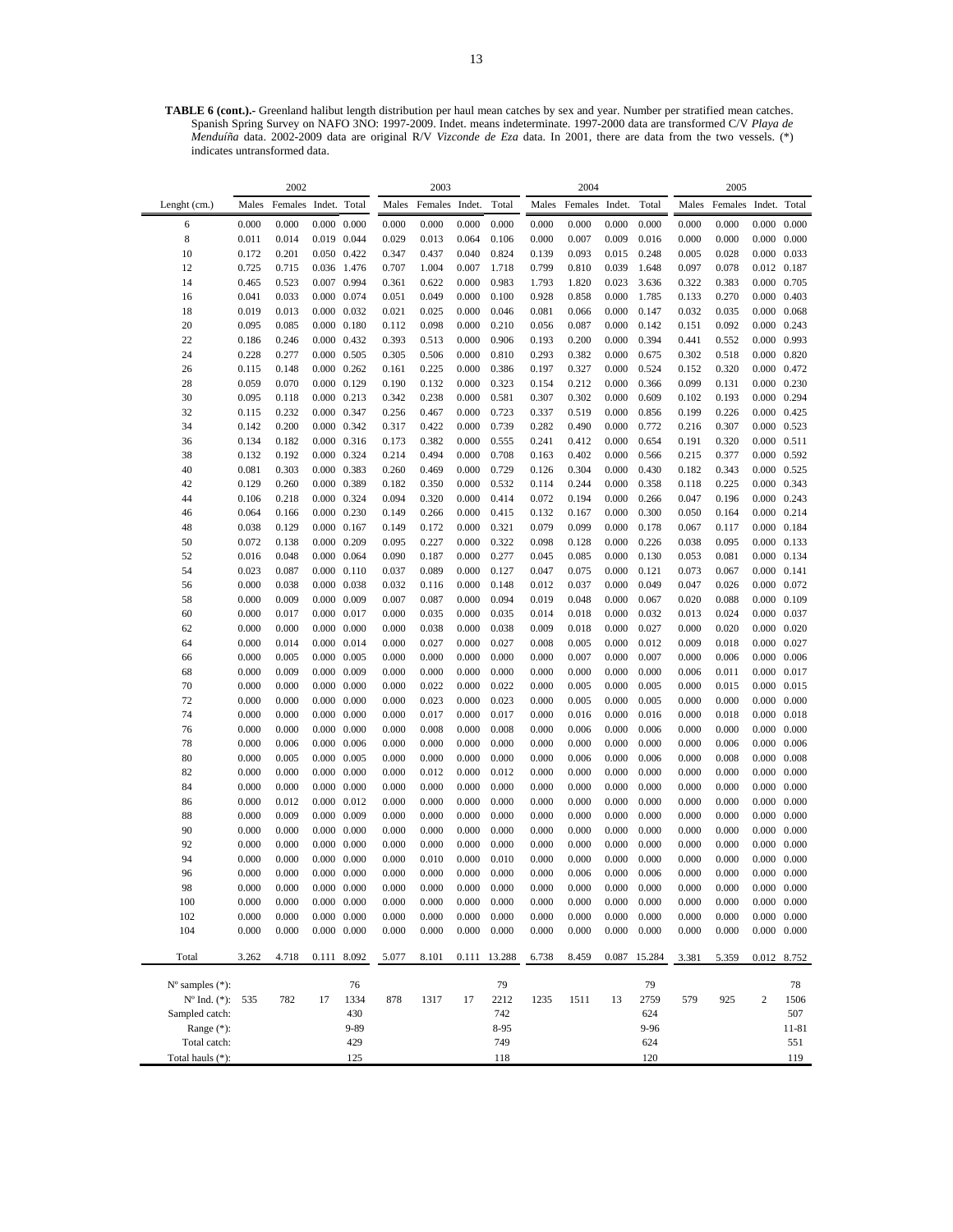**TABLE 6 (cont.).-** Greenland halibut length distribution per haul mean catches by sex and year. Number per stratified mean catches. Spanish Spring Survey on NAFO 3NO: 1997-2009. Indet. means indeterminate. 1997-2000 data are transformed C/V *Playa de Menduíña* data. 2002-2009 data are original R/V *Vizconde de Eza* data. In 2001, there are data from the two vessels. (*) indicates untransformed data.

| | 2002 | | | | 2003 | | | | 2004 | | | | 2005 | | | |
|---|---|---|---|---|---|---|---|---|---|---|---|---|---|---|---|---|
| Lenght (cm.) | Males | Females | Indet. | Total | Males | Females | Indet. | Total | Males | Females | Indet. | Total | Males | Females | Indet. | Total |
| 6 | 0.000 | 0.000 | 0.000 | 0.000 | 0.000 | 0.000 | 0.000 | 0.000 | 0.000 | 0.000 | 0.000 | 0.000 | 0.000 | 0.000 | 0.000 | 0.000 |
| 8 | 0.011 | 0.014 | 0.019 | 0.044 | 0.029 | 0.013 | 0.064 | 0.106 | 0.000 | 0.007 | 0.009 | 0.016 | 0.000 | 0.000 | 0.000 | 0.000 |
| 10 | 0.172 | 0.201 | 0.050 | 0.422 | 0.347 | 0.437 | 0.040 | 0.824 | 0.139 | 0.093 | 0.015 | 0.248 | 0.005 | 0.028 | 0.000 | 0.033 |
| 12 | 0.725 | 0.715 | 0.036 | 1.476 | 0.707 | 1.004 | 0.007 | 1.718 | 0.799 | 0.810 | 0.039 | 1.648 | 0.097 | 0.078 | 0.012 | 0.187 |
| 14 | 0.465 | 0.523 | 0.007 | 0.994 | 0.361 | 0.622 | 0.000 | 0.983 | 1.793 | 1.820 | 0.023 | 3.636 | 0.322 | 0.383 | 0.000 | 0.705 |
| 16 | 0.041 | 0.033 | 0.000 | 0.074 | 0.051 | 0.049 | 0.000 | 0.100 | 0.928 | 0.858 | 0.000 | 1.785 | 0.133 | 0.270 | 0.000 | 0.403 |
| 18 | 0.019 | 0.013 | 0.000 | 0.032 | 0.021 | 0.025 | 0.000 | 0.046 | 0.081 | 0.066 | 0.000 | 0.147 | 0.032 | 0.035 | 0.000 | 0.068 |
| 20 | 0.095 | 0.085 | 0.000 | 0.180 | 0.112 | 0.098 | 0.000 | 0.210 | 0.056 | 0.087 | 0.000 | 0.142 | 0.151 | 0.092 | 0.000 | 0.243 |
| 22 | 0.186 | 0.246 | 0.000 | 0.432 | 0.393 | 0.513 | 0.000 | 0.906 | 0.193 | 0.200 | 0.000 | 0.394 | 0.441 | 0.552 | 0.000 | 0.993 |
| 24 | 0.228 | 0.277 | 0.000 | 0.505 | 0.305 | 0.506 | 0.000 | 0.810 | 0.293 | 0.382 | 0.000 | 0.675 | 0.302 | 0.518 | 0.000 | 0.820 |
| 26 | 0.115 | 0.148 | 0.000 | 0.262 | 0.161 | 0.225 | 0.000 | 0.386 | 0.197 | 0.327 | 0.000 | 0.524 | 0.152 | 0.320 | 0.000 | 0.472 |
| 28 | 0.059 | 0.070 | 0.000 | 0.129 | 0.190 | 0.132 | 0.000 | 0.323 | 0.154 | 0.212 | 0.000 | 0.366 | 0.099 | 0.131 | 0.000 | 0.230 |
| 30 | 0.095 | 0.118 | 0.000 | 0.213 | 0.342 | 0.238 | 0.000 | 0.581 | 0.307 | 0.302 | 0.000 | 0.609 | 0.102 | 0.193 | 0.000 | 0.294 |
| 32 | 0.115 | 0.232 | 0.000 | 0.347 | 0.256 | 0.467 | 0.000 | 0.723 | 0.337 | 0.519 | 0.000 | 0.856 | 0.199 | 0.226 | 0.000 | 0.425 |
| 34 | 0.142 | 0.200 | 0.000 | 0.342 | 0.317 | 0.422 | 0.000 | 0.739 | 0.282 | 0.490 | 0.000 | 0.772 | 0.216 | 0.307 | 0.000 | 0.523 |
| 36 | 0.134 | 0.182 | 0.000 | 0.316 | 0.173 | 0.382 | 0.000 | 0.555 | 0.241 | 0.412 | 0.000 | 0.654 | 0.191 | 0.320 | 0.000 | 0.511 |
| 38 | 0.132 | 0.192 | 0.000 | 0.324 | 0.214 | 0.494 | 0.000 | 0.708 | 0.163 | 0.402 | 0.000 | 0.566 | 0.215 | 0.377 | 0.000 | 0.592 |
| 40 | 0.081 | 0.303 | 0.000 | 0.383 | 0.260 | 0.469 | 0.000 | 0.729 | 0.126 | 0.304 | 0.000 | 0.430 | 0.182 | 0.343 | 0.000 | 0.525 |
| 42 | 0.129 | 0.260 | 0.000 | 0.389 | 0.182 | 0.350 | 0.000 | 0.532 | 0.114 | 0.244 | 0.000 | 0.358 | 0.118 | 0.225 | 0.000 | 0.343 |
| 44 | 0.106 | 0.218 | 0.000 | 0.324 | 0.094 | 0.320 | 0.000 | 0.414 | 0.072 | 0.194 | 0.000 | 0.266 | 0.047 | 0.196 | 0.000 | 0.243 |
| 46 | 0.064 | 0.166 | 0.000 | 0.230 | 0.149 | 0.266 | 0.000 | 0.415 | 0.132 | 0.167 | 0.000 | 0.300 | 0.050 | 0.164 | 0.000 | 0.214 |
| 48 | 0.038 | 0.129 | 0.000 | 0.167 | 0.149 | 0.172 | 0.000 | 0.321 | 0.079 | 0.099 | 0.000 | 0.178 | 0.067 | 0.117 | 0.000 | 0.184 |
| 50 | 0.072 | 0.138 | 0.000 | 0.209 | 0.095 | 0.227 | 0.000 | 0.322 | 0.098 | 0.128 | 0.000 | 0.226 | 0.038 | 0.095 | 0.000 | 0.133 |
| 52 | 0.016 | 0.048 | 0.000 | 0.064 | 0.090 | 0.187 | 0.000 | 0.277 | 0.045 | 0.085 | 0.000 | 0.130 | 0.053 | 0.081 | 0.000 | 0.134 |
| 54 | 0.023 | 0.087 | 0.000 | 0.110 | 0.037 | 0.089 | 0.000 | 0.127 | 0.047 | 0.075 | 0.000 | 0.121 | 0.073 | 0.067 | 0.000 | 0.141 |
| 56 | 0.000 | 0.038 | 0.000 | 0.038 | 0.032 | 0.116 | 0.000 | 0.148 | 0.012 | 0.037 | 0.000 | 0.049 | 0.047 | 0.026 | 0.000 | 0.072 |
| 58 | 0.000 | 0.009 | 0.000 | 0.009 | 0.007 | 0.087 | 0.000 | 0.094 | 0.019 | 0.048 | 0.000 | 0.067 | 0.020 | 0.088 | 0.000 | 0.109 |
| 60 | 0.000 | 0.017 | 0.000 | 0.017 | 0.000 | 0.035 | 0.000 | 0.035 | 0.014 | 0.018 | 0.000 | 0.032 | 0.013 | 0.024 | 0.000 | 0.037 |
| 62 | 0.000 | 0.000 | 0.000 | 0.000 | 0.000 | 0.038 | 0.000 | 0.038 | 0.009 | 0.018 | 0.000 | 0.027 | 0.000 | 0.020 | 0.000 | 0.020 |
| 64 | 0.000 | 0.014 | 0.000 | 0.014 | 0.000 | 0.027 | 0.000 | 0.027 | 0.008 | 0.005 | 0.000 | 0.012 | 0.009 | 0.018 | 0.000 | 0.027 |
| 66 | 0.000 | 0.005 | 0.000 | 0.005 | 0.000 | 0.000 | 0.000 | 0.000 | 0.000 | 0.007 | 0.000 | 0.007 | 0.000 | 0.006 | 0.000 | 0.006 |
| 68 | 0.000 | 0.009 | 0.000 | 0.009 | 0.000 | 0.000 | 0.000 | 0.000 | 0.000 | 0.000 | 0.000 | 0.000 | 0.006 | 0.011 | 0.000 | 0.017 |
| 70 | 0.000 | 0.000 | 0.000 | 0.000 | 0.000 | 0.022 | 0.000 | 0.022 | 0.000 | 0.005 | 0.000 | 0.005 | 0.000 | 0.015 | 0.000 | 0.015 |
| 72 | 0.000 | 0.000 | 0.000 | 0.000 | 0.000 | 0.023 | 0.000 | 0.023 | 0.000 | 0.005 | 0.000 | 0.005 | 0.000 | 0.000 | 0.000 | 0.000 |
| 74 | 0.000 | 0.000 | 0.000 | 0.000 | 0.000 | 0.017 | 0.000 | 0.017 | 0.000 | 0.016 | 0.000 | 0.016 | 0.000 | 0.018 | 0.000 | 0.018 |
| 76 | 0.000 | 0.000 | 0.000 | 0.000 | 0.000 | 0.008 | 0.000 | 0.008 | 0.000 | 0.006 | 0.000 | 0.006 | 0.000 | 0.000 | 0.000 | 0.000 |
| 78 | 0.000 | 0.006 | 0.000 | 0.006 | 0.000 | 0.000 | 0.000 | 0.000 | 0.000 | 0.000 | 0.000 | 0.000 | 0.000 | 0.006 | 0.000 | 0.006 |
| 80 | 0.000 | 0.005 | 0.000 | 0.005 | 0.000 | 0.000 | 0.000 | 0.000 | 0.000 | 0.006 | 0.000 | 0.006 | 0.000 | 0.008 | 0.000 | 0.008 |
| 82 | 0.000 | 0.000 | 0.000 | 0.000 | 0.000 | 0.012 | 0.000 | 0.012 | 0.000 | 0.000 | 0.000 | 0.000 | 0.000 | 0.000 | 0.000 | 0.000 |
| 84 | 0.000 | 0.000 | 0.000 | 0.000 | 0.000 | 0.000 | 0.000 | 0.000 | 0.000 | 0.000 | 0.000 | 0.000 | 0.000 | 0.000 | 0.000 | 0.000 |
| 86 | 0.000 | 0.012 | 0.000 | 0.012 | 0.000 | 0.000 | 0.000 | 0.000 | 0.000 | 0.000 | 0.000 | 0.000 | 0.000 | 0.000 | 0.000 | 0.000 |
| 88 | 0.000 | 0.009 | 0.000 | 0.009 | 0.000 | 0.000 | 0.000 | 0.000 | 0.000 | 0.000 | 0.000 | 0.000 | 0.000 | 0.000 | 0.000 | 0.000 |
| 90 | 0.000 | 0.000 | 0.000 | 0.000 | 0.000 | 0.000 | 0.000 | 0.000 | 0.000 | 0.000 | 0.000 | 0.000 | 0.000 | 0.000 | 0.000 | 0.000 |
| 92 | 0.000 | 0.000 | 0.000 | 0.000 | 0.000 | 0.000 | 0.000 | 0.000 | 0.000 | 0.000 | 0.000 | 0.000 | 0.000 | 0.000 | 0.000 | 0.000 |
| 94 | 0.000 | 0.000 | 0.000 | 0.000 | 0.000 | 0.010 | 0.000 | 0.010 | 0.000 | 0.000 | 0.000 | 0.000 | 0.000 | 0.000 | 0.000 | 0.000 |
| 96 | 0.000 | 0.000 | 0.000 | 0.000 | 0.000 | 0.000 | 0.000 | 0.000 | 0.000 | 0.006 | 0.000 | 0.006 | 0.000 | 0.000 | 0.000 | 0.000 |
| 98 | 0.000 | 0.000 | 0.000 | 0.000 | 0.000 | 0.000 | 0.000 | 0.000 | 0.000 | 0.000 | 0.000 | 0.000 | 0.000 | 0.000 | 0.000 | 0.000 |
| 100 | 0.000 | 0.000 | 0.000 | 0.000 | 0.000 | 0.000 | 0.000 | 0.000 | 0.000 | 0.000 | 0.000 | 0.000 | 0.000 | 0.000 | 0.000 | 0.000 |
| 102 | 0.000 | 0.000 | 0.000 | 0.000 | 0.000 | 0.000 | 0.000 | 0.000 | 0.000 | 0.000 | 0.000 | 0.000 | 0.000 | 0.000 | 0.000 | 0.000 |
| 104 | 0.000 | 0.000 | 0.000 | 0.000 | 0.000 | 0.000 | 0.000 | 0.000 | 0.000 | 0.000 | 0.000 | 0.000 | 0.000 | 0.000 | 0.000 | 0.000 |
| Total | 3.262 | 4.718 | 0.111 | 8.092 | 5.077 | 8.101 | 0.111 | 13.288 | 6.738 | 8.459 | 0.087 | 15.284 | 3.381 | 5.359 | 0.012 | 8.752 |
| Nº samples (*): | | | | 76 | | | | 79 | | | | 79 | | | | 78 |
| Nº Ind. (*): | 535 | 782 | 17 | 1334 | 878 | 1317 | 17 | 2212 | 1235 | 1511 | 13 | 2759 | 579 | 925 | 2 | 1506 |
| Sampled catch: | | | | 430 | | | | 742 | | | | 624 | | | | 507 |
| Range (*): | | | | 9-89 | | | | 8-95 | | | | 9-96 | | | | 11-81 |
| Total catch: | | | | 429 | | | | 749 | | | | 624 | | | | 551 |
| Total hauls (*): | | | | 125 | | | | 118 | | | | 120 | | | | 119 |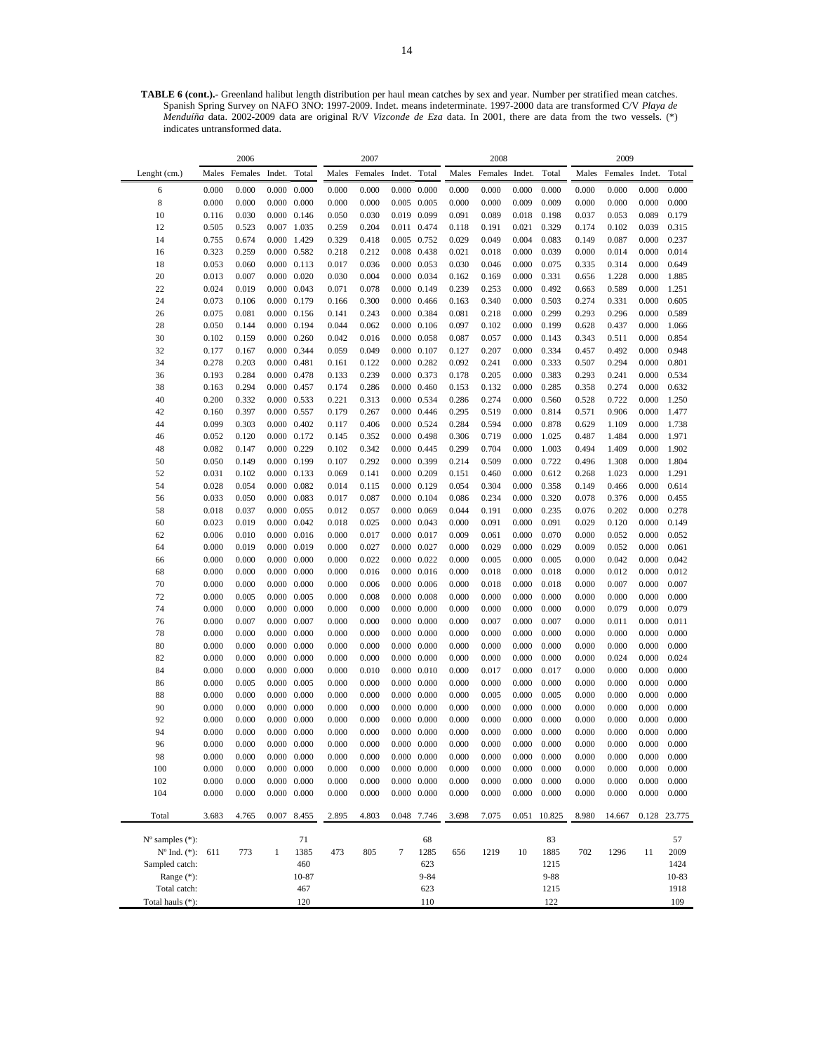**TABLE 6 (cont.).-** Greenland halibut length distribution per haul mean catches by sex and year. Number per stratified mean catches. Spanish Spring Survey on NAFO 3NO: 1997-2009. Indet. means indeterminate. 1997-2000 data are transformed C/V *Playa de Menduíña* data. 2002-2009 data are original R/V *Vizconde de Eza* data. In 2001, there are data from the two vessels. (*) indicates untransformed data.

| | 2006 | | | | 2007 | | | | 2008 | | | | 2009 | | | |
|---|---|---|---|---|---|---|---|---|---|---|---|---|---|---|---|---|
| Lenght (cm.) | Males | Females | Indet. | Total | Males | Females | Indet. | Total | Males | Females | Indet. | Total | Males | Females | Indet. | Total |
| 6 | 0.000 | 0.000 | 0.000 | 0.000 | 0.000 | 0.000 | 0.000 | 0.000 | 0.000 | 0.000 | 0.000 | 0.000 | 0.000 | 0.000 | 0.000 | 0.000 |
| 8 | 0.000 | 0.000 | 0.000 | 0.000 | 0.000 | 0.000 | 0.005 | 0.005 | 0.000 | 0.000 | 0.009 | 0.009 | 0.000 | 0.000 | 0.000 | 0.000 |
| 10 | 0.116 | 0.030 | 0.000 | 0.146 | 0.050 | 0.030 | 0.019 | 0.099 | 0.091 | 0.089 | 0.018 | 0.198 | 0.037 | 0.053 | 0.089 | 0.179 |
| 12 | 0.505 | 0.523 | 0.007 | 1.035 | 0.259 | 0.204 | 0.011 | 0.474 | 0.118 | 0.191 | 0.021 | 0.329 | 0.174 | 0.102 | 0.039 | 0.315 |
| 14 | 0.755 | 0.674 | 0.000 | 1.429 | 0.329 | 0.418 | 0.005 | 0.752 | 0.029 | 0.049 | 0.004 | 0.083 | 0.149 | 0.087 | 0.000 | 0.237 |
| 16 | 0.323 | 0.259 | 0.000 | 0.582 | 0.218 | 0.212 | 0.008 | 0.438 | 0.021 | 0.018 | 0.000 | 0.039 | 0.000 | 0.014 | 0.000 | 0.014 |
| 18 | 0.053 | 0.060 | 0.000 | 0.113 | 0.017 | 0.036 | 0.000 | 0.053 | 0.030 | 0.046 | 0.000 | 0.075 | 0.335 | 0.314 | 0.000 | 0.649 |
| 20 | 0.013 | 0.007 | 0.000 | 0.020 | 0.030 | 0.004 | 0.000 | 0.034 | 0.162 | 0.169 | 0.000 | 0.331 | 0.656 | 1.228 | 0.000 | 1.885 |
| 22 | 0.024 | 0.019 | 0.000 | 0.043 | 0.071 | 0.078 | 0.000 | 0.149 | 0.239 | 0.253 | 0.000 | 0.492 | 0.663 | 0.589 | 0.000 | 1.251 |
| 24 | 0.073 | 0.106 | 0.000 | 0.179 | 0.166 | 0.300 | 0.000 | 0.466 | 0.163 | 0.340 | 0.000 | 0.503 | 0.274 | 0.331 | 0.000 | 0.605 |
| 26 | 0.075 | 0.081 | 0.000 | 0.156 | 0.141 | 0.243 | 0.000 | 0.384 | 0.081 | 0.218 | 0.000 | 0.299 | 0.293 | 0.296 | 0.000 | 0.589 |
| 28 | 0.050 | 0.144 | 0.000 | 0.194 | 0.044 | 0.062 | 0.000 | 0.106 | 0.097 | 0.102 | 0.000 | 0.199 | 0.628 | 0.437 | 0.000 | 1.066 |
| 30 | 0.102 | 0.159 | 0.000 | 0.260 | 0.042 | 0.016 | 0.000 | 0.058 | 0.087 | 0.057 | 0.000 | 0.143 | 0.343 | 0.511 | 0.000 | 0.854 |
| 32 | 0.177 | 0.167 | 0.000 | 0.344 | 0.059 | 0.049 | 0.000 | 0.107 | 0.127 | 0.207 | 0.000 | 0.334 | 0.457 | 0.492 | 0.000 | 0.948 |
| 34 | 0.278 | 0.203 | 0.000 | 0.481 | 0.161 | 0.122 | 0.000 | 0.282 | 0.092 | 0.241 | 0.000 | 0.333 | 0.507 | 0.294 | 0.000 | 0.801 |
| 36 | 0.193 | 0.284 | 0.000 | 0.478 | 0.133 | 0.239 | 0.000 | 0.373 | 0.178 | 0.205 | 0.000 | 0.383 | 0.293 | 0.241 | 0.000 | 0.534 |
| 38 | 0.163 | 0.294 | 0.000 | 0.457 | 0.174 | 0.286 | 0.000 | 0.460 | 0.153 | 0.132 | 0.000 | 0.285 | 0.358 | 0.274 | 0.000 | 0.632 |
| 40 | 0.200 | 0.332 | 0.000 | 0.533 | 0.221 | 0.313 | 0.000 | 0.534 | 0.286 | 0.274 | 0.000 | 0.560 | 0.528 | 0.722 | 0.000 | 1.250 |
| 42 | 0.160 | 0.397 | 0.000 | 0.557 | 0.179 | 0.267 | 0.000 | 0.446 | 0.295 | 0.519 | 0.000 | 0.814 | 0.571 | 0.906 | 0.000 | 1.477 |
| 44 | 0.099 | 0.303 | 0.000 | 0.402 | 0.117 | 0.406 | 0.000 | 0.524 | 0.284 | 0.594 | 0.000 | 0.878 | 0.629 | 1.109 | 0.000 | 1.738 |
| 46 | 0.052 | 0.120 | 0.000 | 0.172 | 0.145 | 0.352 | 0.000 | 0.498 | 0.306 | 0.719 | 0.000 | 1.025 | 0.487 | 1.484 | 0.000 | 1.971 |
| 48 | 0.082 | 0.147 | 0.000 | 0.229 | 0.102 | 0.342 | 0.000 | 0.445 | 0.299 | 0.704 | 0.000 | 1.003 | 0.494 | 1.409 | 0.000 | 1.902 |
| 50 | 0.050 | 0.149 | 0.000 | 0.199 | 0.107 | 0.292 | 0.000 | 0.399 | 0.214 | 0.509 | 0.000 | 0.722 | 0.496 | 1.308 | 0.000 | 1.804 |
| 52 | 0.031 | 0.102 | 0.000 | 0.133 | 0.069 | 0.141 | 0.000 | 0.209 | 0.151 | 0.460 | 0.000 | 0.612 | 0.268 | 1.023 | 0.000 | 1.291 |
| 54 | 0.028 | 0.054 | 0.000 | 0.082 | 0.014 | 0.115 | 0.000 | 0.129 | 0.054 | 0.304 | 0.000 | 0.358 | 0.149 | 0.466 | 0.000 | 0.614 |
| 56 | 0.033 | 0.050 | 0.000 | 0.083 | 0.017 | 0.087 | 0.000 | 0.104 | 0.086 | 0.234 | 0.000 | 0.320 | 0.078 | 0.376 | 0.000 | 0.455 |
| 58 | 0.018 | 0.037 | 0.000 | 0.055 | 0.012 | 0.057 | 0.000 | 0.069 | 0.044 | 0.191 | 0.000 | 0.235 | 0.076 | 0.202 | 0.000 | 0.278 |
| 60 | 0.023 | 0.019 | 0.000 | 0.042 | 0.018 | 0.025 | 0.000 | 0.043 | 0.000 | 0.091 | 0.000 | 0.091 | 0.029 | 0.120 | 0.000 | 0.149 |
| 62 | 0.006 | 0.010 | 0.000 | 0.016 | 0.000 | 0.017 | 0.000 | 0.017 | 0.009 | 0.061 | 0.000 | 0.070 | 0.000 | 0.052 | 0.000 | 0.052 |
| 64 | 0.000 | 0.019 | 0.000 | 0.019 | 0.000 | 0.027 | 0.000 | 0.027 | 0.000 | 0.029 | 0.000 | 0.029 | 0.009 | 0.052 | 0.000 | 0.061 |
| 66 | 0.000 | 0.000 | 0.000 | 0.000 | 0.000 | 0.022 | 0.000 | 0.022 | 0.000 | 0.005 | 0.000 | 0.005 | 0.000 | 0.042 | 0.000 | 0.042 |
| 68 | 0.000 | 0.000 | 0.000 | 0.000 | 0.000 | 0.016 | 0.000 | 0.016 | 0.000 | 0.018 | 0.000 | 0.018 | 0.000 | 0.012 | 0.000 | 0.012 |
| 70 | 0.000 | 0.000 | 0.000 | 0.000 | 0.000 | 0.006 | 0.000 | 0.006 | 0.000 | 0.018 | 0.000 | 0.018 | 0.000 | 0.007 | 0.000 | 0.007 |
| 72 | 0.000 | 0.005 | 0.000 | 0.005 | 0.000 | 0.008 | 0.000 | 0.008 | 0.000 | 0.000 | 0.000 | 0.000 | 0.000 | 0.000 | 0.000 | 0.000 |
| 74 | 0.000 | 0.000 | 0.000 | 0.000 | 0.000 | 0.000 | 0.000 | 0.000 | 0.000 | 0.000 | 0.000 | 0.000 | 0.000 | 0.079 | 0.000 | 0.079 |
| 76 | 0.000 | 0.007 | 0.000 | 0.007 | 0.000 | 0.000 | 0.000 | 0.000 | 0.000 | 0.007 | 0.000 | 0.007 | 0.000 | 0.011 | 0.000 | 0.011 |
| 78 | 0.000 | 0.000 | 0.000 | 0.000 | 0.000 | 0.000 | 0.000 | 0.000 | 0.000 | 0.000 | 0.000 | 0.000 | 0.000 | 0.000 | 0.000 | 0.000 |
| 80 | 0.000 | 0.000 | 0.000 | 0.000 | 0.000 | 0.000 | 0.000 | 0.000 | 0.000 | 0.000 | 0.000 | 0.000 | 0.000 | 0.000 | 0.000 | 0.000 |
| 82 | 0.000 | 0.000 | 0.000 | 0.000 | 0.000 | 0.000 | 0.000 | 0.000 | 0.000 | 0.000 | 0.000 | 0.000 | 0.000 | 0.024 | 0.000 | 0.024 |
| 84 | 0.000 | 0.000 | 0.000 | 0.000 | 0.000 | 0.010 | 0.000 | 0.010 | 0.000 | 0.017 | 0.000 | 0.017 | 0.000 | 0.000 | 0.000 | 0.000 |
| 86 | 0.000 | 0.005 | 0.000 | 0.005 | 0.000 | 0.000 | 0.000 | 0.000 | 0.000 | 0.000 | 0.000 | 0.000 | 0.000 | 0.000 | 0.000 | 0.000 |
| 88 | 0.000 | 0.000 | 0.000 | 0.000 | 0.000 | 0.000 | 0.000 | 0.000 | 0.000 | 0.005 | 0.000 | 0.005 | 0.000 | 0.000 | 0.000 | 0.000 |
| 90 | 0.000 | 0.000 | 0.000 | 0.000 | 0.000 | 0.000 | 0.000 | 0.000 | 0.000 | 0.000 | 0.000 | 0.000 | 0.000 | 0.000 | 0.000 | 0.000 |
| 92 | 0.000 | 0.000 | 0.000 | 0.000 | 0.000 | 0.000 | 0.000 | 0.000 | 0.000 | 0.000 | 0.000 | 0.000 | 0.000 | 0.000 | 0.000 | 0.000 |
| 94 | 0.000 | 0.000 | 0.000 | 0.000 | 0.000 | 0.000 | 0.000 | 0.000 | 0.000 | 0.000 | 0.000 | 0.000 | 0.000 | 0.000 | 0.000 | 0.000 |
| 96 | 0.000 | 0.000 | 0.000 | 0.000 | 0.000 | 0.000 | 0.000 | 0.000 | 0.000 | 0.000 | 0.000 | 0.000 | 0.000 | 0.000 | 0.000 | 0.000 |
| 98 | 0.000 | 0.000 | 0.000 | 0.000 | 0.000 | 0.000 | 0.000 | 0.000 | 0.000 | 0.000 | 0.000 | 0.000 | 0.000 | 0.000 | 0.000 | 0.000 |
| 100 | 0.000 | 0.000 | 0.000 | 0.000 | 0.000 | 0.000 | 0.000 | 0.000 | 0.000 | 0.000 | 0.000 | 0.000 | 0.000 | 0.000 | 0.000 | 0.000 |
| 102 | 0.000 | 0.000 | 0.000 | 0.000 | 0.000 | 0.000 | 0.000 | 0.000 | 0.000 | 0.000 | 0.000 | 0.000 | 0.000 | 0.000 | 0.000 | 0.000 |
| 104 | 0.000 | 0.000 | 0.000 | 0.000 | 0.000 | 0.000 | 0.000 | 0.000 | 0.000 | 0.000 | 0.000 | 0.000 | 0.000 | 0.000 | 0.000 | 0.000 |
| Total | 3.683 | 4.765 | 0.007 | 8.455 | 2.895 | 4.803 | 0.048 | 7.746 | 3.698 | 7.075 | 0.051 | 10.825 | 8.980 | 14.667 | 0.128 | 23.775 |
| Nº samples (*): | | | | 71 | | | | 68 | | | | 83 | | | | 57 |
| Nº Ind. (*): | 611 | 773 | 1 | 1385 | 473 | 805 | 7 | 1285 | 656 | 1219 | 10 | 1885 | 702 | 1296 | 11 | 2009 |
| Sampled catch: | | | | 460 | | | | 623 | | | | 1215 | | | | 1424 |
| Range (*): | | | | 10-87 | | | | 9-84 | | | | 9-88 | | | | 10-83 |
| Total catch: | | | | 467 | | | | 623 | | | | 1215 | | | | 1918 |
| Total hauls (*): | | | | 120 | | | | 110 | | | | 122 | | | | 109 |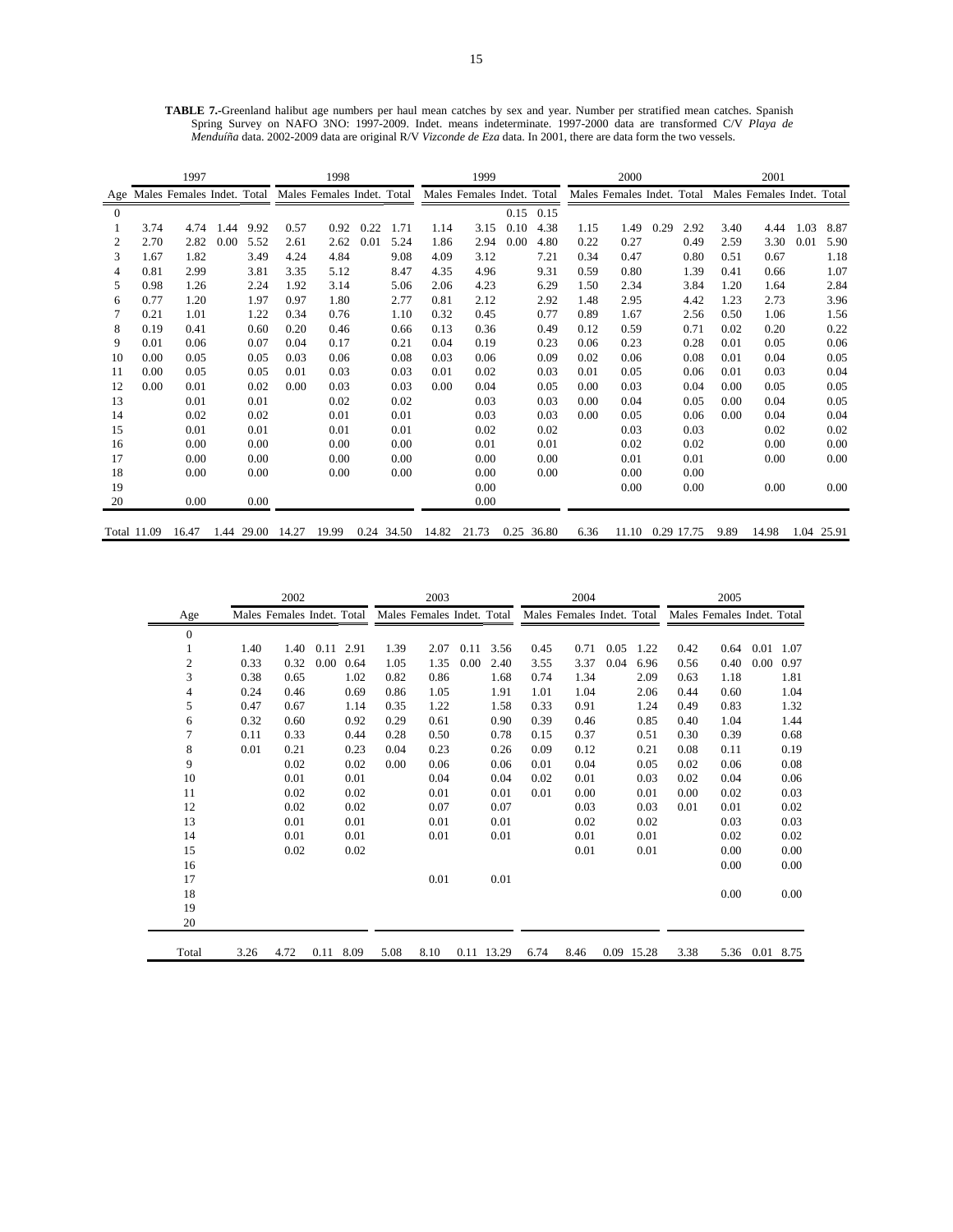**TABLE 7.**-Greenland halibut age numbers per haul mean catches by sex and year. Number per stratified mean catches. Spanish Spring Survey on NAFO 3NO: 1997-2009. Indet. means indeterminate. 1997-2000 data are transformed C/V *Playa de Menduíña* data. 2002-2009 data are original R/V *Vizconde de Eza* data. In 2001, there are data form the two vessels.

| | 1997 | | | | 1998 | | | | 1999 | | | | 2000 | | | | 2001 | | | |
|---|---|---|---|---|---|---|---|---|---|---|---|---|---|---|---|---|---|---|---|---|
| Age | Males | Females | Indet. | Total | Males | Females | Indet. | Total | Males | Females | Indet. | Total | Males | Females | Indet. | Total | Males | Females | Indet. | Total |
| 0 | | | | | | | | | | | 0.15 | 0.15 | | | | | | | | |
| 1 | 3.74 | 4.74 | 1.44 | 9.92 | 0.57 | 0.92 | 0.22 | 1.71 | 1.14 | 3.15 | 0.10 | 4.38 | 1.15 | 1.49 | 0.29 | 2.92 | 3.40 | 4.44 | 1.03 | 8.87 |
| 2 | 2.70 | 2.82 | 0.00 | 5.52 | 2.61 | 2.62 | 0.01 | 5.24 | 1.86 | 2.94 | 0.00 | 4.80 | 0.22 | 0.27 | | 0.49 | 2.59 | 3.30 | 0.01 | 5.90 |
| 3 | 1.67 | 1.82 | | 3.49 | 4.24 | 4.84 | | 9.08 | 4.09 | 3.12 | | 7.21 | 0.34 | 0.47 | | 0.80 | 0.51 | 0.67 | | 1.18 |
| 4 | 0.81 | 2.99 | | 3.81 | 3.35 | 5.12 | | 8.47 | 4.35 | 4.96 | | 9.31 | 0.59 | 0.80 | | 1.39 | 0.41 | 0.66 | | 1.07 |
| 5 | 0.98 | 1.26 | | 2.24 | 1.92 | 3.14 | | 5.06 | 2.06 | 4.23 | | 6.29 | 1.50 | 2.34 | | 3.84 | 1.20 | 1.64 | | 2.84 |
| 6 | 0.77 | 1.20 | | 1.97 | 0.97 | 1.80 | | 2.77 | 0.81 | 2.12 | | 2.92 | 1.48 | 2.95 | | 4.42 | 1.23 | 2.73 | | 3.96 |
| 7 | 0.21 | 1.01 | | 1.22 | 0.34 | 0.76 | | 1.10 | 0.32 | 0.45 | | 0.77 | 0.89 | 1.67 | | 2.56 | 0.50 | 1.06 | | 1.56 |
| 8 | 0.19 | 0.41 | | 0.60 | 0.20 | 0.46 | | 0.66 | 0.13 | 0.36 | | 0.49 | 0.12 | 0.59 | | 0.71 | 0.02 | 0.20 | | 0.22 |
| 9 | 0.01 | 0.06 | | 0.07 | 0.04 | 0.17 | | 0.21 | 0.04 | 0.19 | | 0.23 | 0.06 | 0.23 | | 0.28 | 0.01 | 0.05 | | 0.06 |
| 10 | 0.00 | 0.05 | | 0.05 | 0.03 | 0.06 | | 0.08 | 0.03 | 0.06 | | 0.09 | 0.02 | 0.06 | | 0.08 | 0.01 | 0.04 | | 0.05 |
| 11 | 0.00 | 0.05 | | 0.05 | 0.01 | 0.03 | | 0.03 | 0.01 | 0.02 | | 0.03 | 0.01 | 0.05 | | 0.06 | 0.01 | 0.03 | | 0.04 |
| 12 | 0.00 | 0.01 | | 0.02 | 0.00 | 0.03 | | 0.03 | 0.00 | 0.04 | | 0.05 | 0.00 | 0.03 | | 0.04 | 0.00 | 0.05 | | 0.05 |
| 13 | | 0.01 | | 0.01 | | 0.02 | | 0.02 | | 0.03 | | 0.03 | 0.00 | 0.04 | | 0.05 | 0.00 | 0.04 | | 0.05 |
| 14 | | 0.02 | | 0.02 | | 0.01 | | 0.01 | | 0.03 | | 0.03 | 0.00 | 0.05 | | 0.06 | 0.00 | 0.04 | | 0.04 |
| 15 | | 0.01 | | 0.01 | | 0.01 | | 0.01 | | 0.02 | | 0.02 | | 0.03 | | 0.03 | | 0.02 | | 0.02 |
| 16 | | 0.00 | | 0.00 | | 0.00 | | 0.00 | | 0.01 | | 0.01 | | 0.02 | | 0.02 | | 0.00 | | 0.00 |
| 17 | | 0.00 | | 0.00 | | 0.00 | | 0.00 | | 0.00 | | 0.00 | | 0.01 | | 0.01 | | 0.00 | | 0.00 |
| 18 | | 0.00 | | 0.00 | | 0.00 | | 0.00 | | 0.00 | | 0.00 | | 0.00 | | 0.00 | | | | |
| 19 | | | | | | | | | | 0.00 | | | | 0.00 | | 0.00 | | 0.00 | | 0.00 |
| 20 | | 0.00 | | 0.00 | | | | | | 0.00 | | | | | | | | | | |
| Total | 11.09 | 16.47 | 1.44 | 29.00 | 14.27 | 19.99 | 0.24 | 34.50 | 14.82 | 21.73 | 0.25 | 36.80 | 6.36 | 11.10 | 0.29 | 17.75 | 9.89 | 14.98 | 1.04 | 25.91 |

| | 2002 | | | | 2003 | | | | 2004 | | | | 2005 | | | |
|---|---|---|---|---|---|---|---|---|---|---|---|---|---|---|---|---|
| Age | Males | Females | Indet. | Total | Males | Females | Indet. | Total | Males | Females | Indet. | Total | Males | Females | Indet. | Total |
| 0 | | | | | | | | | | | | | | | | |
| 1 | 1.40 | 1.40 | 0.11 | 2.91 | 1.39 | 2.07 | 0.11 | 3.56 | 0.45 | 0.71 | 0.05 | 1.22 | 0.42 | 0.64 | 0.01 | 1.07 |
| 2 | 0.33 | 0.32 | 0.00 | 0.64 | 1.05 | 1.35 | 0.00 | 2.40 | 3.55 | 3.37 | 0.04 | 6.96 | 0.56 | 0.40 | 0.00 | 0.97 |
| 3 | 0.38 | 0.65 | | 1.02 | 0.82 | 0.86 | | 1.68 | 0.74 | 1.34 | | 2.09 | 0.63 | 1.18 | | 1.81 |
| 4 | 0.24 | 0.46 | | 0.69 | 0.86 | 1.05 | | 1.91 | 1.01 | 1.04 | | 2.06 | 0.44 | 0.60 | | 1.04 |
| 5 | 0.47 | 0.67 | | 1.14 | 0.35 | 1.22 | | 1.58 | 0.33 | 0.91 | | 1.24 | 0.49 | 0.83 | | 1.32 |
| 6 | 0.32 | 0.60 | | 0.92 | 0.29 | 0.61 | | 0.90 | 0.39 | 0.46 | | 0.85 | 0.40 | 1.04 | | 1.44 |
| 7 | 0.11 | 0.33 | | 0.44 | 0.28 | 0.50 | | 0.78 | 0.15 | 0.37 | | 0.51 | 0.30 | 0.39 | | 0.68 |
| 8 | 0.01 | 0.21 | | 0.23 | 0.04 | 0.23 | | 0.26 | 0.09 | 0.12 | | 0.21 | 0.08 | 0.11 | | 0.19 |
| 9 | | 0.02 | | 0.02 | 0.00 | 0.06 | | 0.06 | 0.01 | 0.04 | | 0.05 | 0.02 | 0.06 | | 0.08 |
| 10 | | 0.01 | | 0.01 | | 0.04 | | 0.04 | 0.02 | 0.01 | | 0.03 | 0.02 | 0.04 | | 0.06 |
| 11 | | 0.02 | | 0.02 | | 0.01 | | 0.01 | 0.01 | 0.00 | | 0.01 | 0.00 | 0.02 | | 0.03 |
| 12 | | 0.02 | | 0.02 | | 0.07 | | 0.07 | | 0.03 | | 0.03 | 0.01 | 0.01 | | 0.02 |
| 13 | | 0.01 | | 0.01 | | 0.01 | | 0.01 | | 0.02 | | 0.02 | | 0.03 | | 0.03 |
| 14 | | 0.01 | | 0.01 | | 0.01 | | 0.01 | | 0.01 | | 0.01 | | 0.02 | | 0.02 |
| 15 | | 0.02 | | 0.02 | | | | | | 0.01 | | 0.01 | | 0.00 | | 0.00 |
| 16 | | | | | | | | | | | | | | 0.00 | | 0.00 |
| 17 | | | | | | 0.01 | | 0.01 | | | | | | | | |
| 18 | | | | | | | | | | | | | | 0.00 | | 0.00 |
| 19 | | | | | | | | | | | | | | | | |
| 20 | | | | | | | | | | | | | | | | |
| Total | 3.26 | 4.72 | 0.11 | 8.09 | 5.08 | 8.10 | 0.11 | 13.29 | 6.74 | 8.46 | 0.09 | 15.28 | 3.38 | 5.36 | 0.01 | 8.75 |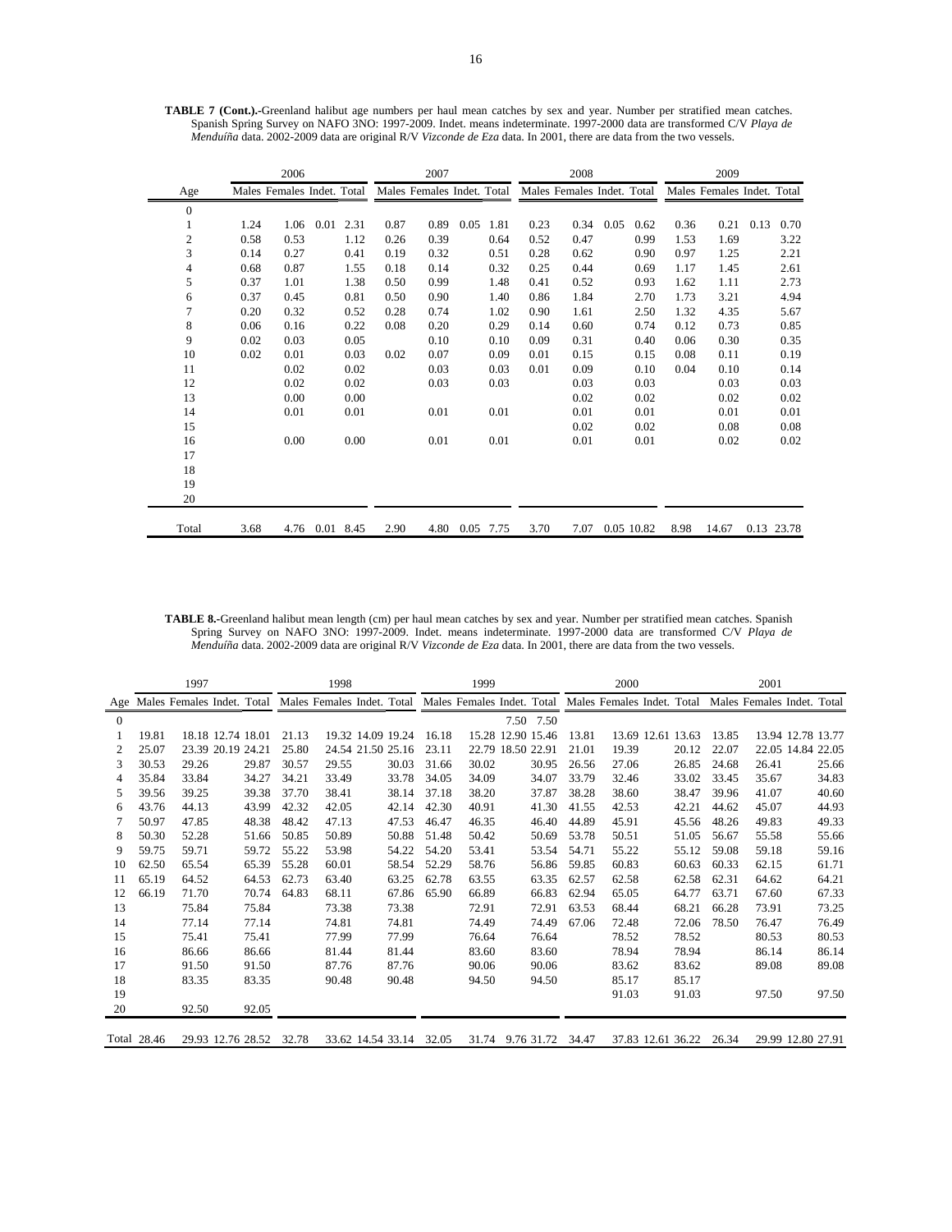**TABLE 7 (Cont.).**-Greenland halibut age numbers per haul mean catches by sex and year. Number per stratified mean catches. Spanish Spring Survey on NAFO 3NO: 1997-2009. Indet. means indeterminate. 1997-2000 data are transformed C/V *Playa de Menduíña* data. 2002-2009 data are original R/V *Vizconde de Eza* data. In 2001, there are data from the two vessels.

| | 2006 | | | | 2007 | | | | 2008 | | | | 2009 | | | |
|---|---|---|---|---|---|---|---|---|---|---|---|---|---|---|---|---|
| Age | Males | Females | Indet. | Total | Males | Females | Indet. | Total | Males | Females | Indet. | Total | Males | Females | Indet. | Total |
| 0 | | | | | | | | | | | | | | | | |
| 1 | 1.24 | 1.06 | 0.01 | 2.31 | 0.87 | 0.89 | 0.05 | 1.81 | 0.23 | 0.34 | 0.05 | 0.62 | 0.36 | 0.21 | 0.13 | 0.70 |
| 2 | 0.58 | 0.53 | | 1.12 | 0.26 | 0.39 | | 0.64 | 0.52 | 0.47 | | 0.99 | 1.53 | 1.69 | | 3.22 |
| 3 | 0.14 | 0.27 | | 0.41 | 0.19 | 0.32 | | 0.51 | 0.28 | 0.62 | | 0.90 | 0.97 | 1.25 | | 2.21 |
| 4 | 0.68 | 0.87 | | 1.55 | 0.18 | 0.14 | | 0.32 | 0.25 | 0.44 | | 0.69 | 1.17 | 1.45 | | 2.61 |
| 5 | 0.37 | 1.01 | | 1.38 | 0.50 | 0.99 | | 1.48 | 0.41 | 0.52 | | 0.93 | 1.62 | 1.11 | | 2.73 |
| 6 | 0.37 | 0.45 | | 0.81 | 0.50 | 0.90 | | 1.40 | 0.86 | 1.84 | | 2.70 | 1.73 | 3.21 | | 4.94 |
| 7 | 0.20 | 0.32 | | 0.52 | 0.28 | 0.74 | | 1.02 | 0.90 | 1.61 | | 2.50 | 1.32 | 4.35 | | 5.67 |
| 8 | 0.06 | 0.16 | | 0.22 | 0.08 | 0.20 | | 0.29 | 0.14 | 0.60 | | 0.74 | 0.12 | 0.73 | | 0.85 |
| 9 | 0.02 | 0.03 | | 0.05 | | 0.10 | | 0.10 | 0.09 | 0.31 | | 0.40 | 0.06 | 0.30 | | 0.35 |
| 10 | 0.02 | 0.01 | | 0.03 | 0.02 | 0.07 | | 0.09 | 0.01 | 0.15 | | 0.15 | 0.08 | 0.11 | | 0.19 |
| 11 | | 0.02 | | 0.02 | | 0.03 | | 0.03 | 0.01 | 0.09 | | 0.10 | 0.04 | 0.10 | | 0.14 |
| 12 | | 0.02 | | 0.02 | | 0.03 | | 0.03 | | 0.03 | | 0.03 | | 0.03 | | 0.03 |
| 13 | | 0.00 | | 0.00 | | | | | | 0.02 | | 0.02 | | 0.02 | | 0.02 |
| 14 | | 0.01 | | 0.01 | | 0.01 | | 0.01 | | 0.01 | | 0.01 | | 0.01 | | 0.01 |
| 15 | | | | | | | | | | 0.02 | | 0.02 | | 0.08 | | 0.08 |
| 16 | | 0.00 | | 0.00 | | 0.01 | | 0.01 | | 0.01 | | 0.01 | | 0.02 | | 0.02 |
| 17 | | | | | | | | | | | | | | | | |
| 18 | | | | | | | | | | | | | | | | |
| 19 | | | | | | | | | | | | | | | | |
| 20 | | | | | | | | | | | | | | | | |
| Total | 3.68 | 4.76 | 0.01 | 8.45 | 2.90 | 4.80 | 0.05 | 7.75 | 3.70 | 7.07 | 0.05 | 10.82 | 8.98 | 14.67 | 0.13 | 23.78 |

**TABLE 8.**-Greenland halibut mean length (cm) per haul mean catches by sex and year. Number per stratified mean catches. Spanish Spring Survey on NAFO 3NO: 1997-2009. Indet. means indeterminate. 1997-2000 data are transformed C/V *Playa de Menduíña* data. 2002-2009 data are original R/V *Vizconde de Eza* data. In 2001, there are data from the two vessels.

| | 1997 | | | | 1998 | | | | 1999 | | | | 2000 | | | | 2001 | | | |
|---|---|---|---|---|---|---|---|---|---|---|---|---|---|---|---|---|---|---|---|---|
| Age | Males | Females | Indet. | Total | Males | Females | Indet. | Total | Males | Females | Indet. | Total | Males | Females | Indet. | Total | Males | Females | Indet. | Total |
| 0 | | | | | | | | | | | 7.50 | 7.50 | | | | | | | | |
| 1 | 19.81 | 18.18 | 12.74 | 18.01 | 21.13 | 19.32 | 14.09 | 19.24 | 16.18 | 15.28 | 12.90 | 15.46 | 13.81 | 13.69 | 12.61 | 13.63 | 13.85 | 13.94 | 12.78 | 13.77 |
| 2 | 25.07 | 23.39 | 20.19 | 24.21 | 25.80 | 24.54 | 21.50 | 25.16 | 23.11 | 22.79 | 18.50 | 22.91 | 21.01 | 19.39 | | 20.12 | 22.07 | 22.05 | 14.84 | 22.05 |
| 3 | 30.53 | 29.26 | | 29.87 | 30.57 | 29.55 | | 30.03 | 31.66 | 30.02 | | 30.95 | 26.56 | 27.06 | | 26.85 | 24.68 | 26.41 | | 25.66 |
| 4 | 35.84 | 33.84 | | 34.27 | 34.21 | 33.49 | | 33.78 | 34.05 | 34.09 | | 34.07 | 33.79 | 32.46 | | 33.02 | 33.45 | 35.67 | | 34.83 |
| 5 | 39.56 | 39.25 | | 39.38 | 37.70 | 38.41 | | 38.14 | 37.18 | 38.20 | | 37.87 | 38.28 | 38.60 | | 38.47 | 39.96 | 41.07 | | 40.60 |
| 6 | 43.76 | 44.13 | | 43.99 | 42.32 | 42.05 | | 42.14 | 42.30 | 40.91 | | 41.30 | 41.55 | 42.53 | | 42.21 | 44.62 | 45.07 | | 44.93 |
| 7 | 50.97 | 47.85 | | 48.38 | 48.42 | 47.13 | | 47.53 | 46.47 | 46.35 | | 46.40 | 44.89 | 45.91 | | 45.56 | 48.26 | 49.83 | | 49.33 |
| 8 | 50.30 | 52.28 | | 51.66 | 50.85 | 50.89 | | 50.88 | 51.48 | 50.42 | | 50.69 | 53.78 | 50.51 | | 51.05 | 56.67 | 55.58 | | 55.66 |
| 9 | 59.75 | 59.71 | | 59.72 | 55.22 | 53.98 | | 54.22 | 54.20 | 53.41 | | 53.54 | 54.71 | 55.22 | | 55.12 | 59.08 | 59.18 | | 59.16 |
| 10 | 62.50 | 65.54 | | 65.39 | 55.28 | 60.01 | | 58.54 | 52.29 | 58.76 | | 56.86 | 59.85 | 60.83 | | 60.63 | 60.33 | 62.15 | | 61.71 |
| 11 | 65.19 | 64.52 | | 64.53 | 62.73 | 63.40 | | 63.25 | 62.78 | 63.55 | | 63.35 | 62.57 | 62.58 | | 62.58 | 62.31 | 64.62 | | 64.21 |
| 12 | 66.19 | 71.70 | | 70.74 | 64.83 | 68.11 | | 67.86 | 65.90 | 66.89 | | 66.83 | 62.94 | 65.05 | | 64.77 | 63.71 | 67.60 | | 67.33 |
| 13 | | 75.84 | | 75.84 | | 73.38 | | 73.38 | | 72.91 | | 72.91 | 63.53 | 68.44 | | 68.21 | 66.28 | 73.91 | | 73.25 |
| 14 | | 77.14 | | 77.14 | | 74.81 | | 74.81 | | 74.49 | | 74.49 | 67.06 | 72.48 | | 72.06 | 78.50 | 76.47 | | 76.49 |
| 15 | | 75.41 | | 75.41 | | 77.99 | | 77.99 | | 76.64 | | 76.64 | | 78.52 | | 78.52 | | 80.53 | | 80.53 |
| 16 | | 86.66 | | 86.66 | | 81.44 | | 81.44 | | 83.60 | | 83.60 | | 78.94 | | 78.94 | | 86.14 | | 86.14 |
| 17 | | 91.50 | | 91.50 | | 87.76 | | 87.76 | | 90.06 | | 90.06 | | 83.62 | | 83.62 | | 89.08 | | 89.08 |
| 18 | | 83.35 | | 83.35 | | 90.48 | | 90.48 | | 94.50 | | 94.50 | | 85.17 | | 85.17 | | | | |
| 19 | | | | | | | | | | | | | | 91.03 | | 91.03 | | 97.50 | | 97.50 |
| 20 | | 92.50 | | 92.05 | | | | | | | | | | | | | | | | |
| Total | 28.46 | 29.93 | 12.76 | 28.52 | 32.78 | 33.62 | 14.54 | 33.14 | 32.05 | 31.74 | 9.76 | 31.72 | 34.47 | 37.83 | 12.61 | 36.22 | 26.34 | 29.99 | 12.80 | 27.91 |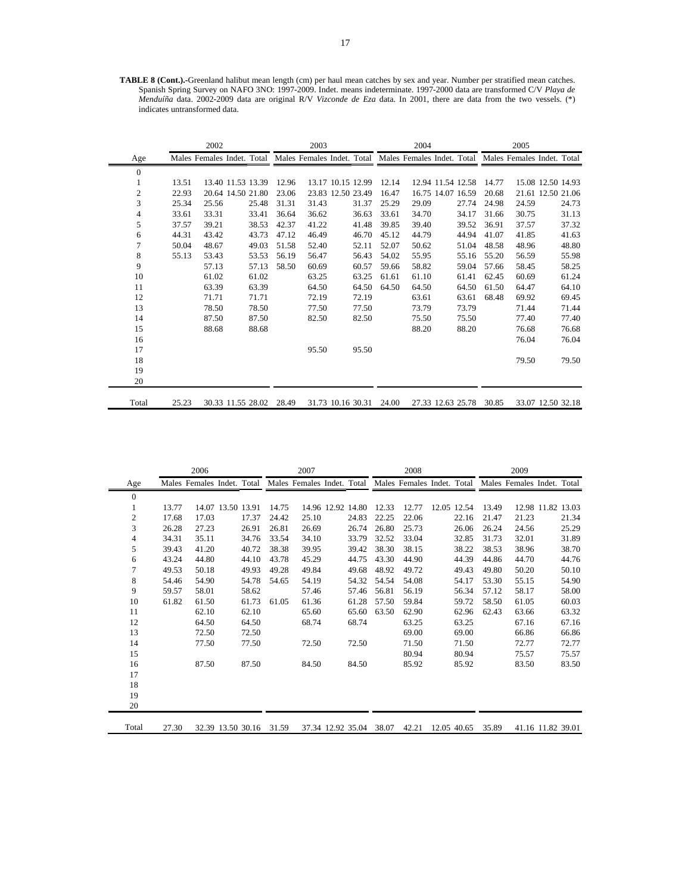**TABLE 8 (Cont.).**-Greenland halibut mean length (cm) per haul mean catches by sex and year. Number per stratified mean catches. Spanish Spring Survey on NAFO 3NO: 1997-2009. Indet. means indeterminate. 1997-2000 data are transformed C/V *Playa de Menduíña* data. 2002-2009 data are original R/V *Vizconde de Eza* data. In 2001, there are data from the two vessels. (*) indicates untransformed data.

| | 2002 | | | | 2003 | | | | 2004 | | | | 2005 | | | |
|---|---|---|---|---|---|---|---|---|---|---|---|---|---|---|---|---|
| Age | Males | Females | Indet. | Total | Males | Females | Indet. | Total | Males | Females | Indet. | Total | Males | Females | Indet. | Total |
| 0 | | | | | | | | | | | | | | | | |
| 1 | 13.51 | 13.40 | 11.53 | 13.39 | 12.96 | 13.17 | 10.15 | 12.99 | 12.14 | 12.94 | 11.54 | 12.58 | 14.77 | 15.08 | 12.50 | 14.93 |
| 2 | 22.93 | 20.64 | 14.50 | 21.80 | 23.06 | 23.83 | 12.50 | 23.49 | 16.47 | 16.75 | 14.07 | 16.59 | 20.68 | 21.61 | 12.50 | 21.06 |
| 3 | 25.34 | 25.56 | | 25.48 | 31.31 | 31.43 | | 31.37 | 25.29 | 29.09 | | 27.74 | 24.98 | 24.59 | | 24.73 |
| 4 | 33.61 | 33.31 | | 33.41 | 36.64 | 36.62 | | 36.63 | 33.61 | 34.70 | | 34.17 | 31.66 | 30.75 | | 31.13 |
| 5 | 37.57 | 39.21 | | 38.53 | 42.37 | 41.22 | | 41.48 | 39.85 | 39.40 | | 39.52 | 36.91 | 37.57 | | 37.32 |
| 6 | 44.31 | 43.42 | | 43.73 | 47.12 | 46.49 | | 46.70 | 45.12 | 44.79 | | 44.94 | 41.07 | 41.85 | | 41.63 |
| 7 | 50.04 | 48.67 | | 49.03 | 51.58 | 52.40 | | 52.11 | 52.07 | 50.62 | | 51.04 | 48.58 | 48.96 | | 48.80 |
| 8 | 55.13 | 53.43 | | 53.53 | 56.19 | 56.47 | | 56.43 | 54.02 | 55.95 | | 55.16 | 55.20 | 56.59 | | 55.98 |
| 9 | | 57.13 | | 57.13 | 58.50 | 60.69 | | 60.57 | 59.66 | 58.82 | | 59.04 | 57.66 | 58.45 | | 58.25 |
| 10 | | 61.02 | | 61.02 | | 63.25 | | 63.25 | 61.61 | 61.10 | | 61.41 | 62.45 | 60.69 | | 61.24 |
| 11 | | 63.39 | | 63.39 | | 64.50 | | 64.50 | 64.50 | 64.50 | | 64.50 | 61.50 | 64.47 | | 64.10 |
| 12 | | 71.71 | | 71.71 | | 72.19 | | 72.19 | | 63.61 | | 63.61 | 68.48 | 69.92 | | 69.45 |
| 13 | | 78.50 | | 78.50 | | 77.50 | | 77.50 | | 73.79 | | 73.79 | | 71.44 | | 71.44 |
| 14 | | 87.50 | | 87.50 | | 82.50 | | 82.50 | | 75.50 | | 75.50 | | 77.40 | | 77.40 |
| 15 | | 88.68 | | 88.68 | | | | | | 88.20 | | 88.20 | | 76.68 | | 76.68 |
| 16 | | | | | | | | | | | | | | 76.04 | | 76.04 |
| 17 | | | | | | 95.50 | | 95.50 | | | | | | | | |
| 18 | | | | | | | | | | | | | | 79.50 | | 79.50 |
| 19 | | | | | | | | | | | | | | | | |
| 20 | | | | | | | | | | | | | | | | |
| Total | 25.23 | 30.33 | 11.55 | 28.02 | 28.49 | 31.73 | 10.16 | 30.31 | 24.00 | 27.33 | 12.63 | 25.78 | 30.85 | 33.07 | 12.50 | 32.18 |

| | 2006 | | | | 2007 | | | | 2008 | | | | 2009 | | | |
|---|---|---|---|---|---|---|---|---|---|---|---|---|---|---|---|---|
| Age | Males | Females | Indet. | Total | Males | Females | Indet. | Total | Males | Females | Indet. | Total | Males | Females | Indet. | Total |
| 0 | | | | | | | | | | | | | | | | |
| 1 | 13.77 | 14.07 | 13.50 | 13.91 | 14.75 | 14.96 | 12.92 | 14.80 | 12.33 | 12.77 | 12.05 | 12.54 | 13.49 | 12.98 | 11.82 | 13.03 |
| 2 | 17.68 | 17.03 | | 17.37 | 24.42 | 25.10 | | 24.83 | 22.25 | 22.06 | | 22.16 | 21.47 | 21.23 | | 21.34 |
| 3 | 26.28 | 27.23 | | 26.91 | 26.81 | 26.69 | | 26.74 | 26.80 | 25.73 | | 26.06 | 26.24 | 24.56 | | 25.29 |
| 4 | 34.31 | 35.11 | | 34.76 | 33.54 | 34.10 | | 33.79 | 32.52 | 33.04 | | 32.85 | 31.73 | 32.01 | | 31.89 |
| 5 | 39.43 | 41.20 | | 40.72 | 38.38 | 39.95 | | 39.42 | 38.30 | 38.15 | | 38.22 | 38.53 | 38.96 | | 38.70 |
| 6 | 43.24 | 44.80 | | 44.10 | 43.78 | 45.29 | | 44.75 | 43.30 | 44.90 | | 44.39 | 44.86 | 44.70 | | 44.76 |
| 7 | 49.53 | 50.18 | | 49.93 | 49.28 | 49.84 | | 49.68 | 48.92 | 49.72 | | 49.43 | 49.80 | 50.20 | | 50.10 |
| 8 | 54.46 | 54.90 | | 54.78 | 54.65 | 54.19 | | 54.32 | 54.54 | 54.08 | | 54.17 | 53.30 | 55.15 | | 54.90 |
| 9 | 59.57 | 58.01 | | 58.62 | | 57.46 | | 57.46 | 56.81 | 56.19 | | 56.34 | 57.12 | 58.17 | | 58.00 |
| 10 | 61.82 | 61.50 | | 61.73 | 61.05 | 61.36 | | 61.28 | 57.50 | 59.84 | | 59.72 | 58.50 | 61.05 | | 60.03 |
| 11 | | 62.10 | | 62.10 | | 65.60 | | 65.60 | 63.50 | 62.90 | | 62.96 | 62.43 | 63.66 | | 63.32 |
| 12 | | 64.50 | | 64.50 | | 68.74 | | 68.74 | | 63.25 | | 63.25 | | 67.16 | | 67.16 |
| 13 | | 72.50 | | 72.50 | | | | | | 69.00 | | 69.00 | | 66.86 | | 66.86 |
| 14 | | 77.50 | | 77.50 | | 72.50 | | 72.50 | | 71.50 | | 71.50 | | 72.77 | | 72.77 |
| 15 | | | | | | | | | | 80.94 | | 80.94 | | 75.57 | | 75.57 |
| 16 | | 87.50 | | 87.50 | | 84.50 | | 84.50 | | 85.92 | | 85.92 | | 83.50 | | 83.50 |
| 17 | | | | | | | | | | | | | | | | |
| 18 | | | | | | | | | | | | | | | | |
| 19 | | | | | | | | | | | | | | | | |
| 20 | | | | | | | | | | | | | | | | |
| Total | 27.30 | 32.39 | 13.50 | 30.16 | 31.59 | 37.34 | 12.92 | 35.04 | 38.07 | 42.21 | 12.05 | 40.65 | 35.89 | 41.16 | 11.82 | 39.01 |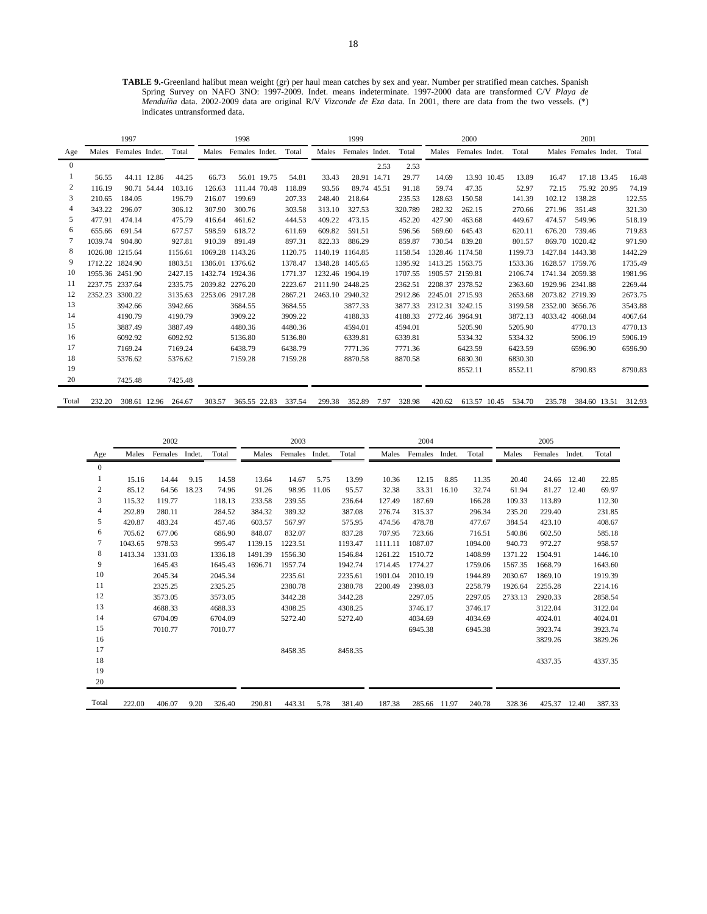**TABLE 9.-**Greenland halibut mean weight (gr) per haul mean catches by sex and year. Number per stratified mean catches. Spanish Spring Survey on NAFO 3NO: 1997-2009. Indet. means indeterminate. 1997-2000 data are transformed C/V *Playa de Menduíña* data. 2002-2009 data are original R/V *Vizconde de Eza* data. In 2001, there are data from the two vessels. (*) indicates untransformed data.

| | 1997 | | | | 1998 | | | | 1999 | | | | 2000 | | | | 2001 | | | |
|---|---|---|---|---|---|---|---|---|---|---|---|---|---|---|---|---|---|---|---|---|
| Age | Males | Females | Indet. | Total | Males | Females | Indet. | Total | Males | Females | Indet. | Total | Males | Females | Indet. | Total | Males | Females | Indet. | Total |
| 0 | | | | | | | | | | | 2.53 | 2.53 | | | | | | | | |
| 1 | 56.55 | 44.11 | 12.86 | 44.25 | 66.73 | 56.01 | 19.75 | 54.81 | 33.43 | 28.91 | 14.71 | 29.77 | 14.69 | 13.93 | 10.45 | 13.89 | 16.47 | 17.18 | 13.45 | 16.48 |
| 2 | 116.19 | 90.71 | 54.44 | 103.16 | 126.63 | 111.44 | 70.48 | 118.89 | 93.56 | 89.74 | 45.51 | 91.18 | 59.74 | 47.35 | | 52.97 | 72.15 | 75.92 | 20.95 | 74.19 |
| 3 | 210.65 | 184.05 | | 196.79 | 216.07 | 199.69 | | 207.33 | 248.40 | 218.64 | | 235.53 | 128.63 | 150.58 | | 141.39 | 102.12 | 138.28 | | 122.55 |
| 4 | 343.22 | 296.07 | | 306.12 | 307.90 | 300.76 | | 303.58 | 313.10 | 327.53 | | 320.789 | 282.32 | 262.15 | | 270.66 | 271.96 | 351.48 | | 321.30 |
| 5 | 477.91 | 474.14 | | 475.79 | 416.64 | 461.62 | | 444.53 | 409.22 | 473.15 | | 452.20 | 427.90 | 463.68 | | 449.67 | 474.57 | 549.96 | | 518.19 |
| 6 | 655.66 | 691.54 | | 677.57 | 598.59 | 618.72 | | 611.69 | 609.82 | 591.51 | | 596.56 | 569.60 | 645.43 | | 620.11 | 676.20 | 739.46 | | 719.83 |
| 7 | 1039.74 | 904.80 | | 927.81 | 910.39 | 891.49 | | 897.31 | 822.33 | 886.29 | | 859.87 | 730.54 | 839.28 | | 801.57 | 869.70 | 1020.42 | | 971.90 |
| 8 | 1026.08 | 1215.64 | | 1156.61 | 1069.28 | 1143.26 | | 1120.75 | 1140.19 | 1164.85 | | 1158.54 | 1328.46 | 1174.58 | | 1199.73 | 1427.84 | 1443.38 | | 1442.29 |
| 9 | 1712.22 | 1824.90 | | 1803.51 | 1386.01 | 1376.62 | | 1378.47 | 1348.28 | 1405.65 | | 1395.92 | 1413.25 | 1563.75 | | 1533.36 | 1628.57 | 1759.76 | | 1735.49 |
| 10 | 1955.36 | 2451.90 | | 2427.15 | 1432.74 | 1924.36 | | 1771.37 | 1232.46 | 1904.19 | | 1707.55 | 1905.57 | 2159.81 | | 2106.74 | 1741.34 | 2059.38 | | 1981.96 |
| 11 | 2237.75 | 2337.64 | | 2335.75 | 2039.82 | 2276.20 | | 2223.67 | 2111.90 | 2448.25 | | 2362.51 | 2208.37 | 2378.52 | | 2363.60 | 1929.96 | 2341.88 | | 2269.44 |
| 12 | 2352.23 | 3300.22 | | 3135.63 | 2253.06 | 2917.28 | | 2867.21 | 2463.10 | 2940.32 | | 2912.86 | 2245.01 | 2715.93 | | 2653.68 | 2073.82 | 2719.39 | | 2673.75 |
| 13 | | 3942.66 | | 3942.66 | | 3684.55 | | 3684.55 | | 3877.33 | | 3877.33 | 2312.31 | 3242.15 | | 3199.58 | 2352.00 | 3656.76 | | 3543.88 |
| 14 | | 4190.79 | | 4190.79 | | 3909.22 | | 3909.22 | | 4188.33 | | 4188.33 | 2772.46 | 3964.91 | | 3872.13 | 4033.42 | 4068.04 | | 4067.64 |
| 15 | | 3887.49 | | 3887.49 | | 4480.36 | | 4480.36 | | 4594.01 | | 4594.01 | | 5205.90 | | 5205.90 | | 4770.13 | | 4770.13 |
| 16 | | 6092.92 | | 6092.92 | | 5136.80 | | 5136.80 | | 6339.81 | | 6339.81 | | 5334.32 | | 5334.32 | | 5906.19 | | 5906.19 |
| 17 | | 7169.24 | | 7169.24 | | 6438.79 | | 6438.79 | | 7771.36 | | 7771.36 | | 6423.59 | | 6423.59 | | 6596.90 | | 6596.90 |
| 18 | | 5376.62 | | 5376.62 | | 7159.28 | | 7159.28 | | 8870.58 | | 8870.58 | | 6830.30 | | 6830.30 | | | | |
| 19 | | | | | | | | | | | | | | 8552.11 | | 8552.11 | | 8790.83 | | 8790.83 |
| 20 | | 7425.48 | | 7425.48 | | | | | | | | | | | | | | | | |
| Total | 232.20 | 308.61 | 12.96 | 264.67 | 303.57 | 365.55 | 22.83 | 337.54 | 299.38 | 352.89 | 7.97 | 328.98 | 420.62 | 613.57 | 10.45 | 534.70 | 235.78 | 384.60 | 13.51 | 312.93 |

| | 2002 | | | | 2003 | | | | 2004 | | | | 2005 | | | |
|---|---|---|---|---|---|---|---|---|---|---|---|---|---|---|---|---|
| Age | Males | Females | Indet. | Total | Males | Females | Indet. | Total | Males | Females | Indet. | Total | Males | Females | Indet. | Total |
| 0 | | | | | | | | | | | | | | | | |
| 1 | 15.16 | 14.44 | 9.15 | 14.58 | 13.64 | 14.67 | 5.75 | 13.99 | 10.36 | 12.15 | 8.85 | 11.35 | 20.40 | 24.66 | 12.40 | 22.85 |
| 2 | 85.12 | 64.56 | 18.23 | 74.96 | 91.26 | 98.95 | 11.06 | 95.57 | 32.38 | 33.31 | 16.10 | 32.74 | 61.94 | 81.27 | 12.40 | 69.97 |
| 3 | 115.32 | 119.77 | | 118.13 | 233.58 | 239.55 | | 236.64 | 127.49 | 187.69 | | 166.28 | 109.33 | 113.89 | | 112.30 |
| 4 | 292.89 | 280.11 | | 284.52 | 384.32 | 389.32 | | 387.08 | 276.74 | 315.37 | | 296.34 | 235.20 | 229.40 | | 231.85 |
| 5 | 420.87 | 483.24 | | 457.46 | 603.57 | 567.97 | | 575.95 | 474.56 | 478.78 | | 477.67 | 384.54 | 423.10 | | 408.67 |
| 6 | 705.62 | 677.06 | | 686.90 | 848.07 | 832.07 | | 837.28 | 707.95 | 723.66 | | 716.51 | 540.86 | 602.50 | | 585.18 |
| 7 | 1043.65 | 978.53 | | 995.47 | 1139.15 | 1223.51 | | 1193.47 | 1111.11 | 1087.07 | | 1094.00 | 940.73 | 972.27 | | 958.57 |
| 8 | 1413.34 | 1331.03 | | 1336.18 | 1491.39 | 1556.30 | | 1546.84 | 1261.22 | 1510.72 | | 1408.99 | 1371.22 | 1504.91 | | 1446.10 |
| 9 | | 1645.43 | | 1645.43 | 1696.71 | 1957.74 | | 1942.74 | 1714.45 | 1774.27 | | 1759.06 | 1567.35 | 1668.79 | | 1643.60 |
| 10 | | 2045.34 | | 2045.34 | | 2235.61 | | 2235.61 | 1901.04 | 2010.19 | | 1944.89 | 2030.67 | 1869.10 | | 1919.39 |
| 11 | | 2325.25 | | 2325.25 | | 2380.78 | | 2380.78 | 2200.49 | 2398.03 | | 2258.79 | 1926.64 | 2255.28 | | 2214.16 |
| 12 | | 3573.05 | | 3573.05 | | 3442.28 | | 3442.28 | | 2297.05 | | 2297.05 | 2733.13 | 2920.33 | | 2858.54 |
| 13 | | 4688.33 | | 4688.33 | | 4308.25 | | 4308.25 | | 3746.17 | | 3746.17 | | 3122.04 | | 3122.04 |
| 14 | | 6704.09 | | 6704.09 | | 5272.40 | | 5272.40 | | 4034.69 | | 4034.69 | | 4024.01 | | 4024.01 |
| 15 | | 7010.77 | | 7010.77 | | | | | | 6945.38 | | 6945.38 | | 3923.74 | | 3923.74 |
| 16 | | | | | | | | | | | | | | 3829.26 | | 3829.26 |
| 17 | | | | | | 8458.35 | | 8458.35 | | | | | | | | |
| 18 | | | | | | | | | | | | | | 4337.35 | | 4337.35 |
| 19 | | | | | | | | | | | | | | | | |
| 20 | | | | | | | | | | | | | | | | |
| Total | 222.00 | 406.07 | 9.20 | 326.40 | 290.81 | 443.31 | 5.78 | 381.40 | 187.38 | 285.66 | 11.97 | 240.78 | 328.36 | 425.37 | 12.40 | 387.33 |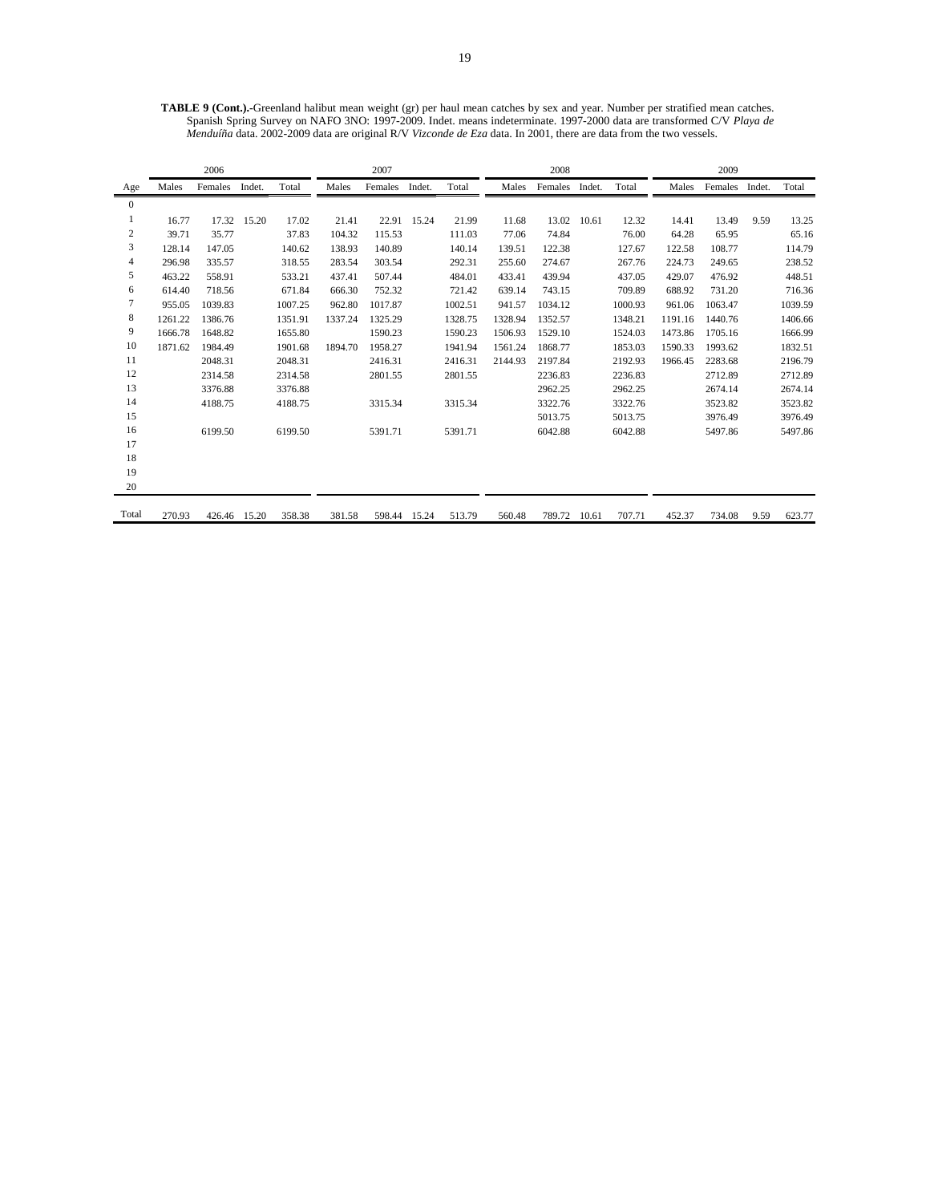**TABLE 9 (Cont.).**-Greenland halibut mean weight (gr) per haul mean catches by sex and year. Number per stratified mean catches. Spanish Spring Survey on NAFO 3NO: 1997-2009. Indet. means indeterminate. 1997-2000 data are transformed C/V *Playa de Menduíña* data. 2002-2009 data are original R/V *Vizconde de Eza* data. In 2001, there are data from the two vessels.

| | 2006 | | | | 2007 | | | | 2008 | | | | 2009 | | | |
|---|---|---|---|---|---|---|---|---|---|---|---|---|---|---|---|---|
| Age | Males | Females | Indet. | Total | Males | Females | Indet. | Total | Males | Females | Indet. | Total | Males | Females | Indet. | Total |
| 0 | | | | | | | | | | | | | | | | |
| 1 | 16.77 | 17.32 | 15.20 | 17.02 | 21.41 | 22.91 | 15.24 | 21.99 | 11.68 | 13.02 | 10.61 | 12.32 | 14.41 | 13.49 | 9.59 | 13.25 |
| 2 | 39.71 | 35.77 | | 37.83 | 104.32 | 115.53 | | 111.03 | 77.06 | 74.84 | | 76.00 | 64.28 | 65.95 | | 65.16 |
| 3 | 128.14 | 147.05 | | 140.62 | 138.93 | 140.89 | | 140.14 | 139.51 | 122.38 | | 127.67 | 122.58 | 108.77 | | 114.79 |
| 4 | 296.98 | 335.57 | | 318.55 | 283.54 | 303.54 | | 292.31 | 255.60 | 274.67 | | 267.76 | 224.73 | 249.65 | | 238.52 |
| 5 | 463.22 | 558.91 | | 533.21 | 437.41 | 507.44 | | 484.01 | 433.41 | 439.94 | | 437.05 | 429.07 | 476.92 | | 448.51 |
| 6 | 614.40 | 718.56 | | 671.84 | 666.30 | 752.32 | | 721.42 | 639.14 | 743.15 | | 709.89 | 688.92 | 731.20 | | 716.36 |
| 7 | 955.05 | 1039.83 | | 1007.25 | 962.80 | 1017.87 | | 1002.51 | 941.57 | 1034.12 | | 1000.93 | 961.06 | 1063.47 | | 1039.59 |
| 8 | 1261.22 | 1386.76 | | 1351.91 | 1337.24 | 1325.29 | | 1328.75 | 1328.94 | 1352.57 | | 1348.21 | 1191.16 | 1440.76 | | 1406.66 |
| 9 | 1666.78 | 1648.82 | | 1655.80 | | 1590.23 | | 1590.23 | 1506.93 | 1529.10 | | 1524.03 | 1473.86 | 1705.16 | | 1666.99 |
| 10 | 1871.62 | 1984.49 | | 1901.68 | 1894.70 | 1958.27 | | 1941.94 | 1561.24 | 1868.77 | | 1853.03 | 1590.33 | 1993.62 | | 1832.51 |
| 11 | | 2048.31 | | 2048.31 | | 2416.31 | | 2416.31 | 2144.93 | 2197.84 | | 2192.93 | 1966.45 | 2283.68 | | 2196.79 |
| 12 | | 2314.58 | | 2314.58 | | 2801.55 | | 2801.55 | | 2236.83 | | 2236.83 | | 2712.89 | | 2712.89 |
| 13 | | 3376.88 | | 3376.88 | | | | | | 2962.25 | | 2962.25 | | 2674.14 | | 2674.14 |
| 14 | | 4188.75 | | 4188.75 | | 3315.34 | | 3315.34 | | 3322.76 | | 3322.76 | | 3523.82 | | 3523.82 |
| 15 | | | | | | | | | | 5013.75 | | 5013.75 | | 3976.49 | | 3976.49 |
| 16 | | 6199.50 | | 6199.50 | | 5391.71 | | 5391.71 | | 6042.88 | | 6042.88 | | 5497.86 | | 5497.86 |
| 17 | | | | | | | | | | | | | | | | |
| 18 | | | | | | | | | | | | | | | | |
| 19 | | | | | | | | | | | | | | | | |
| 20 | | | | | | | | | | | | | | | | |
| Total | 270.93 | 426.46 | 15.20 | 358.38 | 381.58 | 598.44 | 15.24 | 513.79 | 560.48 | 789.72 | 10.61 | 707.71 | 452.37 | 734.08 | 9.59 | 623.77 |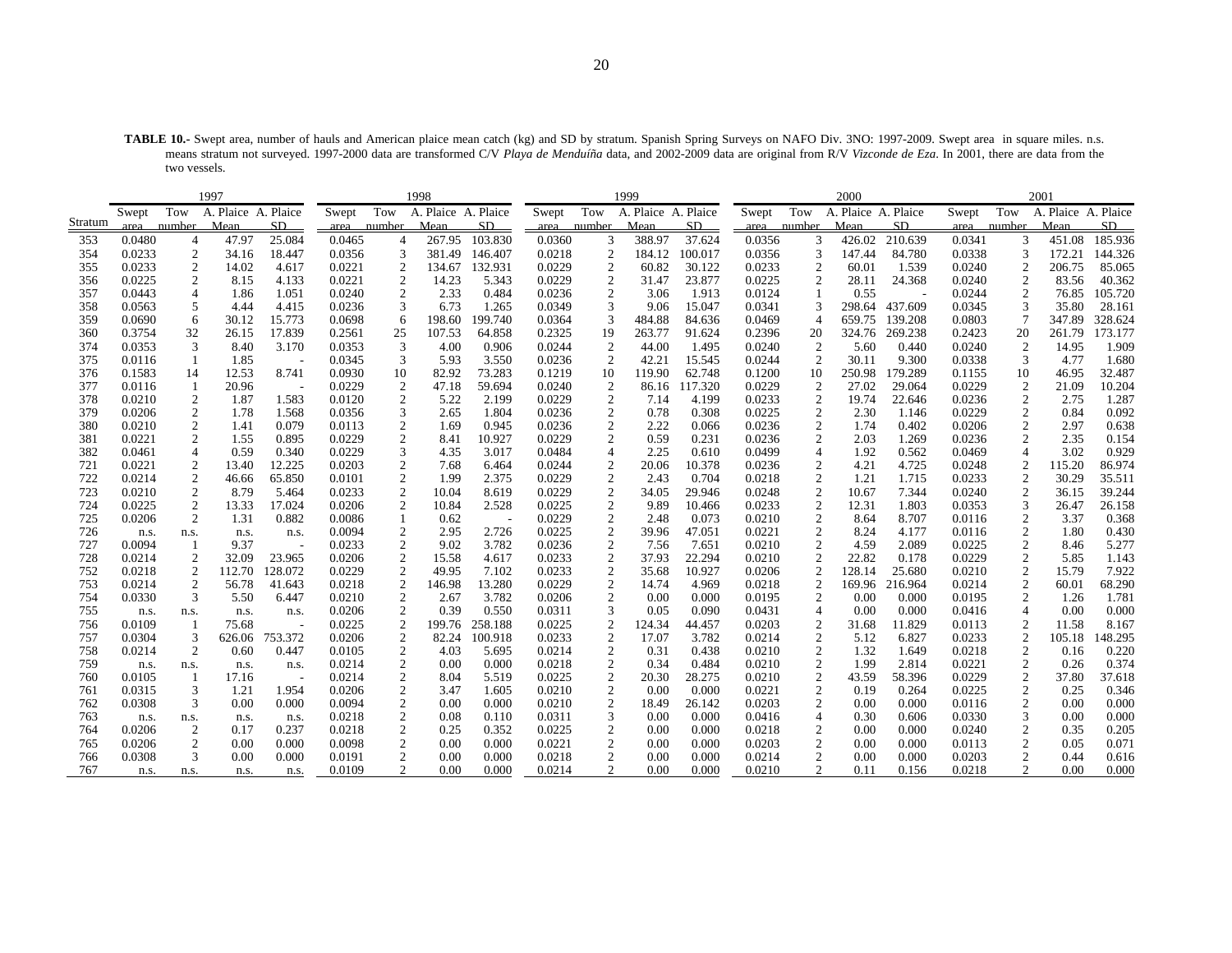**TABLE 10.-** Swept area, number of hauls and American plaice mean catch (kg) and SD by stratum. Spanish Spring Surveys on NAFO Div. 3NO: 1997-2009. Swept area in square miles. n.s. means stratum not surveyed. 1997-2000 data are transformed C/V *Playa de Menduíña* data, and 2002-2009 data are original from R/V *Vizconde de Eza*. In 2001, there are data from the two vessels.

| | 1997 | | | | 1998 | | | | 1999 | | | | 2000 | | | | 2001 | | | |
|---|---|---|---|---|---|---|---|---|---|---|---|---|---|---|---|---|---|---|---|---|
| Stratum | Swept area | Tow number | A. Plaice Mean | A. Plaice SD | Swept area | Tow number | A. Plaice Mean | A. Plaice SD | Swept area | Tow number | A. Plaice Mean | A. Plaice SD | Swept area | Tow number | A. Plaice Mean | A. Plaice SD | Swept area | Tow number | A. Plaice Mean | A. Plaice SD |
| 353 | 0.0480 | 4 | 47.97 | 25.084 | 0.0465 | 4 | 267.95 | 103.830 | 0.0360 | 3 | 388.97 | 37.624 | 0.0356 | 3 | 426.02 | 210.639 | 0.0341 | 3 | 451.08 | 185.936 |
| 354 | 0.0233 | 2 | 34.16 | 18.447 | 0.0356 | 3 | 381.49 | 146.407 | 0.0218 | 2 | 184.12 | 100.017 | 0.0356 | 3 | 147.44 | 84.780 | 0.0338 | 3 | 172.21 | 144.326 |
| 355 | 0.0233 | 2 | 14.02 | 4.617 | 0.0221 | 2 | 134.67 | 132.931 | 0.0229 | 2 | 60.82 | 30.122 | 0.0233 | 2 | 60.01 | 1.539 | 0.0240 | 2 | 206.75 | 85.065 |
| 356 | 0.0225 | 2 | 8.15 | 4.133 | 0.0221 | 2 | 14.23 | 5.343 | 0.0229 | 2 | 31.47 | 23.877 | 0.0225 | 2 | 28.11 | 24.368 | 0.0240 | 2 | 83.56 | 40.362 |
| 357 | 0.0443 | 4 | 1.86 | 1.051 | 0.0240 | 2 | 2.33 | 0.484 | 0.0236 | 2 | 3.06 | 1.913 | 0.0124 | 1 | 0.55 | - | 0.0244 | 2 | 76.85 | 105.720 |
| 358 | 0.0563 | 5 | 4.44 | 4.415 | 0.0236 | 3 | 6.73 | 1.265 | 0.0349 | 3 | 9.06 | 15.047 | 0.0341 | 3 | 298.64 | 437.609 | 0.0345 | 3 | 35.80 | 28.161 |
| 359 | 0.0690 | 6 | 30.12 | 15.773 | 0.0698 | 6 | 198.60 | 199.740 | 0.0364 | 3 | 484.88 | 84.636 | 0.0469 | 4 | 659.75 | 139.208 | 0.0803 | 7 | 347.89 | 328.624 |
| 360 | 0.3754 | 32 | 26.15 | 17.839 | 0.2561 | 25 | 107.53 | 64.858 | 0.2325 | 19 | 263.77 | 91.624 | 0.2396 | 20 | 324.76 | 269.238 | 0.2423 | 20 | 261.79 | 173.177 |
| 374 | 0.0353 | 3 | 8.40 | 3.170 | 0.0353 | 3 | 4.00 | 0.906 | 0.0244 | 2 | 44.00 | 1.495 | 0.0240 | 2 | 5.60 | 0.440 | 0.0240 | 2 | 14.95 | 1.909 |
| 375 | 0.0116 | 1 | 1.85 | - | 0.0345 | 3 | 5.93 | 3.550 | 0.0236 | 2 | 42.21 | 15.545 | 0.0244 | 2 | 30.11 | 9.300 | 0.0338 | 3 | 4.77 | 1.680 |
| 376 | 0.1583 | 14 | 12.53 | 8.741 | 0.0930 | 10 | 82.92 | 73.283 | 0.1219 | 10 | 119.90 | 62.748 | 0.1200 | 10 | 250.98 | 179.289 | 0.1155 | 10 | 46.95 | 32.487 |
| 377 | 0.0116 | 1 | 20.96 | - | 0.0229 | 2 | 47.18 | 59.694 | 0.0240 | 2 | 86.16 | 117.320 | 0.0229 | 2 | 27.02 | 29.064 | 0.0229 | 2 | 21.09 | 10.204 |
| 378 | 0.0210 | 2 | 1.87 | 1.583 | 0.0120 | 2 | 5.22 | 2.199 | 0.0229 | 2 | 7.14 | 4.199 | 0.0233 | 2 | 19.74 | 22.646 | 0.0236 | 2 | 2.75 | 1.287 |
| 379 | 0.0206 | 2 | 1.78 | 1.568 | 0.0356 | 3 | 2.65 | 1.804 | 0.0236 | 2 | 0.78 | 0.308 | 0.0225 | 2 | 2.30 | 1.146 | 0.0229 | 2 | 0.84 | 0.092 |
| 380 | 0.0210 | 2 | 1.41 | 0.079 | 0.0113 | 2 | 1.69 | 0.945 | 0.0236 | 2 | 2.22 | 0.066 | 0.0236 | 2 | 1.74 | 0.402 | 0.0206 | 2 | 2.97 | 0.638 |
| 381 | 0.0221 | 2 | 1.55 | 0.895 | 0.0229 | 2 | 8.41 | 10.927 | 0.0229 | 2 | 0.59 | 0.231 | 0.0236 | 2 | 2.03 | 1.269 | 0.0236 | 2 | 2.35 | 0.154 |
| 382 | 0.0461 | 4 | 0.59 | 0.340 | 0.0229 | 3 | 4.35 | 3.017 | 0.0484 | 4 | 2.25 | 0.610 | 0.0499 | 4 | 1.92 | 0.562 | 0.0469 | 4 | 3.02 | 0.929 |
| 721 | 0.0221 | 2 | 13.40 | 12.225 | 0.0203 | 2 | 7.68 | 6.464 | 0.0244 | 2 | 20.06 | 10.378 | 0.0236 | 2 | 4.21 | 4.725 | 0.0248 | 2 | 115.20 | 86.974 |
| 722 | 0.0214 | 2 | 46.66 | 65.850 | 0.0101 | 2 | 1.99 | 2.375 | 0.0229 | 2 | 2.43 | 0.704 | 0.0218 | 2 | 1.21 | 1.715 | 0.0233 | 2 | 30.29 | 35.511 |
| 723 | 0.0210 | 2 | 8.79 | 5.464 | 0.0233 | 2 | 10.04 | 8.619 | 0.0229 | 2 | 34.05 | 29.946 | 0.0248 | 2 | 10.67 | 7.344 | 0.0240 | 2 | 36.15 | 39.244 |
| 724 | 0.0225 | 2 | 13.33 | 17.024 | 0.0206 | 2 | 10.84 | 2.528 | 0.0225 | 2 | 9.89 | 10.466 | 0.0233 | 2 | 12.31 | 1.803 | 0.0353 | 3 | 26.47 | 26.158 |
| 725 | 0.0206 | 2 | 1.31 | 0.882 | 0.0086 | 1 | 0.62 | - | 0.0229 | 2 | 2.48 | 0.073 | 0.0210 | 2 | 8.64 | 8.707 | 0.0116 | 2 | 3.37 | 0.368 |
| 726 | n.s. | n.s. | n.s. | n.s. | 0.0094 | 2 | 2.95 | 2.726 | 0.0225 | 2 | 39.96 | 47.051 | 0.0221 | 2 | 8.24 | 4.177 | 0.0116 | 2 | 1.80 | 0.430 |
| 727 | 0.0094 | 1 | 9.37 | - | 0.0233 | 2 | 9.02 | 3.782 | 0.0236 | 2 | 7.56 | 7.651 | 0.0210 | 2 | 4.59 | 2.089 | 0.0225 | 2 | 8.46 | 5.277 |
| 728 | 0.0214 | 2 | 32.09 | 23.965 | 0.0206 | 2 | 15.58 | 4.617 | 0.0233 | 2 | 37.93 | 22.294 | 0.0210 | 2 | 22.82 | 0.178 | 0.0229 | 2 | 5.85 | 1.143 |
| 752 | 0.0218 | 2 | 112.70 | 128.072 | 0.0229 | 2 | 49.95 | 7.102 | 0.0233 | 2 | 35.68 | 10.927 | 0.0206 | 2 | 128.14 | 25.680 | 0.0210 | 2 | 15.79 | 7.922 |
| 753 | 0.0214 | 2 | 56.78 | 41.643 | 0.0218 | 2 | 146.98 | 13.280 | 0.0229 | 2 | 14.74 | 4.969 | 0.0218 | 2 | 169.96 | 216.964 | 0.0214 | 2 | 60.01 | 68.290 |
| 754 | 0.0330 | 3 | 5.50 | 6.447 | 0.0210 | 2 | 2.67 | 3.782 | 0.0206 | 2 | 0.00 | 0.000 | 0.0195 | 2 | 0.00 | 0.000 | 0.0195 | 2 | 1.26 | 1.781 |
| 755 | n.s. | n.s. | n.s. | n.s. | 0.0206 | 2 | 0.39 | 0.550 | 0.0311 | 3 | 0.05 | 0.090 | 0.0431 | 4 | 0.00 | 0.000 | 0.0416 | 4 | 0.00 | 0.000 |
| 756 | 0.0109 | 1 | 75.68 | - | 0.0225 | 2 | 199.76 | 258.188 | 0.0225 | 2 | 124.34 | 44.457 | 0.0203 | 2 | 31.68 | 11.829 | 0.0113 | 2 | 11.58 | 8.167 |
| 757 | 0.0304 | 3 | 626.06 | 753.372 | 0.0206 | 2 | 82.24 | 100.918 | 0.0233 | 2 | 17.07 | 3.782 | 0.0214 | 2 | 5.12 | 6.827 | 0.0233 | 2 | 105.18 | 148.295 |
| 758 | 0.0214 | 2 | 0.60 | 0.447 | 0.0105 | 2 | 4.03 | 5.695 | 0.0214 | 2 | 0.31 | 0.438 | 0.0210 | 2 | 1.32 | 1.649 | 0.0218 | 2 | 0.16 | 0.220 |
| 759 | n.s. | n.s. | n.s. | n.s. | 0.0214 | 2 | 0.00 | 0.000 | 0.0218 | 2 | 0.34 | 0.484 | 0.0210 | 2 | 1.99 | 2.814 | 0.0221 | 2 | 0.26 | 0.374 |
| 760 | 0.0105 | 1 | 17.16 | - | 0.0214 | 2 | 8.04 | 5.519 | 0.0225 | 2 | 20.30 | 28.275 | 0.0210 | 2 | 43.59 | 58.396 | 0.0229 | 2 | 37.80 | 37.618 |
| 761 | 0.0315 | 3 | 1.21 | 1.954 | 0.0206 | 2 | 3.47 | 1.605 | 0.0210 | 2 | 0.00 | 0.000 | 0.0221 | 2 | 0.19 | 0.264 | 0.0225 | 2 | 0.25 | 0.346 |
| 762 | 0.0308 | 3 | 0.00 | 0.000 | 0.0094 | 2 | 0.00 | 0.000 | 0.0210 | 2 | 18.49 | 26.142 | 0.0203 | 2 | 0.00 | 0.000 | 0.0116 | 2 | 0.00 | 0.000 |
| 763 | n.s. | n.s. | n.s. | n.s. | 0.0218 | 2 | 0.08 | 0.110 | 0.0311 | 3 | 0.00 | 0.000 | 0.0416 | 4 | 0.30 | 0.606 | 0.0330 | 3 | 0.00 | 0.000 |
| 764 | 0.0206 | 2 | 0.17 | 0.237 | 0.0218 | 2 | 0.25 | 0.352 | 0.0225 | 2 | 0.00 | 0.000 | 0.0218 | 2 | 0.00 | 0.000 | 0.0240 | 2 | 0.35 | 0.205 |
| 765 | 0.0206 | 2 | 0.00 | 0.000 | 0.0098 | 2 | 0.00 | 0.000 | 0.0221 | 2 | 0.00 | 0.000 | 0.0203 | 2 | 0.00 | 0.000 | 0.0113 | 2 | 0.05 | 0.071 |
| 766 | 0.0308 | 3 | 0.00 | 0.000 | 0.0191 | 2 | 0.00 | 0.000 | 0.0218 | 2 | 0.00 | 0.000 | 0.0214 | 2 | 0.00 | 0.000 | 0.0203 | 2 | 0.44 | 0.616 |
| 767 | n.s. | n.s. | n.s. | n.s. | 0.0109 | 2 | 0.00 | 0.000 | 0.0214 | 2 | 0.00 | 0.000 | 0.0210 | 2 | 0.11 | 0.156 | 0.0218 | 2 | 0.00 | 0.000 |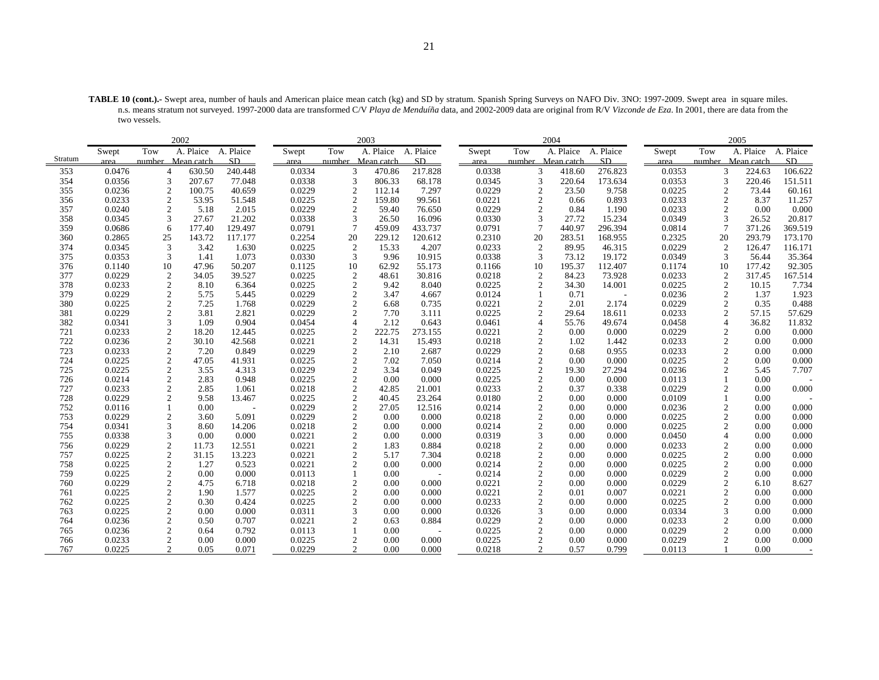**TABLE 10 (cont.).-** Swept area, number of hauls and American plaice mean catch (kg) and SD by stratum. Spanish Spring Surveys on NAFO Div. 3NO: 1997-2009. Swept area in square miles. n.s. means stratum not surveyed. 1997-2000 data are transformed C/V *Playa de Menduíña* data, and 2002-2009 data are original from R/V *Vizconde de Eza*. In 2001, there are data from the two vessels.

| | 2002 | | | | 2003 | | | | 2004 | | | | 2005 | | | |
|---|---|---|---|---|---|---|---|---|---|---|---|---|---|---|---|---|
| Stratum | Swept area | Tow number | A. Plaice Mean catch | A. Plaice SD | Swept area | Tow number | A. Plaice Mean catch | A. Plaice SD | Swept area | Tow number | A. Plaice Mean catch | A. Plaice SD | Swept area | Tow number | A. Plaice Mean catch | A. Plaice SD |
| 353 | 0.0476 | 4 | 630.50 | 240.448 | 0.0334 | 3 | 470.86 | 217.828 | 0.0338 | 3 | 418.60 | 276.823 | 0.0353 | 3 | 224.63 | 106.622 |
| 354 | 0.0356 | 3 | 207.67 | 77.048 | 0.0338 | 3 | 806.33 | 68.178 | 0.0345 | 3 | 220.64 | 173.634 | 0.0353 | 3 | 220.46 | 151.511 |
| 355 | 0.0236 | 2 | 100.75 | 40.659 | 0.0229 | 2 | 112.14 | 7.297 | 0.0229 | 2 | 23.50 | 9.758 | 0.0225 | 2 | 73.44 | 60.161 |
| 356 | 0.0233 | 2 | 53.95 | 51.548 | 0.0225 | 2 | 159.80 | 99.561 | 0.0221 | 2 | 0.66 | 0.893 | 0.0233 | 2 | 8.37 | 11.257 |
| 357 | 0.0240 | 2 | 5.18 | 2.015 | 0.0229 | 2 | 59.40 | 76.650 | 0.0229 | 2 | 0.84 | 1.190 | 0.0233 | 2 | 0.00 | 0.000 |
| 358 | 0.0345 | 3 | 27.67 | 21.202 | 0.0338 | 3 | 26.50 | 16.096 | 0.0330 | 3 | 27.72 | 15.234 | 0.0349 | 3 | 26.52 | 20.817 |
| 359 | 0.0686 | 6 | 177.40 | 129.497 | 0.0791 | 7 | 459.09 | 433.737 | 0.0791 | 7 | 440.97 | 296.394 | 0.0814 | 7 | 371.26 | 369.519 |
| 360 | 0.2865 | 25 | 143.72 | 117.177 | 0.2254 | 20 | 229.12 | 120.612 | 0.2310 | 20 | 283.51 | 168.955 | 0.2325 | 20 | 293.79 | 173.170 |
| 374 | 0.0345 | 3 | 3.42 | 1.630 | 0.0225 | 2 | 15.33 | 4.207 | 0.0233 | 2 | 89.95 | 46.315 | 0.0229 | 2 | 126.47 | 116.171 |
| 375 | 0.0353 | 3 | 1.41 | 1.073 | 0.0330 | 3 | 9.96 | 10.915 | 0.0338 | 3 | 73.12 | 19.172 | 0.0349 | 3 | 56.44 | 35.364 |
| 376 | 0.1140 | 10 | 47.96 | 50.207 | 0.1125 | 10 | 62.92 | 55.173 | 0.1166 | 10 | 195.37 | 112.407 | 0.1174 | 10 | 177.42 | 92.305 |
| 377 | 0.0229 | 2 | 34.05 | 39.527 | 0.0225 | 2 | 48.61 | 30.816 | 0.0218 | 2 | 84.23 | 73.928 | 0.0233 | 2 | 317.45 | 167.514 |
| 378 | 0.0233 | 2 | 8.10 | 6.364 | 0.0225 | 2 | 9.42 | 8.040 | 0.0225 | 2 | 34.30 | 14.001 | 0.0225 | 2 | 10.15 | 7.734 |
| 379 | 0.0229 | 2 | 5.75 | 5.445 | 0.0229 | 2 | 3.47 | 4.667 | 0.0124 | 1 | 0.71 | - | 0.0236 | 2 | 1.37 | 1.923 |
| 380 | 0.0225 | 2 | 7.25 | 1.768 | 0.0229 | 2 | 6.68 | 0.735 | 0.0221 | 2 | 2.01 | 2.174 | 0.0229 | 2 | 0.35 | 0.488 |
| 381 | 0.0229 | 2 | 3.81 | 2.821 | 0.0229 | 2 | 7.70 | 3.111 | 0.0225 | 2 | 29.64 | 18.611 | 0.0233 | 2 | 57.15 | 57.629 |
| 382 | 0.0341 | 3 | 1.09 | 0.904 | 0.0454 | 4 | 2.12 | 0.643 | 0.0461 | 4 | 55.76 | 49.674 | 0.0458 | 4 | 36.82 | 11.832 |
| 721 | 0.0233 | 2 | 18.20 | 12.445 | 0.0225 | 2 | 222.75 | 273.155 | 0.0221 | 2 | 0.00 | 0.000 | 0.0229 | 2 | 0.00 | 0.000 |
| 722 | 0.0236 | 2 | 30.10 | 42.568 | 0.0221 | 2 | 14.31 | 15.493 | 0.0218 | 2 | 1.02 | 1.442 | 0.0233 | 2 | 0.00 | 0.000 |
| 723 | 0.0233 | 2 | 7.20 | 0.849 | 0.0229 | 2 | 2.10 | 2.687 | 0.0229 | 2 | 0.68 | 0.955 | 0.0233 | 2 | 0.00 | 0.000 |
| 724 | 0.0225 | 2 | 47.05 | 41.931 | 0.0225 | 2 | 7.02 | 7.050 | 0.0214 | 2 | 0.00 | 0.000 | 0.0225 | 2 | 0.00 | 0.000 |
| 725 | 0.0225 | 2 | 3.55 | 4.313 | 0.0229 | 2 | 3.34 | 0.049 | 0.0225 | 2 | 19.30 | 27.294 | 0.0236 | 2 | 5.45 | 7.707 |
| 726 | 0.0214 | 2 | 2.83 | 0.948 | 0.0225 | 2 | 0.00 | 0.000 | 0.0225 | 2 | 0.00 | 0.000 | 0.0113 | 1 | 0.00 | - |
| 727 | 0.0233 | 2 | 2.85 | 1.061 | 0.0218 | 2 | 42.85 | 21.001 | 0.0233 | 2 | 0.37 | 0.338 | 0.0229 | 2 | 0.00 | 0.000 |
| 728 | 0.0229 | 2 | 9.58 | 13.467 | 0.0225 | 2 | 40.45 | 23.264 | 0.0180 | 2 | 0.00 | 0.000 | 0.0109 | 1 | 0.00 | - |
| 752 | 0.0116 | 1 | 0.00 | - | 0.0229 | 2 | 27.05 | 12.516 | 0.0214 | 2 | 0.00 | 0.000 | 0.0236 | 2 | 0.00 | 0.000 |
| 753 | 0.0229 | 2 | 3.60 | 5.091 | 0.0229 | 2 | 0.00 | 0.000 | 0.0218 | 2 | 0.00 | 0.000 | 0.0225 | 2 | 0.00 | 0.000 |
| 754 | 0.0341 | 3 | 8.60 | 14.206 | 0.0218 | 2 | 0.00 | 0.000 | 0.0214 | 2 | 0.00 | 0.000 | 0.0225 | 2 | 0.00 | 0.000 |
| 755 | 0.0338 | 3 | 0.00 | 0.000 | 0.0221 | 2 | 0.00 | 0.000 | 0.0319 | 3 | 0.00 | 0.000 | 0.0450 | 4 | 0.00 | 0.000 |
| 756 | 0.0229 | 2 | 11.73 | 12.551 | 0.0221 | 2 | 1.83 | 0.884 | 0.0218 | 2 | 0.00 | 0.000 | 0.0233 | 2 | 0.00 | 0.000 |
| 757 | 0.0225 | 2 | 31.15 | 13.223 | 0.0221 | 2 | 5.17 | 7.304 | 0.0218 | 2 | 0.00 | 0.000 | 0.0225 | 2 | 0.00 | 0.000 |
| 758 | 0.0225 | 2 | 1.27 | 0.523 | 0.0221 | 2 | 0.00 | 0.000 | 0.0214 | 2 | 0.00 | 0.000 | 0.0225 | 2 | 0.00 | 0.000 |
| 759 | 0.0225 | 2 | 0.00 | 0.000 | 0.0113 | 1 | 0.00 | - | 0.0214 | 2 | 0.00 | 0.000 | 0.0229 | 2 | 0.00 | 0.000 |
| 760 | 0.0229 | 2 | 4.75 | 6.718 | 0.0218 | 2 | 0.00 | 0.000 | 0.0221 | 2 | 0.00 | 0.000 | 0.0229 | 2 | 6.10 | 8.627 |
| 761 | 0.0225 | 2 | 1.90 | 1.577 | 0.0225 | 2 | 0.00 | 0.000 | 0.0221 | 2 | 0.01 | 0.007 | 0.0221 | 2 | 0.00 | 0.000 |
| 762 | 0.0225 | 2 | 0.30 | 0.424 | 0.0225 | 2 | 0.00 | 0.000 | 0.0233 | 2 | 0.00 | 0.000 | 0.0225 | 2 | 0.00 | 0.000 |
| 763 | 0.0225 | 2 | 0.00 | 0.000 | 0.0311 | 3 | 0.00 | 0.000 | 0.0326 | 3 | 0.00 | 0.000 | 0.0334 | 3 | 0.00 | 0.000 |
| 764 | 0.0236 | 2 | 0.50 | 0.707 | 0.0221 | 2 | 0.63 | 0.884 | 0.0229 | 2 | 0.00 | 0.000 | 0.0233 | 2 | 0.00 | 0.000 |
| 765 | 0.0236 | 2 | 0.64 | 0.792 | 0.0113 | 1 | 0.00 | - | 0.0225 | 2 | 0.00 | 0.000 | 0.0229 | 2 | 0.00 | 0.000 |
| 766 | 0.0233 | 2 | 0.00 | 0.000 | 0.0225 | 2 | 0.00 | 0.000 | 0.0225 | 2 | 0.00 | 0.000 | 0.0229 | 2 | 0.00 | 0.000 |
| 767 | 0.0225 | 2 | 0.05 | 0.071 | 0.0229 | 2 | 0.00 | 0.000 | 0.0218 | 2 | 0.57 | 0.799 | 0.0113 | 1 | 0.00 | - |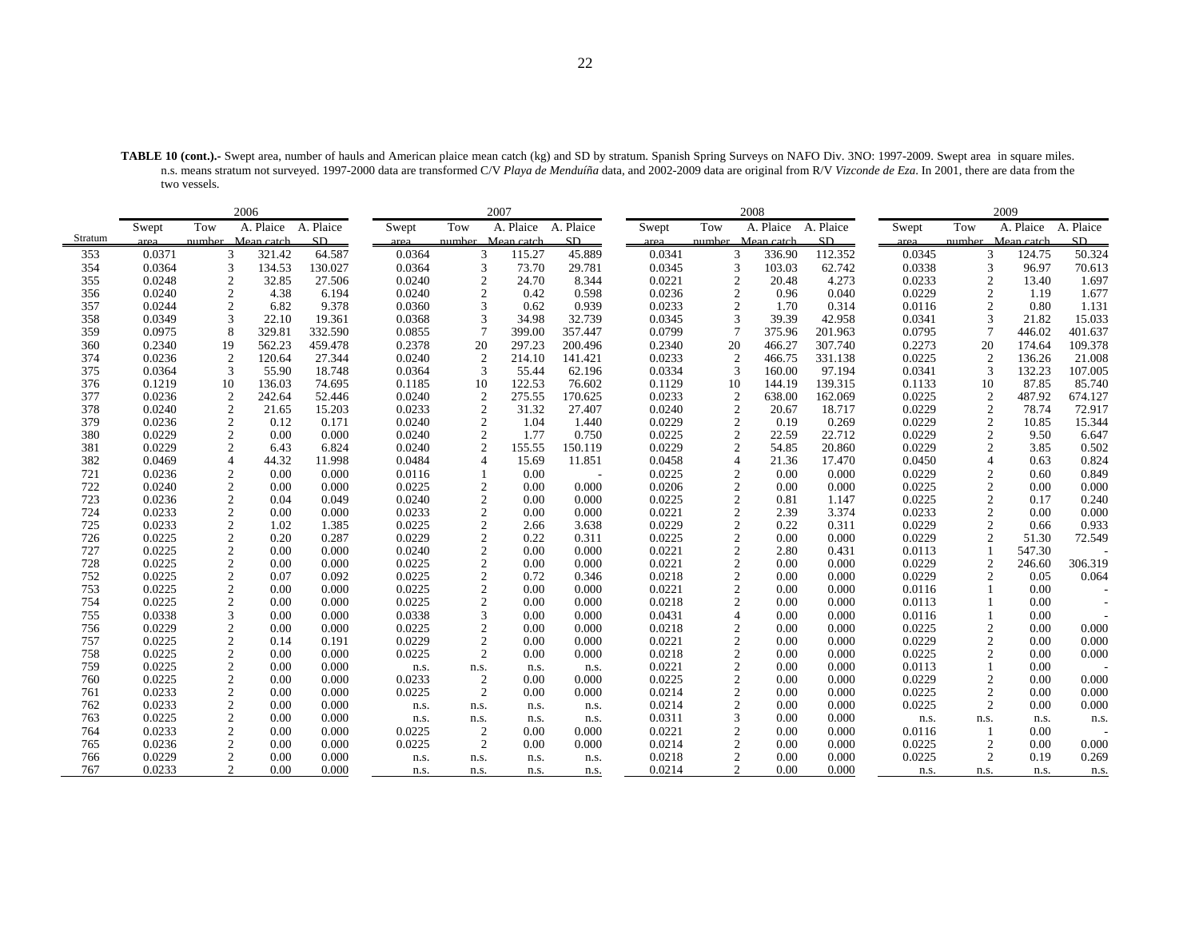**TABLE 10 (cont.).-** Swept area, number of hauls and American plaice mean catch (kg) and SD by stratum. Spanish Spring Surveys on NAFO Div. 3NO: 1997-2009. Swept area in square miles. n.s. means stratum not surveyed. 1997-2000 data are transformed C/V *Playa de Menduíña* data, and 2002-2009 data are original from R/V *Vizconde de Eza*. In 2001, there are data from the two vessels.

| | 2006 | | | | 2007 | | | | 2008 | | | | 2009 | | | |
|---|---|---|---|---|---|---|---|---|---|---|---|---|---|---|---|---|
| Stratum | Swept area | Tow number | A. Plaice Mean catch | A. Plaice SD | Swept area | Tow number | A. Plaice Mean catch | A. Plaice SD | Swept area | Tow number | A. Plaice Mean catch | A. Plaice SD | Swept area | Tow number | A. Plaice Mean catch | A. Plaice SD |
| 353 | 0.0371 | 3 | 321.42 | 64.587 | 0.0364 | 3 | 115.27 | 45.889 | 0.0341 | 3 | 336.90 | 112.352 | 0.0345 | 3 | 124.75 | 50.324 |
| 354 | 0.0364 | 3 | 134.53 | 130.027 | 0.0364 | 3 | 73.70 | 29.781 | 0.0345 | 3 | 103.03 | 62.742 | 0.0338 | 3 | 96.97 | 70.613 |
| 355 | 0.0248 | 2 | 32.85 | 27.506 | 0.0240 | 2 | 24.70 | 8.344 | 0.0221 | 2 | 20.48 | 4.273 | 0.0233 | 2 | 13.40 | 1.697 |
| 356 | 0.0240 | 2 | 4.38 | 6.194 | 0.0240 | 2 | 0.42 | 0.598 | 0.0236 | 2 | 0.96 | 0.040 | 0.0229 | 2 | 1.19 | 1.677 |
| 357 | 0.0244 | 2 | 6.82 | 9.378 | 0.0360 | 3 | 0.62 | 0.939 | 0.0233 | 2 | 1.70 | 0.314 | 0.0116 | 2 | 0.80 | 1.131 |
| 358 | 0.0349 | 3 | 22.10 | 19.361 | 0.0368 | 3 | 34.98 | 32.739 | 0.0345 | 3 | 39.39 | 42.958 | 0.0341 | 3 | 21.82 | 15.033 |
| 359 | 0.0975 | 8 | 329.81 | 332.590 | 0.0855 | 7 | 399.00 | 357.447 | 0.0799 | 7 | 375.96 | 201.963 | 0.0795 | 7 | 446.02 | 401.637 |
| 360 | 0.2340 | 19 | 562.23 | 459.478 | 0.2378 | 20 | 297.23 | 200.496 | 0.2340 | 20 | 466.27 | 307.740 | 0.2273 | 20 | 174.64 | 109.378 |
| 374 | 0.0236 | 2 | 120.64 | 27.344 | 0.0240 | 2 | 214.10 | 141.421 | 0.0233 | 2 | 466.75 | 331.138 | 0.0225 | 2 | 136.26 | 21.008 |
| 375 | 0.0364 | 3 | 55.90 | 18.748 | 0.0364 | 3 | 55.44 | 62.196 | 0.0334 | 3 | 160.00 | 97.194 | 0.0341 | 3 | 132.23 | 107.005 |
| 376 | 0.1219 | 10 | 136.03 | 74.695 | 0.1185 | 10 | 122.53 | 76.602 | 0.1129 | 10 | 144.19 | 139.315 | 0.1133 | 10 | 87.85 | 85.740 |
| 377 | 0.0236 | 2 | 242.64 | 52.446 | 0.0240 | 2 | 275.55 | 170.625 | 0.0233 | 2 | 638.00 | 162.069 | 0.0225 | 2 | 487.92 | 674.127 |
| 378 | 0.0240 | 2 | 21.65 | 15.203 | 0.0233 | 2 | 31.32 | 27.407 | 0.0240 | 2 | 20.67 | 18.717 | 0.0229 | 2 | 78.74 | 72.917 |
| 379 | 0.0236 | 2 | 0.12 | 0.171 | 0.0240 | 2 | 1.04 | 1.440 | 0.0229 | 2 | 0.19 | 0.269 | 0.0229 | 2 | 10.85 | 15.344 |
| 380 | 0.0229 | 2 | 0.00 | 0.000 | 0.0240 | 2 | 1.77 | 0.750 | 0.0225 | 2 | 22.59 | 22.712 | 0.0229 | 2 | 9.50 | 6.647 |
| 381 | 0.0229 | 2 | 6.43 | 6.824 | 0.0240 | 2 | 155.55 | 150.119 | 0.0229 | 2 | 54.85 | 20.860 | 0.0229 | 2 | 3.85 | 0.502 |
| 382 | 0.0469 | 4 | 44.32 | 11.998 | 0.0484 | 4 | 15.69 | 11.851 | 0.0458 | 4 | 21.36 | 17.470 | 0.0450 | 4 | 0.63 | 0.824 |
| 721 | 0.0236 | 2 | 0.00 | 0.000 | 0.0116 | 1 | 0.00 | - | 0.0225 | 2 | 0.00 | 0.000 | 0.0229 | 2 | 0.60 | 0.849 |
| 722 | 0.0240 | 2 | 0.00 | 0.000 | 0.0225 | 2 | 0.00 | 0.000 | 0.0206 | 2 | 0.00 | 0.000 | 0.0225 | 2 | 0.00 | 0.000 |
| 723 | 0.0236 | 2 | 0.04 | 0.049 | 0.0240 | 2 | 0.00 | 0.000 | 0.0225 | 2 | 0.81 | 1.147 | 0.0225 | 2 | 0.17 | 0.240 |
| 724 | 0.0233 | 2 | 0.00 | 0.000 | 0.0233 | 2 | 0.00 | 0.000 | 0.0221 | 2 | 2.39 | 3.374 | 0.0233 | 2 | 0.00 | 0.000 |
| 725 | 0.0233 | 2 | 1.02 | 1.385 | 0.0225 | 2 | 2.66 | 3.638 | 0.0229 | 2 | 0.22 | 0.311 | 0.0229 | 2 | 0.66 | 0.933 |
| 726 | 0.0225 | 2 | 0.20 | 0.287 | 0.0229 | 2 | 0.22 | 0.311 | 0.0225 | 2 | 0.00 | 0.000 | 0.0229 | 2 | 51.30 | 72.549 |
| 727 | 0.0225 | 2 | 0.00 | 0.000 | 0.0240 | 2 | 0.00 | 0.000 | 0.0221 | 2 | 2.80 | 0.431 | 0.0113 | 1 | 547.30 | - |
| 728 | 0.0225 | 2 | 0.00 | 0.000 | 0.0225 | 2 | 0.00 | 0.000 | 0.0221 | 2 | 0.00 | 0.000 | 0.0229 | 2 | 246.60 | 306.319 |
| 752 | 0.0225 | 2 | 0.07 | 0.092 | 0.0225 | 2 | 0.72 | 0.346 | 0.0218 | 2 | 0.00 | 0.000 | 0.0229 | 2 | 0.05 | 0.064 |
| 753 | 0.0225 | 2 | 0.00 | 0.000 | 0.0225 | 2 | 0.00 | 0.000 | 0.0221 | 2 | 0.00 | 0.000 | 0.0116 | 1 | 0.00 | - |
| 754 | 0.0225 | 2 | 0.00 | 0.000 | 0.0225 | 2 | 0.00 | 0.000 | 0.0218 | 2 | 0.00 | 0.000 | 0.0113 | 1 | 0.00 | - |
| 755 | 0.0338 | 3 | 0.00 | 0.000 | 0.0338 | 3 | 0.00 | 0.000 | 0.0431 | 4 | 0.00 | 0.000 | 0.0116 | 1 | 0.00 | - |
| 756 | 0.0229 | 2 | 0.00 | 0.000 | 0.0225 | 2 | 0.00 | 0.000 | 0.0218 | 2 | 0.00 | 0.000 | 0.0225 | 2 | 0.00 | 0.000 |
| 757 | 0.0225 | 2 | 0.14 | 0.191 | 0.0229 | 2 | 0.00 | 0.000 | 0.0221 | 2 | 0.00 | 0.000 | 0.0229 | 2 | 0.00 | 0.000 |
| 758 | 0.0225 | 2 | 0.00 | 0.000 | 0.0225 | 2 | 0.00 | 0.000 | 0.0218 | 2 | 0.00 | 0.000 | 0.0225 | 2 | 0.00 | 0.000 |
| 759 | 0.0225 | 2 | 0.00 | 0.000 | n.s. | n.s. | n.s. | n.s. | 0.0221 | 2 | 0.00 | 0.000 | 0.0113 | 1 | 0.00 | - |
| 760 | 0.0225 | 2 | 0.00 | 0.000 | 0.0233 | 2 | 0.00 | 0.000 | 0.0225 | 2 | 0.00 | 0.000 | 0.0229 | 2 | 0.00 | 0.000 |
| 761 | 0.0233 | 2 | 0.00 | 0.000 | 0.0225 | 2 | 0.00 | 0.000 | 0.0214 | 2 | 0.00 | 0.000 | 0.0225 | 2 | 0.00 | 0.000 |
| 762 | 0.0233 | 2 | 0.00 | 0.000 | n.s. | n.s. | n.s. | n.s. | 0.0214 | 2 | 0.00 | 0.000 | 0.0225 | 2 | 0.00 | 0.000 |
| 763 | 0.0225 | 2 | 0.00 | 0.000 | n.s. | n.s. | n.s. | n.s. | 0.0311 | 3 | 0.00 | 0.000 | n.s. | n.s. | n.s. | n.s. |
| 764 | 0.0233 | 2 | 0.00 | 0.000 | 0.0225 | 2 | 0.00 | 0.000 | 0.0221 | 2 | 0.00 | 0.000 | 0.0116 | 1 | 0.00 | - |
| 765 | 0.0236 | 2 | 0.00 | 0.000 | 0.0225 | 2 | 0.00 | 0.000 | 0.0214 | 2 | 0.00 | 0.000 | 0.0225 | 2 | 0.00 | 0.000 |
| 766 | 0.0229 | 2 | 0.00 | 0.000 | n.s. | n.s. | n.s. | n.s. | 0.0218 | 2 | 0.00 | 0.000 | 0.0225 | 2 | 0.19 | 0.269 |
| 767 | 0.0233 | 2 | 0.00 | 0.000 | n.s. | n.s. | n.s. | n.s. | 0.0214 | 2 | 0.00 | 0.000 | n.s. | n.s. | n.s. | n.s. |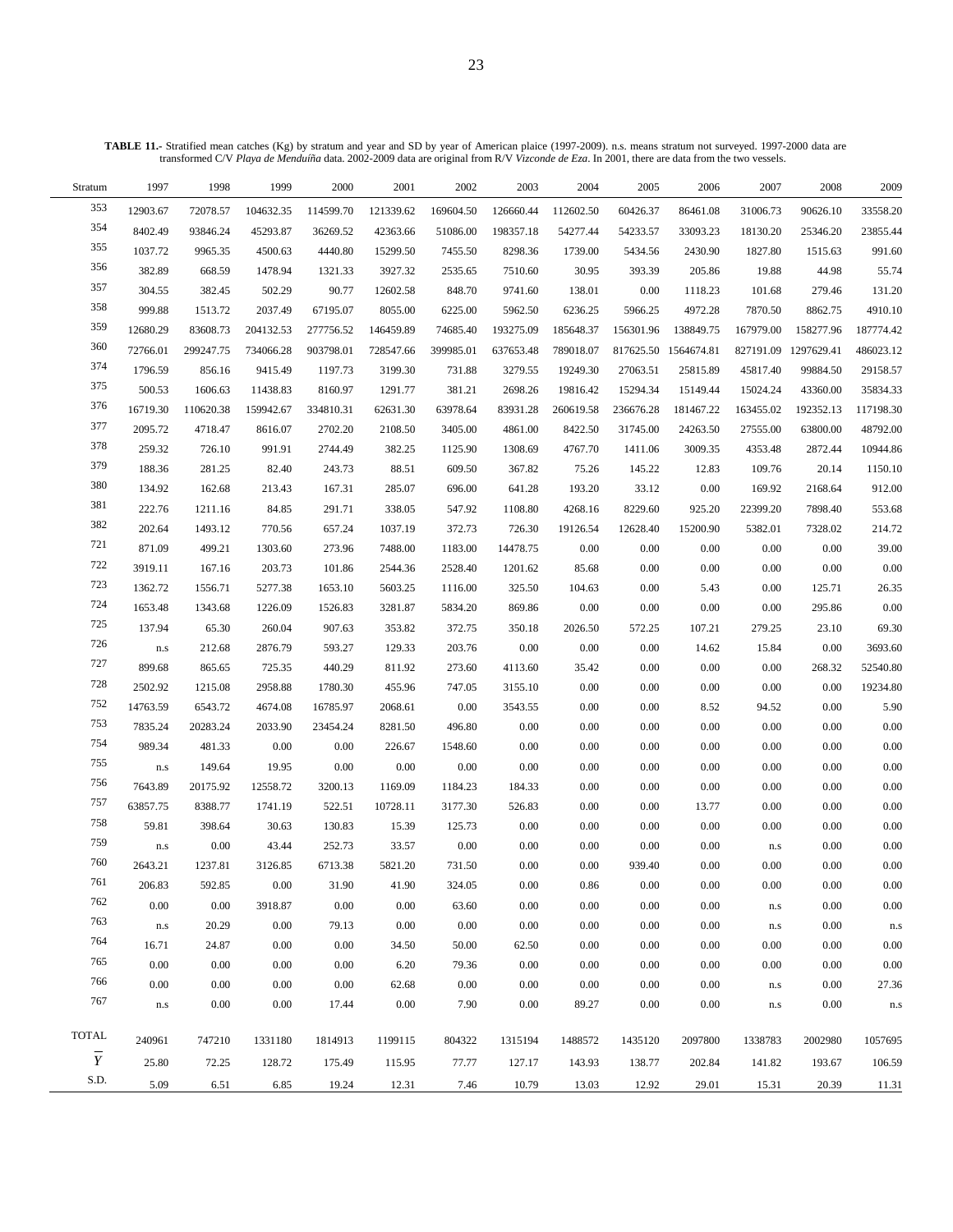**TABLE 11.-** Stratified mean catches (Kg) by stratum and year and SD by year of American plaice (1997-2009). n.s. means stratum not surveyed. 1997-2000 data are transformed C/V *Playa de Menduíña* data. 2002-2009 data are original from R/V *Vizconde de Eza*. In 2001, there are data from the two vessels.

| Stratum | 1997 | 1998 | 1999 | 2000 | 2001 | 2002 | 2003 | 2004 | 2005 | 2006 | 2007 | 2008 | 2009 |
|---|---|---|---|---|---|---|---|---|---|---|---|---|---|
| 353 | 12903.67 | 72078.57 | 104632.35 | 114599.70 | 121339.62 | 169604.50 | 126660.44 | 112602.50 | 60426.37 | 86461.08 | 31006.73 | 90626.10 | 33558.20 |
| 354 | 8402.49 | 93846.24 | 45293.87 | 36269.52 | 42363.66 | 51086.00 | 198357.18 | 54277.44 | 54233.57 | 33093.23 | 18130.20 | 25346.20 | 23855.44 |
| 355 | 1037.72 | 9965.35 | 4500.63 | 4440.80 | 15299.50 | 7455.50 | 8298.36 | 1739.00 | 5434.56 | 2430.90 | 1827.80 | 1515.63 | 991.60 |
| 356 | 382.89 | 668.59 | 1478.94 | 1321.33 | 3927.32 | 2535.65 | 7510.60 | 30.95 | 393.39 | 205.86 | 19.88 | 44.98 | 55.74 |
| 357 | 304.55 | 382.45 | 502.29 | 90.77 | 12602.58 | 848.70 | 9741.60 | 138.01 | 0.00 | 1118.23 | 101.68 | 279.46 | 131.20 |
| 358 | 999.88 | 1513.72 | 2037.49 | 67195.07 | 8055.00 | 6225.00 | 5962.50 | 6236.25 | 5966.25 | 4972.28 | 7870.50 | 8862.75 | 4910.10 |
| 359 | 12680.29 | 83608.73 | 204132.53 | 277756.52 | 146459.89 | 74685.40 | 193275.09 | 185648.37 | 156301.96 | 138849.75 | 167979.00 | 158277.96 | 187774.42 |
| 360 | 72766.01 | 299247.75 | 734066.28 | 903798.01 | 728547.66 | 399985.01 | 637653.48 | 789018.07 | 817625.50 | 1564674.81 | 827191.09 | 1297629.41 | 486023.12 |
| 374 | 1796.59 | 856.16 | 9415.49 | 1197.73 | 3199.30 | 731.88 | 3279.55 | 19249.30 | 27063.51 | 25815.89 | 45817.40 | 99884.50 | 29158.57 |
| 375 | 500.53 | 1606.63 | 11438.83 | 8160.97 | 1291.77 | 381.21 | 2698.26 | 19816.42 | 15294.34 | 15149.44 | 15024.24 | 43360.00 | 35834.33 |
| 376 | 16719.30 | 110620.38 | 159942.67 | 334810.31 | 62631.30 | 63978.64 | 83931.28 | 260619.58 | 236676.28 | 181467.22 | 163455.02 | 192352.13 | 117198.30 |
| 377 | 2095.72 | 4718.47 | 8616.07 | 2702.20 | 2108.50 | 3405.00 | 4861.00 | 8422.50 | 31745.00 | 24263.50 | 27555.00 | 63800.00 | 48792.00 |
| 378 | 259.32 | 726.10 | 991.91 | 2744.49 | 382.25 | 1125.90 | 1308.69 | 4767.70 | 1411.06 | 3009.35 | 4353.48 | 2872.44 | 10944.86 |
| 379 | 188.36 | 281.25 | 82.40 | 243.73 | 88.51 | 609.50 | 367.82 | 75.26 | 145.22 | 12.83 | 109.76 | 20.14 | 1150.10 |
| 380 | 134.92 | 162.68 | 213.43 | 167.31 | 285.07 | 696.00 | 641.28 | 193.20 | 33.12 | 0.00 | 169.92 | 2168.64 | 912.00 |
| 381 | 222.76 | 1211.16 | 84.85 | 291.71 | 338.05 | 547.92 | 1108.80 | 4268.16 | 8229.60 | 925.20 | 22399.20 | 7898.40 | 553.68 |
| 382 | 202.64 | 1493.12 | 770.56 | 657.24 | 1037.19 | 372.73 | 726.30 | 19126.54 | 12628.40 | 15200.90 | 5382.01 | 7328.02 | 214.72 |
| 721 | 871.09 | 499.21 | 1303.60 | 273.96 | 7488.00 | 1183.00 | 14478.75 | 0.00 | 0.00 | 0.00 | 0.00 | 0.00 | 39.00 |
| 722 | 3919.11 | 167.16 | 203.73 | 101.86 | 2544.36 | 2528.40 | 1201.62 | 85.68 | 0.00 | 0.00 | 0.00 | 0.00 | 0.00 |
| 723 | 1362.72 | 1556.71 | 5277.38 | 1653.10 | 5603.25 | 1116.00 | 325.50 | 104.63 | 0.00 | 5.43 | 0.00 | 125.71 | 26.35 |
| 724 | 1653.48 | 1343.68 | 1226.09 | 1526.83 | 3281.87 | 5834.20 | 869.86 | 0.00 | 0.00 | 0.00 | 0.00 | 295.86 | 0.00 |
| 725 | 137.94 | 65.30 | 260.04 | 907.63 | 353.82 | 372.75 | 350.18 | 2026.50 | 572.25 | 107.21 | 279.25 | 23.10 | 69.30 |
| 726 | n.s | 212.68 | 2876.79 | 593.27 | 129.33 | 203.76 | 0.00 | 0.00 | 0.00 | 14.62 | 15.84 | 0.00 | 3693.60 |
| 727 | 899.68 | 865.65 | 725.35 | 440.29 | 811.92 | 273.60 | 4113.60 | 35.42 | 0.00 | 0.00 | 0.00 | 268.32 | 52540.80 |
| 728 | 2502.92 | 1215.08 | 2958.88 | 1780.30 | 455.96 | 747.05 | 3155.10 | 0.00 | 0.00 | 0.00 | 0.00 | 0.00 | 19234.80 |
| 752 | 14763.59 | 6543.72 | 4674.08 | 16785.97 | 2068.61 | 0.00 | 3543.55 | 0.00 | 0.00 | 8.52 | 94.52 | 0.00 | 5.90 |
| 753 | 7835.24 | 20283.24 | 2033.90 | 23454.24 | 8281.50 | 496.80 | 0.00 | 0.00 | 0.00 | 0.00 | 0.00 | 0.00 | 0.00 |
| 754 | 989.34 | 481.33 | 0.00 | 0.00 | 226.67 | 1548.60 | 0.00 | 0.00 | 0.00 | 0.00 | 0.00 | 0.00 | 0.00 |
| 755 | n.s | 149.64 | 19.95 | 0.00 | 0.00 | 0.00 | 0.00 | 0.00 | 0.00 | 0.00 | 0.00 | 0.00 | 0.00 |
| 756 | 7643.89 | 20175.92 | 12558.72 | 3200.13 | 1169.09 | 1184.23 | 184.33 | 0.00 | 0.00 | 0.00 | 0.00 | 0.00 | 0.00 |
| 757 | 63857.75 | 8388.77 | 1741.19 | 522.51 | 10728.11 | 3177.30 | 526.83 | 0.00 | 0.00 | 13.77 | 0.00 | 0.00 | 0.00 |
| 758 | 59.81 | 398.64 | 30.63 | 130.83 | 15.39 | 125.73 | 0.00 | 0.00 | 0.00 | 0.00 | 0.00 | 0.00 | 0.00 |
| 759 | n.s | 0.00 | 43.44 | 252.73 | 33.57 | 0.00 | 0.00 | 0.00 | 0.00 | 0.00 | n.s | 0.00 | 0.00 |
| 760 | 2643.21 | 1237.81 | 3126.85 | 6713.38 | 5821.20 | 731.50 | 0.00 | 0.00 | 939.40 | 0.00 | 0.00 | 0.00 | 0.00 |
| 761 | 206.83 | 592.85 | 0.00 | 31.90 | 41.90 | 324.05 | 0.00 | 0.86 | 0.00 | 0.00 | 0.00 | 0.00 | 0.00 |
| 762 | 0.00 | 0.00 | 3918.87 | 0.00 | 0.00 | 63.60 | 0.00 | 0.00 | 0.00 | 0.00 | n.s | 0.00 | 0.00 |
| 763 | n.s | 20.29 | 0.00 | 79.13 | 0.00 | 0.00 | 0.00 | 0.00 | 0.00 | 0.00 | n.s | 0.00 | n.s |
| 764 | 16.71 | 24.87 | 0.00 | 0.00 | 34.50 | 50.00 | 62.50 | 0.00 | 0.00 | 0.00 | 0.00 | 0.00 | 0.00 |
| 765 | 0.00 | 0.00 | 0.00 | 0.00 | 6.20 | 79.36 | 0.00 | 0.00 | 0.00 | 0.00 | 0.00 | 0.00 | 0.00 |
| 766 | 0.00 | 0.00 | 0.00 | 0.00 | 62.68 | 0.00 | 0.00 | 0.00 | 0.00 | 0.00 | n.s | 0.00 | 27.36 |
| 767 | n.s | 0.00 | 0.00 | 17.44 | 0.00 | 7.90 | 0.00 | 89.27 | 0.00 | 0.00 | n.s | 0.00 | n.s |
| TOTAL | 240961 | 747210 | 1331180 | 1814913 | 1199115 | 804322 | 1315194 | 1488572 | 1435120 | 2097800 | 1338783 | 2002980 | 1057695 |
| $\overline{Y}$ | 25.80 | 72.25 | 128.72 | 175.49 | 115.95 | 77.77 | 127.17 | 143.93 | 138.77 | 202.84 | 141.82 | 193.67 | 106.59 |
| S.D. | 5.09 | 6.51 | 6.85 | 19.24 | 12.31 | 7.46 | 10.79 | 13.03 | 12.92 | 29.01 | 15.31 | 20.39 | 11.31 |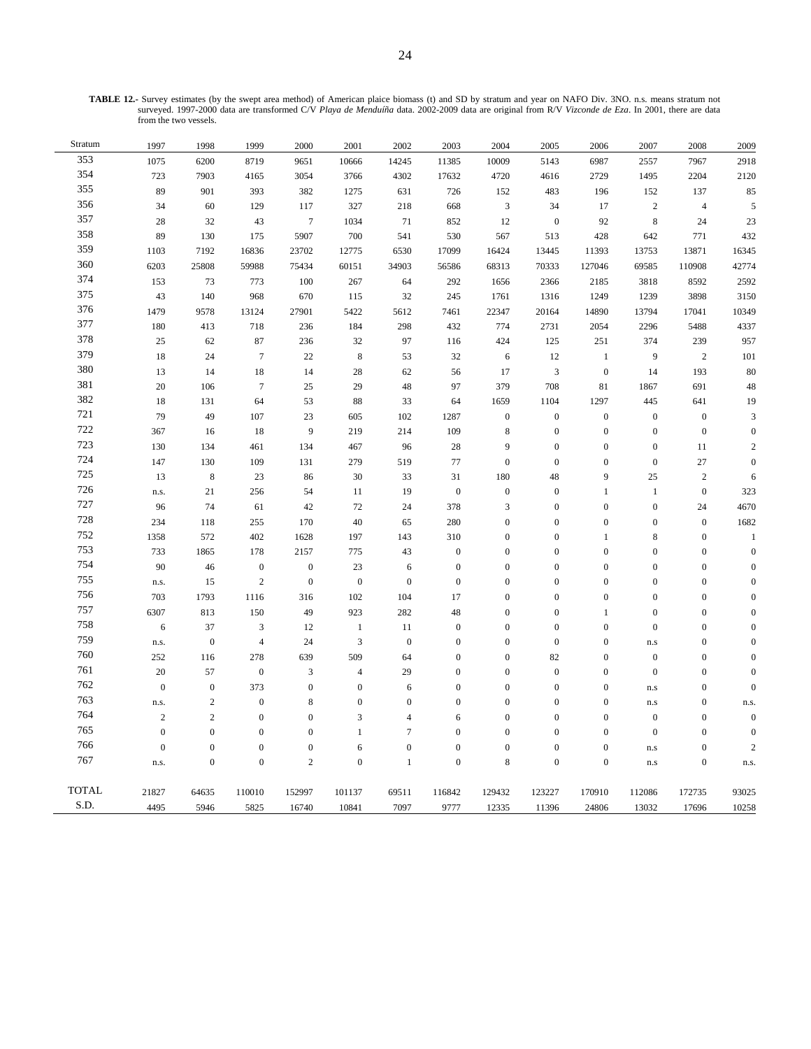**TABLE 12.-** Survey estimates (by the swept area method) of American plaice biomass (t) and SD by stratum and year on NAFO Div. 3NO. n.s. means stratum not surveyed. 1997-2000 data are transformed C/V *Playa de Menduíña* data. 2002-2009 data are original from R/V *Vizconde de Eza*. In 2001, there are data from the two vessels.

| Stratum | 1997 | 1998 | 1999 | 2000 | 2001 | 2002 | 2003 | 2004 | 2005 | 2006 | 2007 | 2008 | 2009 |
|---|---|---|---|---|---|---|---|---|---|---|---|---|---|
| 353 | 1075 | 6200 | 8719 | 9651 | 10666 | 14245 | 11385 | 10009 | 5143 | 6987 | 2557 | 7967 | 2918 |
| 354 | 723 | 7903 | 4165 | 3054 | 3766 | 4302 | 17632 | 4720 | 4616 | 2729 | 1495 | 2204 | 2120 |
| 355 | 89 | 901 | 393 | 382 | 1275 | 631 | 726 | 152 | 483 | 196 | 152 | 137 | 85 |
| 356 | 34 | 60 | 129 | 117 | 327 | 218 | 668 | 3 | 34 | 17 | 2 | 4 | 5 |
| 357 | 28 | 32 | 43 | 7 | 1034 | 71 | 852 | 12 | 0 | 92 | 8 | 24 | 23 |
| 358 | 89 | 130 | 175 | 5907 | 700 | 541 | 530 | 567 | 513 | 428 | 642 | 771 | 432 |
| 359 | 1103 | 7192 | 16836 | 23702 | 12775 | 6530 | 17099 | 16424 | 13445 | 11393 | 13753 | 13871 | 16345 |
| 360 | 6203 | 25808 | 59988 | 75434 | 60151 | 34903 | 56586 | 68313 | 70333 | 127046 | 69585 | 110908 | 42774 |
| 374 | 153 | 73 | 773 | 100 | 267 | 64 | 292 | 1656 | 2366 | 2185 | 3818 | 8592 | 2592 |
| 375 | 43 | 140 | 968 | 670 | 115 | 32 | 245 | 1761 | 1316 | 1249 | 1239 | 3898 | 3150 |
| 376 | 1479 | 9578 | 13124 | 27901 | 5422 | 5612 | 7461 | 22347 | 20164 | 14890 | 13794 | 17041 | 10349 |
| 377 | 180 | 413 | 718 | 236 | 184 | 298 | 432 | 774 | 2731 | 2054 | 2296 | 5488 | 4337 |
| 378 | 25 | 62 | 87 | 236 | 32 | 97 | 116 | 424 | 125 | 251 | 374 | 239 | 957 |
| 379 | 18 | 24 | 7 | 22 | 8 | 53 | 32 | 6 | 12 | 1 | 9 | 2 | 101 |
| 380 | 13 | 14 | 18 | 14 | 28 | 62 | 56 | 17 | 3 | 0 | 14 | 193 | 80 |
| 381 | 20 | 106 | 7 | 25 | 29 | 48 | 97 | 379 | 708 | 81 | 1867 | 691 | 48 |
| 382 | 18 | 131 | 64 | 53 | 88 | 33 | 64 | 1659 | 1104 | 1297 | 445 | 641 | 19 |
| 721 | 79 | 49 | 107 | 23 | 605 | 102 | 1287 | 0 | 0 | 0 | 0 | 0 | 3 |
| 722 | 367 | 16 | 18 | 9 | 219 | 214 | 109 | 8 | 0 | 0 | 0 | 0 | 0 |
| 723 | 130 | 134 | 461 | 134 | 467 | 96 | 28 | 9 | 0 | 0 | 0 | 11 | 2 |
| 724 | 147 | 130 | 109 | 131 | 279 | 519 | 77 | 0 | 0 | 0 | 0 | 27 | 0 |
| 725 | 13 | 8 | 23 | 86 | 30 | 33 | 31 | 180 | 48 | 9 | 25 | 2 | 6 |
| 726 | n.s. | 21 | 256 | 54 | 11 | 19 | 0 | 0 | 0 | 1 | 1 | 0 | 323 |
| 727 | 96 | 74 | 61 | 42 | 72 | 24 | 378 | 3 | 0 | 0 | 0 | 24 | 4670 |
| 728 | 234 | 118 | 255 | 170 | 40 | 65 | 280 | 0 | 0 | 0 | 0 | 0 | 1682 |
| 752 | 1358 | 572 | 402 | 1628 | 197 | 143 | 310 | 0 | 0 | 1 | 8 | 0 | 1 |
| 753 | 733 | 1865 | 178 | 2157 | 775 | 43 | 0 | 0 | 0 | 0 | 0 | 0 | 0 |
| 754 | 90 | 46 | 0 | 0 | 23 | 6 | 0 | 0 | 0 | 0 | 0 | 0 | 0 |
| 755 | n.s. | 15 | 2 | 0 | 0 | 0 | 0 | 0 | 0 | 0 | 0 | 0 | 0 |
| 756 | 703 | 1793 | 1116 | 316 | 102 | 104 | 17 | 0 | 0 | 0 | 0 | 0 | 0 |
| 757 | 6307 | 813 | 150 | 49 | 923 | 282 | 48 | 0 | 0 | 1 | 0 | 0 | 0 |
| 758 | 6 | 37 | 3 | 12 | 1 | 11 | 0 | 0 | 0 | 0 | 0 | 0 | 0 |
| 759 | n.s. | 0 | 4 | 24 | 3 | 0 | 0 | 0 | 0 | 0 | n.s | 0 | 0 |
| 760 | 252 | 116 | 278 | 639 | 509 | 64 | 0 | 0 | 82 | 0 | 0 | 0 | 0 |
| 761 | 20 | 57 | 0 | 3 | 4 | 29 | 0 | 0 | 0 | 0 | 0 | 0 | 0 |
| 762 | 0 | 0 | 373 | 0 | 0 | 6 | 0 | 0 | 0 | 0 | n.s | 0 | 0 |
| 763 | n.s. | 2 | 0 | 8 | 0 | 0 | 0 | 0 | 0 | 0 | n.s | 0 | n.s. |
| 764 | 2 | 2 | 0 | 0 | 3 | 4 | 6 | 0 | 0 | 0 | 0 | 0 | 0 |
| 765 | 0 | 0 | 0 | 0 | 1 | 7 | 0 | 0 | 0 | 0 | 0 | 0 | 0 |
| 766 | 0 | 0 | 0 | 0 | 6 | 0 | 0 | 0 | 0 | 0 | n.s | 0 | 2 |
| 767 | n.s. | 0 | 0 | 2 | 0 | 1 | 0 | 8 | 0 | 0 | n.s | 0 | n.s. |
| TOTAL | 21827 | 64635 | 110010 | 152997 | 101137 | 69511 | 116842 | 129432 | 123227 | 170910 | 112086 | 172735 | 93025 |
| S.D. | 4495 | 5946 | 5825 | 16740 | 10841 | 7097 | 9777 | 12335 | 11396 | 24806 | 13032 | 17696 | 10258 |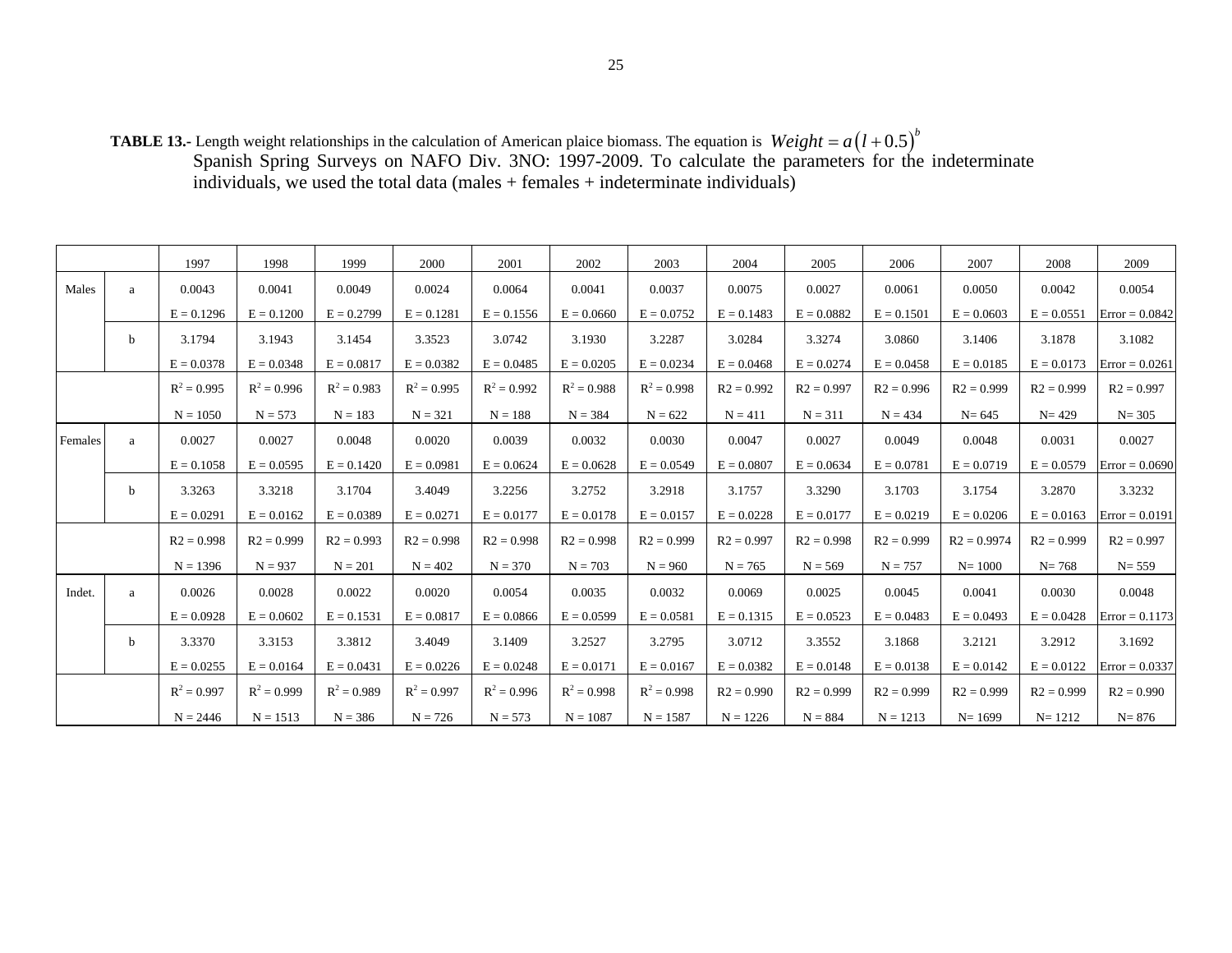**TABLE 13.-** Length weight relationships in the calculation of American plaice biomass. The equation is $Weight = a(l+0.5)^b$ Spanish Spring Surveys on NAFO Div. 3NO: 1997-2009. To calculate the parameters for the indeterminate individuals, we used the total data (males + females + indeterminate individuals)

| | | 1997 | 1998 | 1999 | 2000 | 2001 | 2002 | 2003 | 2004 | 2005 | 2006 | 2007 | 2008 | 2009 |
|---|---|---|---|---|---|---|---|---|---|---|---|---|---|---|
| Males | a | 0.0043 | 0.0041 | 0.0049 | 0.0024 | 0.0064 | 0.0041 | 0.0037 | 0.0075 | 0.0027 | 0.0061 | 0.0050 | 0.0042 | 0.0054 |
| | | E = 0.1296 | E = 0.1200 | E = 0.2799 | E = 0.1281 | E = 0.1556 | E = 0.0660 | E = 0.0752 | E = 0.1483 | E = 0.0882 | E = 0.1501 | E = 0.0603 | E = 0.0551 | Error = 0.0842 |
| | b | 3.1794 | 3.1943 | 3.1454 | 3.3523 | 3.0742 | 3.1930 | 3.2287 | 3.0284 | 3.3274 | 3.0860 | 3.1406 | 3.1878 | 3.1082 |
| | | E = 0.0378 | E = 0.0348 | E = 0.0817 | E = 0.0382 | E = 0.0485 | E = 0.0205 | E = 0.0234 | E = 0.0468 | E = 0.0274 | E = 0.0458 | E = 0.0185 | E = 0.0173 | Error = 0.0261 |
| | | $R^2 = 0.995$ | $R^2 = 0.996$ | $R^2 = 0.983$ | $R^2 = 0.995$ | $R^2 = 0.992$ | $R^2 = 0.988$ | $R^2 = 0.998$ | R2 = 0.992 | R2 = 0.997 | R2 = 0.996 | R2 = 0.999 | R2 = 0.999 | R2 = 0.997 |
| | | N = 1050 | N = 573 | N = 183 | N = 321 | N = 188 | N = 384 | N = 622 | N = 411 | N = 311 | N = 434 | N= 645 | N= 429 | N= 305 |
| Females | a | 0.0027 | 0.0027 | 0.0048 | 0.0020 | 0.0039 | 0.0032 | 0.0030 | 0.0047 | 0.0027 | 0.0049 | 0.0048 | 0.0031 | 0.0027 |
| | | E = 0.1058 | E = 0.0595 | E = 0.1420 | E = 0.0981 | E = 0.0624 | E = 0.0628 | E = 0.0549 | E = 0.0807 | E = 0.0634 | E = 0.0781 | E = 0.0719 | E = 0.0579 | Error = 0.0690 |
| | b | 3.3263 | 3.3218 | 3.1704 | 3.4049 | 3.2256 | 3.2752 | 3.2918 | 3.1757 | 3.3290 | 3.1703 | 3.1754 | 3.2870 | 3.3232 |
| | | E = 0.0291 | E = 0.0162 | E = 0.0389 | E = 0.0271 | E = 0.0177 | E = 0.0178 | E = 0.0157 | E = 0.0228 | E = 0.0177 | E = 0.0219 | E = 0.0206 | E = 0.0163 | Error = 0.0191 |
| | | R2 = 0.998 | R2 = 0.999 | R2 = 0.993 | R2 = 0.998 | R2 = 0.998 | R2 = 0.998 | R2 = 0.999 | R2 = 0.997 | R2 = 0.998 | R2 = 0.999 | R2 = 0.9974 | R2 = 0.999 | R2 = 0.997 |
| | | N = 1396 | N = 937 | N = 201 | N = 402 | N = 370 | N = 703 | N = 960 | N = 765 | N = 569 | N = 757 | N= 1000 | N= 768 | N= 559 |
| Indet. | a | 0.0026 | 0.0028 | 0.0022 | 0.0020 | 0.0054 | 0.0035 | 0.0032 | 0.0069 | 0.0025 | 0.0045 | 0.0041 | 0.0030 | 0.0048 |
| | | E = 0.0928 | E = 0.0602 | E = 0.1531 | E = 0.0817 | E = 0.0866 | E = 0.0599 | E = 0.0581 | E = 0.1315 | E = 0.0523 | E = 0.0483 | E = 0.0493 | E = 0.0428 | Error = 0.1173 |
| | b | 3.3370 | 3.3153 | 3.3812 | 3.4049 | 3.1409 | 3.2527 | 3.2795 | 3.0712 | 3.3552 | 3.1868 | 3.2121 | 3.2912 | 3.1692 |
| | | E = 0.0255 | E = 0.0164 | E = 0.0431 | E = 0.0226 | E = 0.0248 | E = 0.0171 | E = 0.0167 | E = 0.0382 | E = 0.0148 | E = 0.0138 | E = 0.0142 | E = 0.0122 | Error = 0.0337 |
| | | $R^2 = 0.997$ | $R^2 = 0.999$ | $R^2 = 0.989$ | $R^2 = 0.997$ | $R^2 = 0.996$ | $R^2 = 0.998$ | $R^2 = 0.998$ | R2 = 0.990 | R2 = 0.999 | R2 = 0.999 | R2 = 0.999 | R2 = 0.999 | R2 = 0.990 |
| | | N = 2446 | N = 1513 | N = 386 | N = 726 | N = 573 | N = 1087 | N = 1587 | N = 1226 | N = 884 | N = 1213 | N= 1699 | N= 1212 | N= 876 |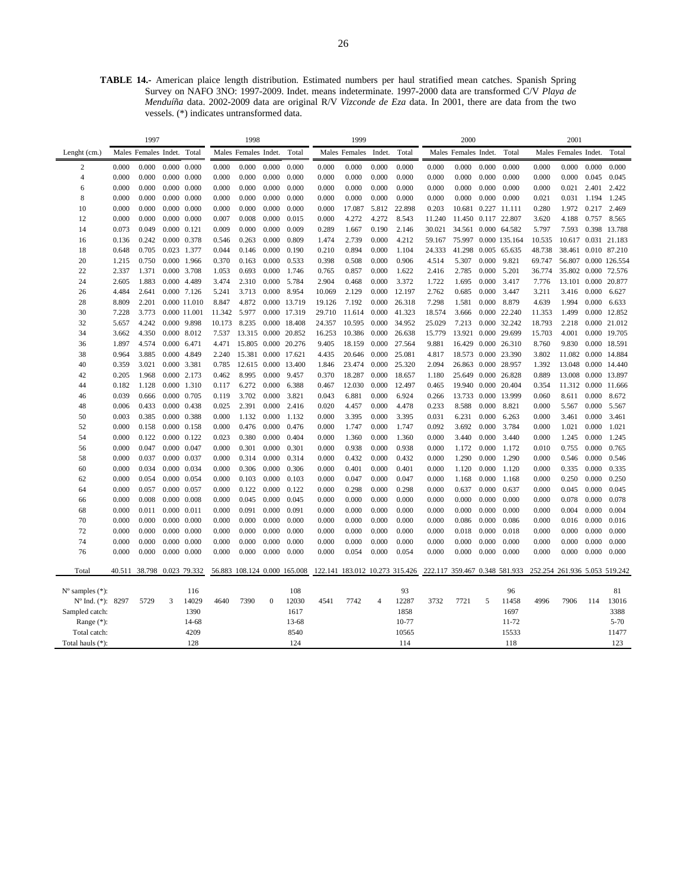**TABLE 14.-** American plaice length distribution. Estimated numbers per haul stratified mean catches. Spanish Spring Survey on NAFO 3NO: 1997-2009. Indet. means indeterminate. 1997-2000 data are transformed C/V *Playa de Menduíña* data. 2002-2009 data are original R/V *Vizconde de Eza* data. In 2001, there are data from the two vessels. (*) indicates untransformed data.

| | 1997 | | | | 1998 | | | | 1999 | | | | 2000 | | | | 2001 | | | |
|---|---|---|---|---|---|---|---|---|---|---|---|---|---|---|---|---|---|---|---|---|
| Lenght (cm.) | Males | Females | Indet. | Total | Males | Females | Indet. | Total | Males | Females | Indet. | Total | Males | Females | Indet. | Total | Males | Females | Indet. | Total |
| 2 | 0.000 | 0.000 | 0.000 | 0.000 | 0.000 | 0.000 | 0.000 | 0.000 | 0.000 | 0.000 | 0.000 | 0.000 | 0.000 | 0.000 | 0.000 | 0.000 | 0.000 | 0.000 | 0.000 | 0.000 |
| 4 | 0.000 | 0.000 | 0.000 | 0.000 | 0.000 | 0.000 | 0.000 | 0.000 | 0.000 | 0.000 | 0.000 | 0.000 | 0.000 | 0.000 | 0.000 | 0.000 | 0.000 | 0.000 | 0.045 | 0.045 |
| 6 | 0.000 | 0.000 | 0.000 | 0.000 | 0.000 | 0.000 | 0.000 | 0.000 | 0.000 | 0.000 | 0.000 | 0.000 | 0.000 | 0.000 | 0.000 | 0.000 | 0.000 | 0.021 | 2.401 | 2.422 |
| 8 | 0.000 | 0.000 | 0.000 | 0.000 | 0.000 | 0.000 | 0.000 | 0.000 | 0.000 | 0.000 | 0.000 | 0.000 | 0.000 | 0.000 | 0.000 | 0.000 | 0.021 | 0.031 | 1.194 | 1.245 |
| 10 | 0.000 | 0.000 | 0.000 | 0.000 | 0.000 | 0.000 | 0.000 | 0.000 | 0.000 | 17.087 | 5.812 | 22.898 | 0.203 | 10.681 | 0.227 | 11.111 | 0.280 | 1.972 | 0.217 | 2.469 |
| 12 | 0.000 | 0.000 | 0.000 | 0.000 | 0.007 | 0.008 | 0.000 | 0.015 | 0.000 | 4.272 | 4.272 | 8.543 | 11.240 | 11.450 | 0.117 | 22.807 | 3.620 | 4.188 | 0.757 | 8.565 |
| 14 | 0.073 | 0.049 | 0.000 | 0.121 | 0.009 | 0.000 | 0.000 | 0.009 | 0.289 | 1.667 | 0.190 | 2.146 | 30.021 | 34.561 | 0.000 | 64.582 | 5.797 | 7.593 | 0.398 | 13.788 |
| 16 | 0.136 | 0.242 | 0.000 | 0.378 | 0.546 | 0.263 | 0.000 | 0.809 | 1.474 | 2.739 | 0.000 | 4.212 | 59.167 | 75.997 | 0.000 | 135.164 | 10.535 | 10.617 | 0.031 | 21.183 |
| 18 | 0.648 | 0.705 | 0.023 | 1.377 | 0.044 | 0.146 | 0.000 | 0.190 | 0.210 | 0.894 | 0.000 | 1.104 | 24.333 | 41.298 | 0.005 | 65.635 | 48.738 | 38.461 | 0.010 | 87.210 |
| 20 | 1.215 | 0.750 | 0.000 | 1.966 | 0.370 | 0.163 | 0.000 | 0.533 | 0.398 | 0.508 | 0.000 | 0.906 | 4.514 | 5.307 | 0.000 | 9.821 | 69.747 | 56.807 | 0.000 | 126.554 |
| 22 | 2.337 | 1.371 | 0.000 | 3.708 | 1.053 | 0.693 | 0.000 | 1.746 | 0.765 | 0.857 | 0.000 | 1.622 | 2.416 | 2.785 | 0.000 | 5.201 | 36.774 | 35.802 | 0.000 | 72.576 |
| 24 | 2.605 | 1.883 | 0.000 | 4.489 | 3.474 | 2.310 | 0.000 | 5.784 | 2.904 | 0.468 | 0.000 | 3.372 | 1.722 | 1.695 | 0.000 | 3.417 | 7.776 | 13.101 | 0.000 | 20.877 |
| 26 | 4.484 | 2.641 | 0.000 | 7.126 | 5.241 | 3.713 | 0.000 | 8.954 | 10.069 | 2.129 | 0.000 | 12.197 | 2.762 | 0.685 | 0.000 | 3.447 | 3.211 | 3.416 | 0.000 | 6.627 |
| 28 | 8.809 | 2.201 | 0.000 | 11.010 | 8.847 | 4.872 | 0.000 | 13.719 | 19.126 | 7.192 | 0.000 | 26.318 | 7.298 | 1.581 | 0.000 | 8.879 | 4.639 | 1.994 | 0.000 | 6.633 |
| 30 | 7.228 | 3.773 | 0.000 | 11.001 | 11.342 | 5.977 | 0.000 | 17.319 | 29.710 | 11.614 | 0.000 | 41.323 | 18.574 | 3.666 | 0.000 | 22.240 | 11.353 | 1.499 | 0.000 | 12.852 |
| 32 | 5.657 | 4.242 | 0.000 | 9.898 | 10.173 | 8.235 | 0.000 | 18.408 | 24.357 | 10.595 | 0.000 | 34.952 | 25.029 | 7.213 | 0.000 | 32.242 | 18.793 | 2.218 | 0.000 | 21.012 |
| 34 | 3.662 | 4.350 | 0.000 | 8.012 | 7.537 | 13.315 | 0.000 | 20.852 | 16.253 | 10.386 | 0.000 | 26.638 | 15.779 | 13.921 | 0.000 | 29.699 | 15.703 | 4.001 | 0.000 | 19.705 |
| 36 | 1.897 | 4.574 | 0.000 | 6.471 | 4.471 | 15.805 | 0.000 | 20.276 | 9.405 | 18.159 | 0.000 | 27.564 | 9.881 | 16.429 | 0.000 | 26.310 | 8.760 | 9.830 | 0.000 | 18.591 |
| 38 | 0.964 | 3.885 | 0.000 | 4.849 | 2.240 | 15.381 | 0.000 | 17.621 | 4.435 | 20.646 | 0.000 | 25.081 | 4.817 | 18.573 | 0.000 | 23.390 | 3.802 | 11.082 | 0.000 | 14.884 |
| 40 | 0.359 | 3.021 | 0.000 | 3.381 | 0.785 | 12.615 | 0.000 | 13.400 | 1.846 | 23.474 | 0.000 | 25.320 | 2.094 | 26.863 | 0.000 | 28.957 | 1.392 | 13.048 | 0.000 | 14.440 |
| 42 | 0.205 | 1.968 | 0.000 | 2.173 | 0.462 | 8.995 | 0.000 | 9.457 | 0.370 | 18.287 | 0.000 | 18.657 | 1.180 | 25.649 | 0.000 | 26.828 | 0.889 | 13.008 | 0.000 | 13.897 |
| 44 | 0.182 | 1.128 | 0.000 | 1.310 | 0.117 | 6.272 | 0.000 | 6.388 | 0.467 | 12.030 | 0.000 | 12.497 | 0.465 | 19.940 | 0.000 | 20.404 | 0.354 | 11.312 | 0.000 | 11.666 |
| 46 | 0.039 | 0.666 | 0.000 | 0.705 | 0.119 | 3.702 | 0.000 | 3.821 | 0.043 | 6.881 | 0.000 | 6.924 | 0.266 | 13.733 | 0.000 | 13.999 | 0.060 | 8.611 | 0.000 | 8.672 |
| 48 | 0.006 | 0.433 | 0.000 | 0.438 | 0.025 | 2.391 | 0.000 | 2.416 | 0.020 | 4.457 | 0.000 | 4.478 | 0.233 | 8.588 | 0.000 | 8.821 | 0.000 | 5.567 | 0.000 | 5.567 |
| 50 | 0.003 | 0.385 | 0.000 | 0.388 | 0.000 | 1.132 | 0.000 | 1.132 | 0.000 | 3.395 | 0.000 | 3.395 | 0.031 | 6.231 | 0.000 | 6.263 | 0.000 | 3.461 | 0.000 | 3.461 |
| 52 | 0.000 | 0.158 | 0.000 | 0.158 | 0.000 | 0.476 | 0.000 | 0.476 | 0.000 | 1.747 | 0.000 | 1.747 | 0.092 | 3.692 | 0.000 | 3.784 | 0.000 | 1.021 | 0.000 | 1.021 |
| 54 | 0.000 | 0.122 | 0.000 | 0.122 | 0.023 | 0.380 | 0.000 | 0.404 | 0.000 | 1.360 | 0.000 | 1.360 | 0.000 | 3.440 | 0.000 | 3.440 | 0.000 | 1.245 | 0.000 | 1.245 |
| 56 | 0.000 | 0.047 | 0.000 | 0.047 | 0.000 | 0.301 | 0.000 | 0.301 | 0.000 | 0.938 | 0.000 | 0.938 | 0.000 | 1.172 | 0.000 | 1.172 | 0.010 | 0.755 | 0.000 | 0.765 |
| 58 | 0.000 | 0.037 | 0.000 | 0.037 | 0.000 | 0.314 | 0.000 | 0.314 | 0.000 | 0.432 | 0.000 | 0.432 | 0.000 | 1.290 | 0.000 | 1.290 | 0.000 | 0.546 | 0.000 | 0.546 |
| 60 | 0.000 | 0.034 | 0.000 | 0.034 | 0.000 | 0.306 | 0.000 | 0.306 | 0.000 | 0.401 | 0.000 | 0.401 | 0.000 | 1.120 | 0.000 | 1.120 | 0.000 | 0.335 | 0.000 | 0.335 |
| 62 | 0.000 | 0.054 | 0.000 | 0.054 | 0.000 | 0.103 | 0.000 | 0.103 | 0.000 | 0.047 | 0.000 | 0.047 | 0.000 | 1.168 | 0.000 | 1.168 | 0.000 | 0.250 | 0.000 | 0.250 |
| 64 | 0.000 | 0.057 | 0.000 | 0.057 | 0.000 | 0.122 | 0.000 | 0.122 | 0.000 | 0.298 | 0.000 | 0.298 | 0.000 | 0.637 | 0.000 | 0.637 | 0.000 | 0.045 | 0.000 | 0.045 |
| 66 | 0.000 | 0.008 | 0.000 | 0.008 | 0.000 | 0.045 | 0.000 | 0.045 | 0.000 | 0.000 | 0.000 | 0.000 | 0.000 | 0.000 | 0.000 | 0.000 | 0.000 | 0.078 | 0.000 | 0.078 |
| 68 | 0.000 | 0.011 | 0.000 | 0.011 | 0.000 | 0.091 | 0.000 | 0.091 | 0.000 | 0.000 | 0.000 | 0.000 | 0.000 | 0.000 | 0.000 | 0.000 | 0.000 | 0.004 | 0.000 | 0.004 |
| 70 | 0.000 | 0.000 | 0.000 | 0.000 | 0.000 | 0.000 | 0.000 | 0.000 | 0.000 | 0.000 | 0.000 | 0.000 | 0.000 | 0.086 | 0.000 | 0.086 | 0.000 | 0.016 | 0.000 | 0.016 |
| 72 | 0.000 | 0.000 | 0.000 | 0.000 | 0.000 | 0.000 | 0.000 | 0.000 | 0.000 | 0.000 | 0.000 | 0.000 | 0.000 | 0.018 | 0.000 | 0.018 | 0.000 | 0.000 | 0.000 | 0.000 |
| 74 | 0.000 | 0.000 | 0.000 | 0.000 | 0.000 | 0.000 | 0.000 | 0.000 | 0.000 | 0.000 | 0.000 | 0.000 | 0.000 | 0.000 | 0.000 | 0.000 | 0.000 | 0.000 | 0.000 | 0.000 |
| 76 | 0.000 | 0.000 | 0.000 | 0.000 | 0.000 | 0.000 | 0.000 | 0.000 | 0.000 | 0.054 | 0.000 | 0.054 | 0.000 | 0.000 | 0.000 | 0.000 | 0.000 | 0.000 | 0.000 | 0.000 |
| Total | 40.511 | 38.798 | 0.023 | 79.332 | 56.883 | 108.124 | 0.000 | 165.008 | 122.141 | 183.012 | 10.273 | 315.426 | 222.117 | 359.467 | 0.348 | 581.933 | 252.254 | 261.936 | 5.053 | 519.242 |
| Nº samples (*): | | | | 116 | | | | 108 | | | | 93 | | | | 96 | | | | 81 |
| Nº Ind. (*): | 8297 | 5729 | 3 | 14029 | 4640 | 7390 | 0 | 12030 | 4541 | 7742 | 4 | 12287 | 3732 | 7721 | 5 | 11458 | 4996 | 7906 | 114 | 13016 |
| Sampled catch: | | | | 1390 | | | | 1617 | | | | 1858 | | | | 1697 | | | | 3388 |
| Range (*): | | | | 14-68 | | | | 13-68 | | | | 10-77 | | | | 11-72 | | | | 5-70 |
| Total catch: | | | | 4209 | | | | 8540 | | | | 10565 | | | | 15533 | | | | 11477 |
| Total hauls (*): | | | | 128 | | | | 124 | | | | 114 | | | | 118 | | | | 123 |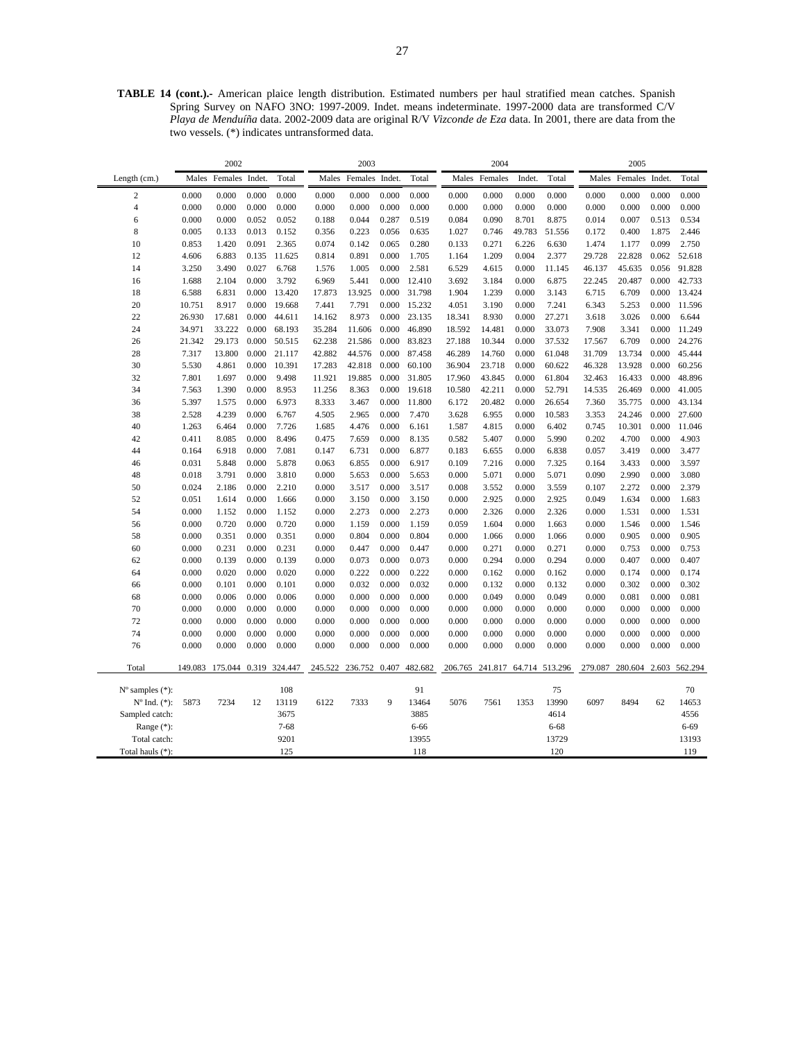**TABLE 14 (cont.).-** American plaice length distribution. Estimated numbers per haul stratified mean catches. Spanish Spring Survey on NAFO 3NO: 1997-2009. Indet. means indeterminate. 1997-2000 data are transformed C/V *Playa de Menduíña* data. 2002-2009 data are original R/V *Vizconde de Eza* data. In 2001, there are data from the two vessels. (*) indicates untransformed data.

| | 2002 | | | | 2003 | | | | 2004 | | | | 2005 | | | |
|---|---|---|---|---|---|---|---|---|---|---|---|---|---|---|---|---|
| Length (cm.) | Males | Females | Indet. | Total | Males | Females | Indet. | Total | Males | Females | Indet. | Total | Males | Females | Indet. | Total |
| 2 | 0.000 | 0.000 | 0.000 | 0.000 | 0.000 | 0.000 | 0.000 | 0.000 | 0.000 | 0.000 | 0.000 | 0.000 | 0.000 | 0.000 | 0.000 | 0.000 |
| 4 | 0.000 | 0.000 | 0.000 | 0.000 | 0.000 | 0.000 | 0.000 | 0.000 | 0.000 | 0.000 | 0.000 | 0.000 | 0.000 | 0.000 | 0.000 | 0.000 |
| 6 | 0.000 | 0.000 | 0.052 | 0.052 | 0.188 | 0.044 | 0.287 | 0.519 | 0.084 | 0.090 | 8.701 | 8.875 | 0.014 | 0.007 | 0.513 | 0.534 |
| 8 | 0.005 | 0.133 | 0.013 | 0.152 | 0.356 | 0.223 | 0.056 | 0.635 | 1.027 | 0.746 | 49.783 | 51.556 | 0.172 | 0.400 | 1.875 | 2.446 |
| 10 | 0.853 | 1.420 | 0.091 | 2.365 | 0.074 | 0.142 | 0.065 | 0.280 | 0.133 | 0.271 | 6.226 | 6.630 | 1.474 | 1.177 | 0.099 | 2.750 |
| 12 | 4.606 | 6.883 | 0.135 | 11.625 | 0.814 | 0.891 | 0.000 | 1.705 | 1.164 | 1.209 | 0.004 | 2.377 | 29.728 | 22.828 | 0.062 | 52.618 |
| 14 | 3.250 | 3.490 | 0.027 | 6.768 | 1.576 | 1.005 | 0.000 | 2.581 | 6.529 | 4.615 | 0.000 | 11.145 | 46.137 | 45.635 | 0.056 | 91.828 |
| 16 | 1.688 | 2.104 | 0.000 | 3.792 | 6.969 | 5.441 | 0.000 | 12.410 | 3.692 | 3.184 | 0.000 | 6.875 | 22.245 | 20.487 | 0.000 | 42.733 |
| 18 | 6.588 | 6.831 | 0.000 | 13.420 | 17.873 | 13.925 | 0.000 | 31.798 | 1.904 | 1.239 | 0.000 | 3.143 | 6.715 | 6.709 | 0.000 | 13.424 |
| 20 | 10.751 | 8.917 | 0.000 | 19.668 | 7.441 | 7.791 | 0.000 | 15.232 | 4.051 | 3.190 | 0.000 | 7.241 | 6.343 | 5.253 | 0.000 | 11.596 |
| 22 | 26.930 | 17.681 | 0.000 | 44.611 | 14.162 | 8.973 | 0.000 | 23.135 | 18.341 | 8.930 | 0.000 | 27.271 | 3.618 | 3.026 | 0.000 | 6.644 |
| 24 | 34.971 | 33.222 | 0.000 | 68.193 | 35.284 | 11.606 | 0.000 | 46.890 | 18.592 | 14.481 | 0.000 | 33.073 | 7.908 | 3.341 | 0.000 | 11.249 |
| 26 | 21.342 | 29.173 | 0.000 | 50.515 | 62.238 | 21.586 | 0.000 | 83.823 | 27.188 | 10.344 | 0.000 | 37.532 | 17.567 | 6.709 | 0.000 | 24.276 |
| 28 | 7.317 | 13.800 | 0.000 | 21.117 | 42.882 | 44.576 | 0.000 | 87.458 | 46.289 | 14.760 | 0.000 | 61.048 | 31.709 | 13.734 | 0.000 | 45.444 |
| 30 | 5.530 | 4.861 | 0.000 | 10.391 | 17.283 | 42.818 | 0.000 | 60.100 | 36.904 | 23.718 | 0.000 | 60.622 | 46.328 | 13.928 | 0.000 | 60.256 |
| 32 | 7.801 | 1.697 | 0.000 | 9.498 | 11.921 | 19.885 | 0.000 | 31.805 | 17.960 | 43.845 | 0.000 | 61.804 | 32.463 | 16.433 | 0.000 | 48.896 |
| 34 | 7.563 | 1.390 | 0.000 | 8.953 | 11.256 | 8.363 | 0.000 | 19.618 | 10.580 | 42.211 | 0.000 | 52.791 | 14.535 | 26.469 | 0.000 | 41.005 |
| 36 | 5.397 | 1.575 | 0.000 | 6.973 | 8.333 | 3.467 | 0.000 | 11.800 | 6.172 | 20.482 | 0.000 | 26.654 | 7.360 | 35.775 | 0.000 | 43.134 |
| 38 | 2.528 | 4.239 | 0.000 | 6.767 | 4.505 | 2.965 | 0.000 | 7.470 | 3.628 | 6.955 | 0.000 | 10.583 | 3.353 | 24.246 | 0.000 | 27.600 |
| 40 | 1.263 | 6.464 | 0.000 | 7.726 | 1.685 | 4.476 | 0.000 | 6.161 | 1.587 | 4.815 | 0.000 | 6.402 | 0.745 | 10.301 | 0.000 | 11.046 |
| 42 | 0.411 | 8.085 | 0.000 | 8.496 | 0.475 | 7.659 | 0.000 | 8.135 | 0.582 | 5.407 | 0.000 | 5.990 | 0.202 | 4.700 | 0.000 | 4.903 |
| 44 | 0.164 | 6.918 | 0.000 | 7.081 | 0.147 | 6.731 | 0.000 | 6.877 | 0.183 | 6.655 | 0.000 | 6.838 | 0.057 | 3.419 | 0.000 | 3.477 |
| 46 | 0.031 | 5.848 | 0.000 | 5.878 | 0.063 | 6.855 | 0.000 | 6.917 | 0.109 | 7.216 | 0.000 | 7.325 | 0.164 | 3.433 | 0.000 | 3.597 |
| 48 | 0.018 | 3.791 | 0.000 | 3.810 | 0.000 | 5.653 | 0.000 | 5.653 | 0.000 | 5.071 | 0.000 | 5.071 | 0.090 | 2.990 | 0.000 | 3.080 |
| 50 | 0.024 | 2.186 | 0.000 | 2.210 | 0.000 | 3.517 | 0.000 | 3.517 | 0.008 | 3.552 | 0.000 | 3.559 | 0.107 | 2.272 | 0.000 | 2.379 |
| 52 | 0.051 | 1.614 | 0.000 | 1.666 | 0.000 | 3.150 | 0.000 | 3.150 | 0.000 | 2.925 | 0.000 | 2.925 | 0.049 | 1.634 | 0.000 | 1.683 |
| 54 | 0.000 | 1.152 | 0.000 | 1.152 | 0.000 | 2.273 | 0.000 | 2.273 | 0.000 | 2.326 | 0.000 | 2.326 | 0.000 | 1.531 | 0.000 | 1.531 |
| 56 | 0.000 | 0.720 | 0.000 | 0.720 | 0.000 | 1.159 | 0.000 | 1.159 | 0.059 | 1.604 | 0.000 | 1.663 | 0.000 | 1.546 | 0.000 | 1.546 |
| 58 | 0.000 | 0.351 | 0.000 | 0.351 | 0.000 | 0.804 | 0.000 | 0.804 | 0.000 | 1.066 | 0.000 | 1.066 | 0.000 | 0.905 | 0.000 | 0.905 |
| 60 | 0.000 | 0.231 | 0.000 | 0.231 | 0.000 | 0.447 | 0.000 | 0.447 | 0.000 | 0.271 | 0.000 | 0.271 | 0.000 | 0.753 | 0.000 | 0.753 |
| 62 | 0.000 | 0.139 | 0.000 | 0.139 | 0.000 | 0.073 | 0.000 | 0.073 | 0.000 | 0.294 | 0.000 | 0.294 | 0.000 | 0.407 | 0.000 | 0.407 |
| 64 | 0.000 | 0.020 | 0.000 | 0.020 | 0.000 | 0.222 | 0.000 | 0.222 | 0.000 | 0.162 | 0.000 | 0.162 | 0.000 | 0.174 | 0.000 | 0.174 |
| 66 | 0.000 | 0.101 | 0.000 | 0.101 | 0.000 | 0.032 | 0.000 | 0.032 | 0.000 | 0.132 | 0.000 | 0.132 | 0.000 | 0.302 | 0.000 | 0.302 |
| 68 | 0.000 | 0.006 | 0.000 | 0.006 | 0.000 | 0.000 | 0.000 | 0.000 | 0.000 | 0.049 | 0.000 | 0.049 | 0.000 | 0.081 | 0.000 | 0.081 |
| 70 | 0.000 | 0.000 | 0.000 | 0.000 | 0.000 | 0.000 | 0.000 | 0.000 | 0.000 | 0.000 | 0.000 | 0.000 | 0.000 | 0.000 | 0.000 | 0.000 |
| 72 | 0.000 | 0.000 | 0.000 | 0.000 | 0.000 | 0.000 | 0.000 | 0.000 | 0.000 | 0.000 | 0.000 | 0.000 | 0.000 | 0.000 | 0.000 | 0.000 |
| 74 | 0.000 | 0.000 | 0.000 | 0.000 | 0.000 | 0.000 | 0.000 | 0.000 | 0.000 | 0.000 | 0.000 | 0.000 | 0.000 | 0.000 | 0.000 | 0.000 |
| 76 | 0.000 | 0.000 | 0.000 | 0.000 | 0.000 | 0.000 | 0.000 | 0.000 | 0.000 | 0.000 | 0.000 | 0.000 | 0.000 | 0.000 | 0.000 | 0.000 |
| Total | 149.083 | 175.044 | 0.319 | 324.447 | 245.522 | 236.752 | 0.407 | 482.682 | 206.765 | 241.817 | 64.714 | 513.296 | 279.087 | 280.604 | 2.603 | 562.294 |
| Nº samples (*): | | | | 108 | | | | 91 | | | | 75 | | | | 70 |
| Nº Ind. (*): | 5873 | 7234 | 12 | 13119 | 6122 | 7333 | 9 | 13464 | 5076 | 7561 | 1353 | 13990 | 6097 | 8494 | 62 | 14653 |
| Sampled catch: | | | | 3675 | | | | 3885 | | | | 4614 | | | | 4556 |
| Range (*): | | | | 7-68 | | | | 6-66 | | | | 6-68 | | | | 6-69 |
| Total catch: | | | | 9201 | | | | 13955 | | | | 13729 | | | | 13193 |
| Total hauls (*): | | | | 125 | | | | 118 | | | | 120 | | | | 119 |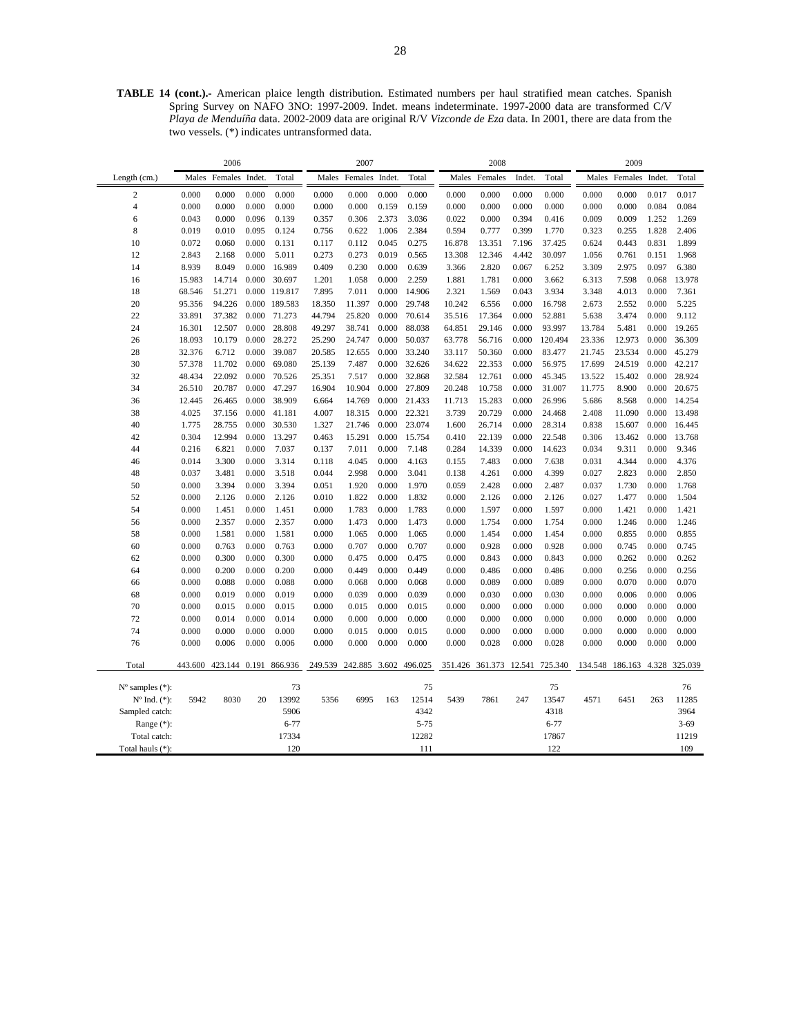**TABLE 14 (cont.).-** American plaice length distribution. Estimated numbers per haul stratified mean catches. Spanish Spring Survey on NAFO 3NO: 1997-2009. Indet. means indeterminate. 1997-2000 data are transformed C/V *Playa de Menduíña* data. 2002-2009 data are original R/V *Vizconde de Eza* data. In 2001, there are data from the two vessels. (*) indicates untransformed data.

| | 2006 | | | | 2007 | | | | 2008 | | | | 2009 | | | |
|---|---|---|---|---|---|---|---|---|---|---|---|---|---|---|---|---|
| Length (cm.) | Males | Females | Indet. | Total | Males | Females | Indet. | Total | Males | Females | Indet. | Total | Males | Females | Indet. | Total |
| 2 | 0.000 | 0.000 | 0.000 | 0.000 | 0.000 | 0.000 | 0.000 | 0.000 | 0.000 | 0.000 | 0.000 | 0.000 | 0.000 | 0.000 | 0.017 | 0.017 |
| 4 | 0.000 | 0.000 | 0.000 | 0.000 | 0.000 | 0.000 | 0.159 | 0.159 | 0.000 | 0.000 | 0.000 | 0.000 | 0.000 | 0.000 | 0.084 | 0.084 |
| 6 | 0.043 | 0.000 | 0.096 | 0.139 | 0.357 | 0.306 | 2.373 | 3.036 | 0.022 | 0.000 | 0.394 | 0.416 | 0.009 | 0.009 | 1.252 | 1.269 |
| 8 | 0.019 | 0.010 | 0.095 | 0.124 | 0.756 | 0.622 | 1.006 | 2.384 | 0.594 | 0.777 | 0.399 | 1.770 | 0.323 | 0.255 | 1.828 | 2.406 |
| 10 | 0.072 | 0.060 | 0.000 | 0.131 | 0.117 | 0.112 | 0.045 | 0.275 | 16.878 | 13.351 | 7.196 | 37.425 | 0.624 | 0.443 | 0.831 | 1.899 |
| 12 | 2.843 | 2.168 | 0.000 | 5.011 | 0.273 | 0.273 | 0.019 | 0.565 | 13.308 | 12.346 | 4.442 | 30.097 | 1.056 | 0.761 | 0.151 | 1.968 |
| 14 | 8.939 | 8.049 | 0.000 | 16.989 | 0.409 | 0.230 | 0.000 | 0.639 | 3.366 | 2.820 | 0.067 | 6.252 | 3.309 | 2.975 | 0.097 | 6.380 |
| 16 | 15.983 | 14.714 | 0.000 | 30.697 | 1.201 | 1.058 | 0.000 | 2.259 | 1.881 | 1.781 | 0.000 | 3.662 | 6.313 | 7.598 | 0.068 | 13.978 |
| 18 | 68.546 | 51.271 | 0.000 | 119.817 | 7.895 | 7.011 | 0.000 | 14.906 | 2.321 | 1.569 | 0.043 | 3.934 | 3.348 | 4.013 | 0.000 | 7.361 |
| 20 | 95.356 | 94.226 | 0.000 | 189.583 | 18.350 | 11.397 | 0.000 | 29.748 | 10.242 | 6.556 | 0.000 | 16.798 | 2.673 | 2.552 | 0.000 | 5.225 |
| 22 | 33.891 | 37.382 | 0.000 | 71.273 | 44.794 | 25.820 | 0.000 | 70.614 | 35.516 | 17.364 | 0.000 | 52.881 | 5.638 | 3.474 | 0.000 | 9.112 |
| 24 | 16.301 | 12.507 | 0.000 | 28.808 | 49.297 | 38.741 | 0.000 | 88.038 | 64.851 | 29.146 | 0.000 | 93.997 | 13.784 | 5.481 | 0.000 | 19.265 |
| 26 | 18.093 | 10.179 | 0.000 | 28.272 | 25.290 | 24.747 | 0.000 | 50.037 | 63.778 | 56.716 | 0.000 | 120.494 | 23.336 | 12.973 | 0.000 | 36.309 |
| 28 | 32.376 | 6.712 | 0.000 | 39.087 | 20.585 | 12.655 | 0.000 | 33.240 | 33.117 | 50.360 | 0.000 | 83.477 | 21.745 | 23.534 | 0.000 | 45.279 |
| 30 | 57.378 | 11.702 | 0.000 | 69.080 | 25.139 | 7.487 | 0.000 | 32.626 | 34.622 | 22.353 | 0.000 | 56.975 | 17.699 | 24.519 | 0.000 | 42.217 |
| 32 | 48.434 | 22.092 | 0.000 | 70.526 | 25.351 | 7.517 | 0.000 | 32.868 | 32.584 | 12.761 | 0.000 | 45.345 | 13.522 | 15.402 | 0.000 | 28.924 |
| 34 | 26.510 | 20.787 | 0.000 | 47.297 | 16.904 | 10.904 | 0.000 | 27.809 | 20.248 | 10.758 | 0.000 | 31.007 | 11.775 | 8.900 | 0.000 | 20.675 |
| 36 | 12.445 | 26.465 | 0.000 | 38.909 | 6.664 | 14.769 | 0.000 | 21.433 | 11.713 | 15.283 | 0.000 | 26.996 | 5.686 | 8.568 | 0.000 | 14.254 |
| 38 | 4.025 | 37.156 | 0.000 | 41.181 | 4.007 | 18.315 | 0.000 | 22.321 | 3.739 | 20.729 | 0.000 | 24.468 | 2.408 | 11.090 | 0.000 | 13.498 |
| 40 | 1.775 | 28.755 | 0.000 | 30.530 | 1.327 | 21.746 | 0.000 | 23.074 | 1.600 | 26.714 | 0.000 | 28.314 | 0.838 | 15.607 | 0.000 | 16.445 |
| 42 | 0.304 | 12.994 | 0.000 | 13.297 | 0.463 | 15.291 | 0.000 | 15.754 | 0.410 | 22.139 | 0.000 | 22.548 | 0.306 | 13.462 | 0.000 | 13.768 |
| 44 | 0.216 | 6.821 | 0.000 | 7.037 | 0.137 | 7.011 | 0.000 | 7.148 | 0.284 | 14.339 | 0.000 | 14.623 | 0.034 | 9.311 | 0.000 | 9.346 |
| 46 | 0.014 | 3.300 | 0.000 | 3.314 | 0.118 | 4.045 | 0.000 | 4.163 | 0.155 | 7.483 | 0.000 | 7.638 | 0.031 | 4.344 | 0.000 | 4.376 |
| 48 | 0.037 | 3.481 | 0.000 | 3.518 | 0.044 | 2.998 | 0.000 | 3.041 | 0.138 | 4.261 | 0.000 | 4.399 | 0.027 | 2.823 | 0.000 | 2.850 |
| 50 | 0.000 | 3.394 | 0.000 | 3.394 | 0.051 | 1.920 | 0.000 | 1.970 | 0.059 | 2.428 | 0.000 | 2.487 | 0.037 | 1.730 | 0.000 | 1.768 |
| 52 | 0.000 | 2.126 | 0.000 | 2.126 | 0.010 | 1.822 | 0.000 | 1.832 | 0.000 | 2.126 | 0.000 | 2.126 | 0.027 | 1.477 | 0.000 | 1.504 |
| 54 | 0.000 | 1.451 | 0.000 | 1.451 | 0.000 | 1.783 | 0.000 | 1.783 | 0.000 | 1.597 | 0.000 | 1.597 | 0.000 | 1.421 | 0.000 | 1.421 |
| 56 | 0.000 | 2.357 | 0.000 | 2.357 | 0.000 | 1.473 | 0.000 | 1.473 | 0.000 | 1.754 | 0.000 | 1.754 | 0.000 | 1.246 | 0.000 | 1.246 |
| 58 | 0.000 | 1.581 | 0.000 | 1.581 | 0.000 | 1.065 | 0.000 | 1.065 | 0.000 | 1.454 | 0.000 | 1.454 | 0.000 | 0.855 | 0.000 | 0.855 |
| 60 | 0.000 | 0.763 | 0.000 | 0.763 | 0.000 | 0.707 | 0.000 | 0.707 | 0.000 | 0.928 | 0.000 | 0.928 | 0.000 | 0.745 | 0.000 | 0.745 |
| 62 | 0.000 | 0.300 | 0.000 | 0.300 | 0.000 | 0.475 | 0.000 | 0.475 | 0.000 | 0.843 | 0.000 | 0.843 | 0.000 | 0.262 | 0.000 | 0.262 |
| 64 | 0.000 | 0.200 | 0.000 | 0.200 | 0.000 | 0.449 | 0.000 | 0.449 | 0.000 | 0.486 | 0.000 | 0.486 | 0.000 | 0.256 | 0.000 | 0.256 |
| 66 | 0.000 | 0.088 | 0.000 | 0.088 | 0.000 | 0.068 | 0.000 | 0.068 | 0.000 | 0.089 | 0.000 | 0.089 | 0.000 | 0.070 | 0.000 | 0.070 |
| 68 | 0.000 | 0.019 | 0.000 | 0.019 | 0.000 | 0.039 | 0.000 | 0.039 | 0.000 | 0.030 | 0.000 | 0.030 | 0.000 | 0.006 | 0.000 | 0.006 |
| 70 | 0.000 | 0.015 | 0.000 | 0.015 | 0.000 | 0.015 | 0.000 | 0.015 | 0.000 | 0.000 | 0.000 | 0.000 | 0.000 | 0.000 | 0.000 | 0.000 |
| 72 | 0.000 | 0.014 | 0.000 | 0.014 | 0.000 | 0.000 | 0.000 | 0.000 | 0.000 | 0.000 | 0.000 | 0.000 | 0.000 | 0.000 | 0.000 | 0.000 |
| 74 | 0.000 | 0.000 | 0.000 | 0.000 | 0.000 | 0.015 | 0.000 | 0.015 | 0.000 | 0.000 | 0.000 | 0.000 | 0.000 | 0.000 | 0.000 | 0.000 |
| 76 | 0.000 | 0.006 | 0.000 | 0.006 | 0.000 | 0.000 | 0.000 | 0.000 | 0.000 | 0.028 | 0.000 | 0.028 | 0.000 | 0.000 | 0.000 | 0.000 |
| Total | 443.600 | 423.144 | 0.191 | 866.936 | 249.539 | 242.885 | 3.602 | 496.025 | 351.426 | 361.373 | 12.541 | 725.340 | 134.548 | 186.163 | 4.328 | 325.039 |
| Nº samples (*): | | | | 73 | | | | 75 | | | | 75 | | | | 76 |
| Nº Ind. (*): | 5942 | 8030 | 20 | 13992 | 5356 | 6995 | 163 | 12514 | 5439 | 7861 | 247 | 13547 | 4571 | 6451 | 263 | 11285 |
| Sampled catch: | | | | 5906 | | | | 4342 | | | | 4318 | | | | 3964 |
| Range (*): | | | | 6-77 | | | | 5-75 | | | | 6-77 | | | | 3-69 |
| Total catch: | | | | 17334 | | | | 12282 | | | | 17867 | | | | 11219 |
| Total hauls (*): | | | | 120 | | | | 111 | | | | 122 | | | | 109 |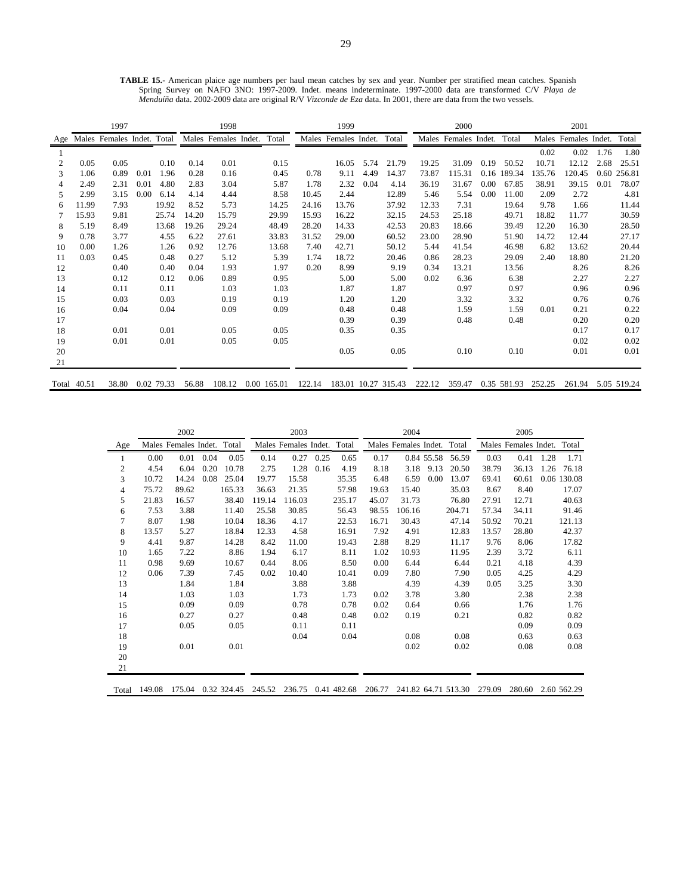**TABLE 15.-** American plaice age numbers per haul mean catches by sex and year. Number per stratified mean catches. Spanish Spring Survey on NAFO 3NO: 1997-2009. Indet. means indeterminate. 1997-2000 data are transformed C/V *Playa de Menduíña* data. 2002-2009 data are original R/V *Vizconde de Eza* data. In 2001, there are data from the two vessels.

| | 1997 | | | | 1998 | | | | 1999 | | | | 2000 | | | | 2001 | | | |
|---|---|---|---|---|---|---|---|---|---|---|---|---|---|---|---|---|---|---|---|---|
| Age | Males | Females | Indet. | Total | Males | Females | Indet. | Total | Males | Females | Indet. | Total | Males | Females | Indet. | Total | Males | Females | Indet. | Total |
| 1 | | | | | | | | | | | | | | | | | 0.02 | 0.02 | 1.76 | 1.80 |
| 2 | 0.05 | 0.05 | | 0.10 | 0.14 | 0.01 | | 0.15 | | 16.05 | 5.74 | 21.79 | 19.25 | 31.09 | 0.19 | 50.52 | 10.71 | 12.12 | 2.68 | 25.51 |
| 3 | 1.06 | 0.89 | 0.01 | 1.96 | 0.28 | 0.16 | | 0.45 | 0.78 | 9.11 | 4.49 | 14.37 | 73.87 | 115.31 | 0.16 | 189.34 | 135.76 | 120.45 | 0.60 | 256.81 |
| 4 | 2.49 | 2.31 | 0.01 | 4.80 | 2.83 | 3.04 | | 5.87 | 1.78 | 2.32 | 0.04 | 4.14 | 36.19 | 31.67 | 0.00 | 67.85 | 38.91 | 39.15 | 0.01 | 78.07 |
| 5 | 2.99 | 3.15 | 0.00 | 6.14 | 4.14 | 4.44 | | 8.58 | 10.45 | 2.44 | | 12.89 | 5.46 | 5.54 | 0.00 | 11.00 | 2.09 | 2.72 | | 4.81 |
| 6 | 11.99 | 7.93 | | 19.92 | 8.52 | 5.73 | | 14.25 | 24.16 | 13.76 | | 37.92 | 12.33 | 7.31 | | 19.64 | 9.78 | 1.66 | | 11.44 |
| 7 | 15.93 | 9.81 | | 25.74 | 14.20 | 15.79 | | 29.99 | 15.93 | 16.22 | | 32.15 | 24.53 | 25.18 | | 49.71 | 18.82 | 11.77 | | 30.59 |
| 8 | 5.19 | 8.49 | | 13.68 | 19.26 | 29.24 | | 48.49 | 28.20 | 14.33 | | 42.53 | 20.83 | 18.66 | | 39.49 | 12.20 | 16.30 | | 28.50 |
| 9 | 0.78 | 3.77 | | 4.55 | 6.22 | 27.61 | | 33.83 | 31.52 | 29.00 | | 60.52 | 23.00 | 28.90 | | 51.90 | 14.72 | 12.44 | | 27.17 |
| 10 | 0.00 | 1.26 | | 1.26 | 0.92 | 12.76 | | 13.68 | 7.40 | 42.71 | | 50.12 | 5.44 | 41.54 | | 46.98 | 6.82 | 13.62 | | 20.44 |
| 11 | 0.03 | 0.45 | | 0.48 | 0.27 | 5.12 | | 5.39 | 1.74 | 18.72 | | 20.46 | 0.86 | 28.23 | | 29.09 | 2.40 | 18.80 | | 21.20 |
| 12 | | 0.40 | | 0.40 | 0.04 | 1.93 | | 1.97 | 0.20 | 8.99 | | 9.19 | 0.34 | 13.21 | | 13.56 | | 8.26 | | 8.26 |
| 13 | | 0.12 | | 0.12 | 0.06 | 0.89 | | 0.95 | | 5.00 | | 5.00 | 0.02 | 6.36 | | 6.38 | | 2.27 | | 2.27 |
| 14 | | 0.11 | | 0.11 | | 1.03 | | 1.03 | | 1.87 | | 1.87 | | 0.97 | | 0.97 | | 0.96 | | 0.96 |
| 15 | | 0.03 | | 0.03 | | 0.19 | | 0.19 | | 1.20 | | 1.20 | | 3.32 | | 3.32 | | 0.76 | | 0.76 |
| 16 | | 0.04 | | 0.04 | | 0.09 | | 0.09 | | 0.48 | | 0.48 | | 1.59 | | 1.59 | 0.01 | 0.21 | | 0.22 |
| 17 | | | | | | | | | | 0.39 | | 0.39 | | 0.48 | | 0.48 | | 0.20 | | 0.20 |
| 18 | | 0.01 | | 0.01 | | 0.05 | | 0.05 | | 0.35 | | 0.35 | | | | | | 0.17 | | 0.17 |
| 19 | | 0.01 | | 0.01 | | 0.05 | | 0.05 | | | | | | | | | | 0.02 | | 0.02 |
| 20 | | | | | | | | | | 0.05 | | 0.05 | | 0.10 | | 0.10 | | 0.01 | | 0.01 |
| 21 | | | | | | | | | | | | | | | | | | | | |
| Total | 40.51 | 38.80 | 0.02 | 79.33 | 56.88 | 108.12 | 0.00 | 165.01 | 122.14 | 183.01 | 10.27 | 315.43 | 222.12 | 359.47 | 0.35 | 581.93 | 252.25 | 261.94 | 5.05 | 519.24 |

| | 2002 | | | | 2003 | | | | 2004 | | | | 2005 | | | |
|---|---|---|---|---|---|---|---|---|---|---|---|---|---|---|---|---|
| Age | Males | Females | Indet. | Total | Males | Females | Indet. | Total | Males | Females | Indet. | Total | Males | Females | Indet. | Total |
| 1 | 0.00 | 0.01 | 0.04 | 0.05 | 0.14 | 0.27 | 0.25 | 0.65 | 0.17 | 0.84 | 55.58 | 56.59 | 0.03 | 0.41 | 1.28 | 1.71 |
| 2 | 4.54 | 6.04 | 0.20 | 10.78 | 2.75 | 1.28 | 0.16 | 4.19 | 8.18 | 3.18 | 9.13 | 20.50 | 38.79 | 36.13 | 1.26 | 76.18 |
| 3 | 10.72 | 14.24 | 0.08 | 25.04 | 19.77 | 15.58 | | 35.35 | 6.48 | 6.59 | 0.00 | 13.07 | 69.41 | 60.61 | 0.06 | 130.08 |
| 4 | 75.72 | 89.62 | | 165.33 | 36.63 | 21.35 | | 57.98 | 19.63 | 15.40 | | 35.03 | 8.67 | 8.40 | | 17.07 |
| 5 | 21.83 | 16.57 | | 38.40 | 119.14 | 116.03 | | 235.17 | 45.07 | 31.73 | | 76.80 | 27.91 | 12.71 | | 40.63 |
| 6 | 7.53 | 3.88 | | 11.40 | 25.58 | 30.85 | | 56.43 | 98.55 | 106.16 | | 204.71 | 57.34 | 34.11 | | 91.46 |
| 7 | 8.07 | 1.98 | | 10.04 | 18.36 | 4.17 | | 22.53 | 16.71 | 30.43 | | 47.14 | 50.92 | 70.21 | | 121.13 |
| 8 | 13.57 | 5.27 | | 18.84 | 12.33 | 4.58 | | 16.91 | 7.92 | 4.91 | | 12.83 | 13.57 | 28.80 | | 42.37 |
| 9 | 4.41 | 9.87 | | 14.28 | 8.42 | 11.00 | | 19.43 | 2.88 | 8.29 | | 11.17 | 9.76 | 8.06 | | 17.82 |
| 10 | 1.65 | 7.22 | | 8.86 | 1.94 | 6.17 | | 8.11 | 1.02 | 10.93 | | 11.95 | 2.39 | 3.72 | | 6.11 |
| 11 | 0.98 | 9.69 | | 10.67 | 0.44 | 8.06 | | 8.50 | 0.00 | 6.44 | | 6.44 | 0.21 | 4.18 | | 4.39 |
| 12 | 0.06 | 7.39 | | 7.45 | 0.02 | 10.40 | | 10.41 | 0.09 | 7.80 | | 7.90 | 0.05 | 4.25 | | 4.29 |
| 13 | | 1.84 | | 1.84 | | 3.88 | | 3.88 | | 4.39 | | 4.39 | 0.05 | 3.25 | | 3.30 |
| 14 | | 1.03 | | 1.03 | | 1.73 | | 1.73 | 0.02 | 3.78 | | 3.80 | | 2.38 | | 2.38 |
| 15 | | 0.09 | | 0.09 | | 0.78 | | 0.78 | 0.02 | 0.64 | | 0.66 | | 1.76 | | 1.76 |
| 16 | | 0.27 | | 0.27 | | 0.48 | | 0.48 | 0.02 | 0.19 | | 0.21 | | 0.82 | | 0.82 |
| 17 | | 0.05 | | 0.05 | | 0.11 | | 0.11 | | | | | | 0.09 | | 0.09 |
| 18 | | | | | | 0.04 | | 0.04 | | 0.08 | | 0.08 | | 0.63 | | 0.63 |
| 19 | | 0.01 | | 0.01 | | | | | | 0.02 | | 0.02 | | 0.08 | | 0.08 |
| 20 | | | | | | | | | | | | | | | | |
| 21 | | | | | | | | | | | | | | | | |
| Total | 149.08 | 175.04 | 0.32 | 324.45 | 245.52 | 236.75 | 0.41 | 482.68 | 206.77 | 241.82 | 64.71 | 513.30 | 279.09 | 280.60 | 2.60 | 562.29 |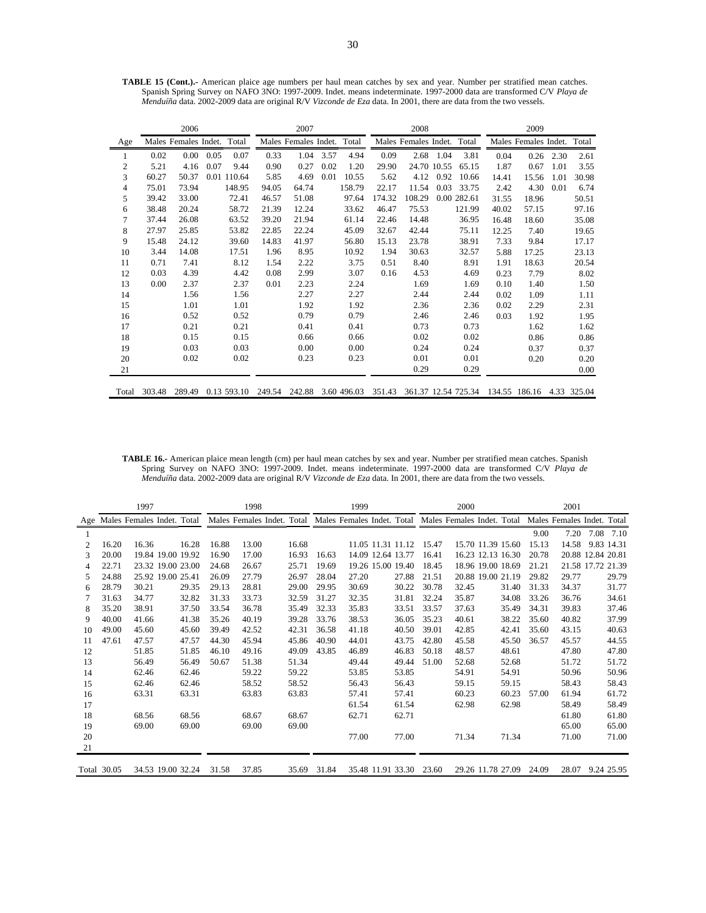**TABLE 15 (Cont.).-** American plaice age numbers per haul mean catches by sex and year. Number per stratified mean catches. Spanish Spring Survey on NAFO 3NO: 1997-2009. Indet. means indeterminate. 1997-2000 data are transformed C/V *Playa de Menduíña* data. 2002-2009 data are original R/V *Vizconde de Eza* data. In 2001, there are data from the two vessels.

| | 2006 | | | | 2007 | | | | 2008 | | | | 2009 | | | |
|---|---|---|---|---|---|---|---|---|---|---|---|---|---|---|---|---|
| Age | Males | Females | Indet. | Total | Males | Females | Indet. | Total | Males | Females | Indet. | Total | Males | Females | Indet. | Total |
| 1 | 0.02 | 0.00 | 0.05 | 0.07 | 0.33 | 1.04 | 3.57 | 4.94 | 0.09 | 2.68 | 1.04 | 3.81 | 0.04 | 0.26 | 2.30 | 2.61 |
| 2 | 5.21 | 4.16 | 0.07 | 9.44 | 0.90 | 0.27 | 0.02 | 1.20 | 29.90 | 24.70 | 10.55 | 65.15 | 1.87 | 0.67 | 1.01 | 3.55 |
| 3 | 60.27 | 50.37 | 0.01 | 110.64 | 5.85 | 4.69 | 0.01 | 10.55 | 5.62 | 4.12 | 0.92 | 10.66 | 14.41 | 15.56 | 1.01 | 30.98 |
| 4 | 75.01 | 73.94 | | 148.95 | 94.05 | 64.74 | | 158.79 | 22.17 | 11.54 | 0.03 | 33.75 | 2.42 | 4.30 | 0.01 | 6.74 |
| 5 | 39.42 | 33.00 | | 72.41 | 46.57 | 51.08 | | 97.64 | 174.32 | 108.29 | 0.00 | 282.61 | 31.55 | 18.96 | | 50.51 |
| 6 | 38.48 | 20.24 | | 58.72 | 21.39 | 12.24 | | 33.62 | 46.47 | 75.53 | | 121.99 | 40.02 | 57.15 | | 97.16 |
| 7 | 37.44 | 26.08 | | 63.52 | 39.20 | 21.94 | | 61.14 | 22.46 | 14.48 | | 36.95 | 16.48 | 18.60 | | 35.08 |
| 8 | 27.97 | 25.85 | | 53.82 | 22.85 | 22.24 | | 45.09 | 32.67 | 42.44 | | 75.11 | 12.25 | 7.40 | | 19.65 |
| 9 | 15.48 | 24.12 | | 39.60 | 14.83 | 41.97 | | 56.80 | 15.13 | 23.78 | | 38.91 | 7.33 | 9.84 | | 17.17 |
| 10 | 3.44 | 14.08 | | 17.51 | 1.96 | 8.95 | | 10.92 | 1.94 | 30.63 | | 32.57 | 5.88 | 17.25 | | 23.13 |
| 11 | 0.71 | 7.41 | | 8.12 | 1.54 | 2.22 | | 3.75 | 0.51 | 8.40 | | 8.91 | 1.91 | 18.63 | | 20.54 |
| 12 | 0.03 | 4.39 | | 4.42 | 0.08 | 2.99 | | 3.07 | 0.16 | 4.53 | | 4.69 | 0.23 | 7.79 | | 8.02 |
| 13 | 0.00 | 2.37 | | 2.37 | 0.01 | 2.23 | | 2.24 | | 1.69 | | 1.69 | 0.10 | 1.40 | | 1.50 |
| 14 | | 1.56 | | 1.56 | | 2.27 | | 2.27 | | 2.44 | | 2.44 | 0.02 | 1.09 | | 1.11 |
| 15 | | 1.01 | | 1.01 | | 1.92 | | 1.92 | | 2.36 | | 2.36 | 0.02 | 2.29 | | 2.31 |
| 16 | | 0.52 | | 0.52 | | 0.79 | | 0.79 | | 2.46 | | 2.46 | 0.03 | 1.92 | | 1.95 |
| 17 | | 0.21 | | 0.21 | | 0.41 | | 0.41 | | 0.73 | | 0.73 | | 1.62 | | 1.62 |
| 18 | | 0.15 | | 0.15 | | 0.66 | | 0.66 | | 0.02 | | 0.02 | | 0.86 | | 0.86 |
| 19 | | 0.03 | | 0.03 | | 0.00 | | 0.00 | | 0.24 | | 0.24 | | 0.37 | | 0.37 |
| 20 | | 0.02 | | 0.02 | | 0.23 | | 0.23 | | 0.01 | | 0.01 | | 0.20 | | 0.20 |
| 21 | | | | | | | | | | 0.29 | | 0.29 | | | | 0.00 |
| Total | 303.48 | 289.49 | 0.13 | 593.10 | 249.54 | 242.88 | 3.60 | 496.03 | 351.43 | 361.37 | 12.54 | 725.34 | 134.55 | 186.16 | 4.33 | 325.04 |

**TABLE 16.-** American plaice mean length (cm) per haul mean catches by sex and year. Number per stratified mean catches. Spanish Spring Survey on NAFO 3NO: 1997-2009. Indet. means indeterminate. 1997-2000 data are transformed C/V *Playa de Menduíña* data. 2002-2009 data are original R/V *Vizconde de Eza* data. In 2001, there are data from the two vessels.

| | 1997 | | | | 1998 | | | | 1999 | | | | 2000 | | | | 2001 | | | |
|---|---|---|---|---|---|---|---|---|---|---|---|---|---|---|---|---|---|---|---|---|
| Age | Males | Females | Indet. | Total | Males | Females | Indet. | Total | Males | Females | Indet. | Total | Males | Females | Indet. | Total | Males | Females | Indet. | Total |
| 1 | | | | | | | | | | | | | | | | | 9.00 | 7.20 | 7.08 | 7.10 |
| 2 | 16.20 | 16.36 | | 16.28 | 16.88 | 13.00 | | 16.68 | | 11.05 | 11.31 | 11.12 | 15.47 | 15.70 | 11.39 | 15.60 | 15.13 | 14.58 | 9.83 | 14.31 |
| 3 | 20.00 | 19.84 | 19.00 | 19.92 | 16.90 | 17.00 | | 16.93 | 16.63 | 14.09 | 12.64 | 13.77 | 16.41 | 16.23 | 12.13 | 16.30 | 20.78 | 20.88 | 12.84 | 20.81 |
| 4 | 22.71 | 23.32 | 19.00 | 23.00 | 24.68 | 26.67 | | 25.71 | 19.69 | 19.26 | 15.00 | 19.40 | 18.45 | 18.96 | 19.00 | 18.69 | 21.21 | 21.58 | 17.72 | 21.39 |
| 5 | 24.88 | 25.92 | 19.00 | 25.41 | 26.09 | 27.79 | | 26.97 | 28.04 | 27.20 | | 27.88 | 21.51 | 20.88 | 19.00 | 21.19 | 29.82 | 29.77 | | 29.79 |
| 6 | 28.79 | 30.21 | | 29.35 | 29.13 | 28.81 | | 29.00 | 29.95 | 30.69 | | 30.22 | 30.78 | 32.45 | | 31.40 | 31.33 | 34.37 | | 31.77 |
| 7 | 31.63 | 34.77 | | 32.82 | 31.33 | 33.73 | | 32.59 | 31.27 | 32.35 | | 31.81 | 32.24 | 35.87 | | 34.08 | 33.26 | 36.76 | | 34.61 |
| 8 | 35.20 | 38.91 | | 37.50 | 33.54 | 36.78 | | 35.49 | 32.33 | 35.83 | | 33.51 | 33.57 | 37.63 | | 35.49 | 34.31 | 39.83 | | 37.46 |
| 9 | 40.00 | 41.66 | | 41.38 | 35.26 | 40.19 | | 39.28 | 33.76 | 38.53 | | 36.05 | 35.23 | 40.61 | | 38.22 | 35.60 | 40.82 | | 37.99 |
| 10 | 49.00 | 45.60 | | 45.60 | 39.49 | 42.52 | | 42.31 | 36.58 | 41.18 | | 40.50 | 39.01 | 42.85 | | 42.41 | 35.60 | 43.15 | | 40.63 |
| 11 | 47.61 | 47.57 | | 47.57 | 44.30 | 45.94 | | 45.86 | 40.90 | 44.01 | | 43.75 | 42.80 | 45.58 | | 45.50 | 36.57 | 45.57 | | 44.55 |
| 12 | | 51.85 | | 51.85 | 46.10 | 49.16 | | 49.09 | 43.85 | 46.89 | | 46.83 | 50.18 | 48.57 | | 48.61 | | 47.80 | | 47.80 |
| 13 | | 56.49 | | 56.49 | 50.67 | 51.38 | | 51.34 | | 49.44 | | 49.44 | 51.00 | 52.68 | | 52.68 | | 51.72 | | 51.72 |
| 14 | | 62.46 | | 62.46 | | 59.22 | | 59.22 | | 53.85 | | 53.85 | | 54.91 | | 54.91 | | 50.96 | | 50.96 |
| 15 | | 62.46 | | 62.46 | | 58.52 | | 58.52 | | 56.43 | | 56.43 | | 59.15 | | 59.15 | | 58.43 | | 58.43 |
| 16 | | 63.31 | | 63.31 | | 63.83 | | 63.83 | | 57.41 | | 57.41 | | 60.23 | | 60.23 | 57.00 | 61.94 | | 61.72 |
| 17 | | | | | | | | | | 61.54 | | 61.54 | | 62.98 | | 62.98 | | 58.49 | | 58.49 |
| 18 | | 68.56 | | 68.56 | | 68.67 | | 68.67 | | 62.71 | | 62.71 | | | | | | 61.80 | | 61.80 |
| 19 | | 69.00 | | 69.00 | | 69.00 | | 69.00 | | | | | | | | | | 65.00 | | 65.00 |
| 20 | | | | | | | | | | 77.00 | | 77.00 | | 71.34 | | 71.34 | | 71.00 | | 71.00 |
| 21 | | | | | | | | | | | | | | | | | | | | |
| Total | 30.05 | 34.53 | 19.00 | 32.24 | 31.58 | 37.85 | | 35.69 | 31.84 | 35.48 | 11.91 | 33.30 | 23.60 | 29.26 | 11.78 | 27.09 | 24.09 | 28.07 | 9.24 | 25.95 |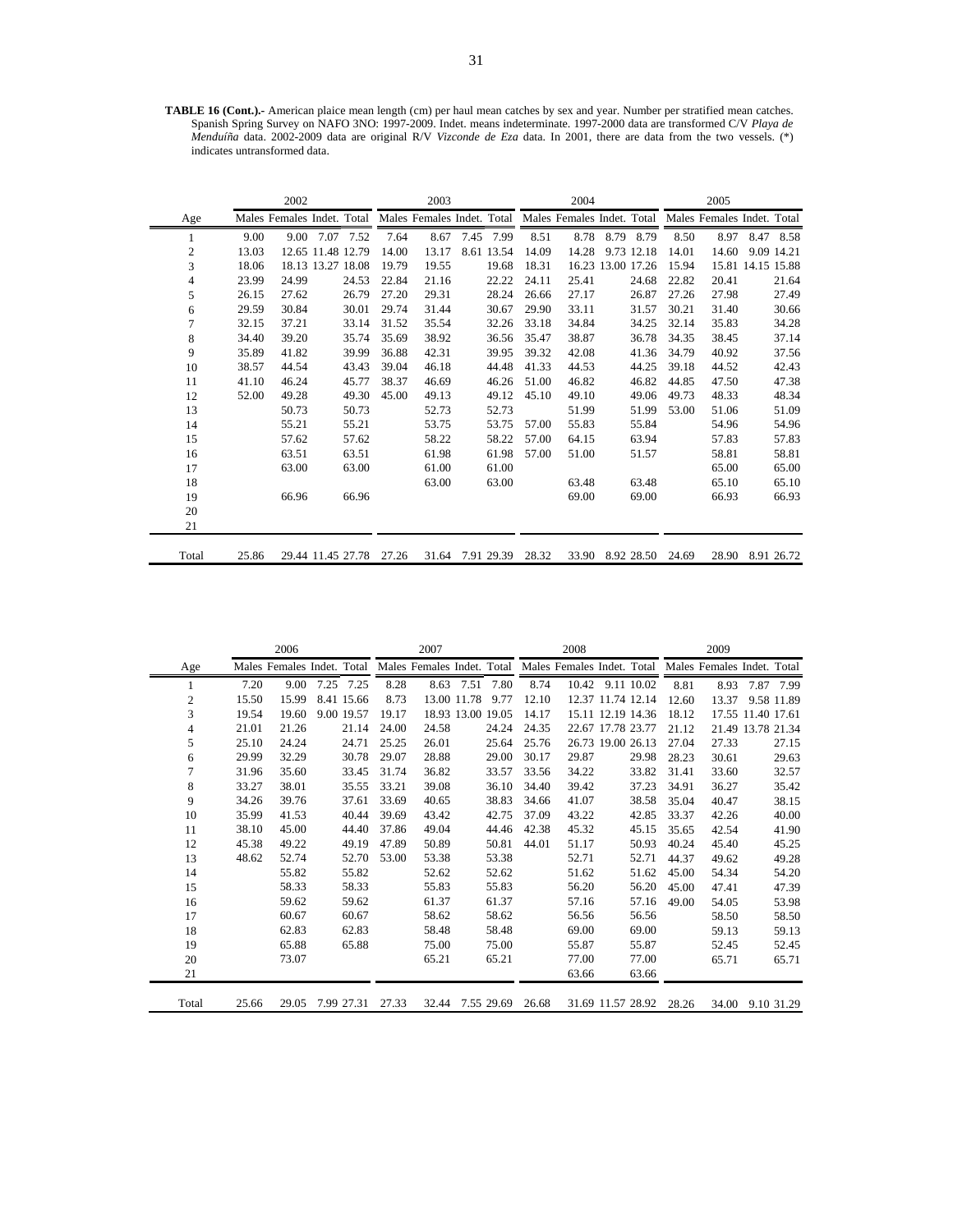**TABLE 16 (Cont.).-** American plaice mean length (cm) per haul mean catches by sex and year. Number per stratified mean catches. Spanish Spring Survey on NAFO 3NO: 1997-2009. Indet. means indeterminate. 1997-2000 data are transformed C/V *Playa de Menduíña* data. 2002-2009 data are original R/V *Vizconde de Eza* data. In 2001, there are data from the two vessels. (*) indicates untransformed data.

| | 2002 | | | | 2003 | | | | 2004 | | | | 2005 | | | |
|---|---|---|---|---|---|---|---|---|---|---|---|---|---|---|---|---|
| Age | Males | Females | Indet. | Total | Males | Females | Indet. | Total | Males | Females | Indet. | Total | Males | Females | Indet. | Total |
| 1 | 9.00 | 9.00 | 7.07 | 7.52 | 7.64 | 8.67 | 7.45 | 7.99 | 8.51 | 8.78 | 8.79 | 8.79 | 8.50 | 8.97 | 8.47 | 8.58 |
| 2 | 13.03 | 12.65 | 11.48 | 12.79 | 14.00 | 13.17 | 8.61 | 13.54 | 14.09 | 14.28 | 9.73 | 12.18 | 14.01 | 14.60 | 9.09 | 14.21 |
| 3 | 18.06 | 18.13 | 13.27 | 18.08 | 19.79 | 19.55 | | 19.68 | 18.31 | 16.23 | 13.00 | 17.26 | 15.94 | 15.81 | 14.15 | 15.88 |
| 4 | 23.99 | 24.99 | | 24.53 | 22.84 | 21.16 | | 22.22 | 24.11 | 25.41 | | 24.68 | 22.82 | 20.41 | | 21.64 |
| 5 | 26.15 | 27.62 | | 26.79 | 27.20 | 29.31 | | 28.24 | 26.66 | 27.17 | | 26.87 | 27.26 | 27.98 | | 27.49 |
| 6 | 29.59 | 30.84 | | 30.01 | 29.74 | 31.44 | | 30.67 | 29.90 | 33.11 | | 31.57 | 30.21 | 31.40 | | 30.66 |
| 7 | 32.15 | 37.21 | | 33.14 | 31.52 | 35.54 | | 32.26 | 33.18 | 34.84 | | 34.25 | 32.14 | 35.83 | | 34.28 |
| 8 | 34.40 | 39.20 | | 35.74 | 35.69 | 38.92 | | 36.56 | 35.47 | 38.87 | | 36.78 | 34.35 | 38.45 | | 37.14 |
| 9 | 35.89 | 41.82 | | 39.99 | 36.88 | 42.31 | | 39.95 | 39.32 | 42.08 | | 41.36 | 34.79 | 40.92 | | 37.56 |
| 10 | 38.57 | 44.54 | | 43.43 | 39.04 | 46.18 | | 44.48 | 41.33 | 44.53 | | 44.25 | 39.18 | 44.52 | | 42.43 |
| 11 | 41.10 | 46.24 | | 45.77 | 38.37 | 46.69 | | 46.26 | 51.00 | 46.82 | | 46.82 | 44.85 | 47.50 | | 47.38 |
| 12 | 52.00 | 49.28 | | 49.30 | 45.00 | 49.13 | | 49.12 | 45.10 | 49.10 | | 49.06 | 49.73 | 48.33 | | 48.34 |
| 13 | | 50.73 | | 50.73 | | 52.73 | | 52.73 | | 51.99 | | 51.99 | 53.00 | 51.06 | | 51.09 |
| 14 | | 55.21 | | 55.21 | | 53.75 | | 53.75 | 57.00 | 55.83 | | 55.84 | | 54.96 | | 54.96 |
| 15 | | 57.62 | | 57.62 | | 58.22 | | 58.22 | 57.00 | 64.15 | | 63.94 | | 57.83 | | 57.83 |
| 16 | | 63.51 | | 63.51 | | 61.98 | | 61.98 | 57.00 | 51.00 | | 51.57 | | 58.81 | | 58.81 |
| 17 | | 63.00 | | 63.00 | | 61.00 | | 61.00 | | | | | | 65.00 | | 65.00 |
| 18 | | | | | | 63.00 | | 63.00 | | 63.48 | | 63.48 | | 65.10 | | 65.10 |
| 19 | | 66.96 | | 66.96 | | | | | | 69.00 | | 69.00 | | 66.93 | | 66.93 |
| 20 | | | | | | | | | | | | | | | | |
| 21 | | | | | | | | | | | | | | | | |
| Total | 25.86 | 29.44 | 11.45 | 27.78 | 27.26 | 31.64 | 7.91 | 29.39 | 28.32 | 33.90 | 8.92 | 28.50 | 24.69 | 28.90 | 8.91 | 26.72 |

| | 2006 | | | | 2007 | | | | 2008 | | | | 2009 | | | |
|---|---|---|---|---|---|---|---|---|---|---|---|---|---|---|---|---|
| Age | Males | Females | Indet. | Total | Males | Females | Indet. | Total | Males | Females | Indet. | Total | Males | Females | Indet. | Total |
| 1 | 7.20 | 9.00 | 7.25 | 7.25 | 8.28 | 8.63 | 7.51 | 7.80 | 8.74 | 10.42 | 9.11 | 10.02 | 8.81 | 8.93 | 7.87 | 7.99 |
| 2 | 15.50 | 15.99 | 8.41 | 15.66 | 8.73 | 13.00 | 11.78 | 9.77 | 12.10 | 12.37 | 11.74 | 12.14 | 12.60 | 13.37 | 9.58 | 11.89 |
| 3 | 19.54 | 19.60 | 9.00 | 19.57 | 19.17 | 18.93 | 13.00 | 19.05 | 14.17 | 15.11 | 12.19 | 14.36 | 18.12 | 17.55 | 11.40 | 17.61 |
| 4 | 21.01 | 21.26 | | 21.14 | 24.00 | 24.58 | | 24.24 | 24.35 | 22.67 | 17.78 | 23.77 | 21.12 | 21.49 | 13.78 | 21.34 |
| 5 | 25.10 | 24.24 | | 24.71 | 25.25 | 26.01 | | 25.64 | 25.76 | 26.73 | 19.00 | 26.13 | 27.04 | 27.33 | | 27.15 |
| 6 | 29.99 | 32.29 | | 30.78 | 29.07 | 28.88 | | 29.00 | 30.17 | 29.87 | | 29.98 | 28.23 | 30.61 | | 29.63 |
| 7 | 31.96 | 35.60 | | 33.45 | 31.74 | 36.82 | | 33.57 | 33.56 | 34.22 | | 33.82 | 31.41 | 33.60 | | 32.57 |
| 8 | 33.27 | 38.01 | | 35.55 | 33.21 | 39.08 | | 36.10 | 34.40 | 39.42 | | 37.23 | 34.91 | 36.27 | | 35.42 |
| 9 | 34.26 | 39.76 | | 37.61 | 33.69 | 40.65 | | 38.83 | 34.66 | 41.07 | | 38.58 | 35.04 | 40.47 | | 38.15 |
| 10 | 35.99 | 41.53 | | 40.44 | 39.69 | 43.42 | | 42.75 | 37.09 | 43.22 | | 42.85 | 33.37 | 42.26 | | 40.00 |
| 11 | 38.10 | 45.00 | | 44.40 | 37.86 | 49.04 | | 44.46 | 42.38 | 45.32 | | 45.15 | 35.65 | 42.54 | | 41.90 |
| 12 | 45.38 | 49.22 | | 49.19 | 47.89 | 50.89 | | 50.81 | 44.01 | 51.17 | | 50.93 | 40.24 | 45.40 | | 45.25 |
| 13 | 48.62 | 52.74 | | 52.70 | 53.00 | 53.38 | | 53.38 | | 52.71 | | 52.71 | 44.37 | 49.62 | | 49.28 |
| 14 | | 55.82 | | 55.82 | | 52.62 | | 52.62 | | 51.62 | | 51.62 | 45.00 | 54.34 | | 54.20 |
| 15 | | 58.33 | | 58.33 | | 55.83 | | 55.83 | | 56.20 | | 56.20 | 45.00 | 47.41 | | 47.39 |
| 16 | | 59.62 | | 59.62 | | 61.37 | | 61.37 | | 57.16 | | 57.16 | 49.00 | 54.05 | | 53.98 |
| 17 | | 60.67 | | 60.67 | | 58.62 | | 58.62 | | 56.56 | | 56.56 | | 58.50 | | 58.50 |
| 18 | | 62.83 | | 62.83 | | 58.48 | | 58.48 | | 69.00 | | 69.00 | | 59.13 | | 59.13 |
| 19 | | 65.88 | | 65.88 | | 75.00 | | 75.00 | | 55.87 | | 55.87 | | 52.45 | | 52.45 |
| 20 | | 73.07 | | | | 65.21 | | 65.21 | | 77.00 | | 77.00 | | 65.71 | | 65.71 |
| 21 | | | | | | | | | | 63.66 | | 63.66 | | | | |
| Total | 25.66 | 29.05 | 7.99 | 27.31 | 27.33 | 32.44 | 7.55 | 29.69 | 26.68 | 31.69 | 11.57 | 28.92 | 28.26 | 34.00 | 9.10 | 31.29 |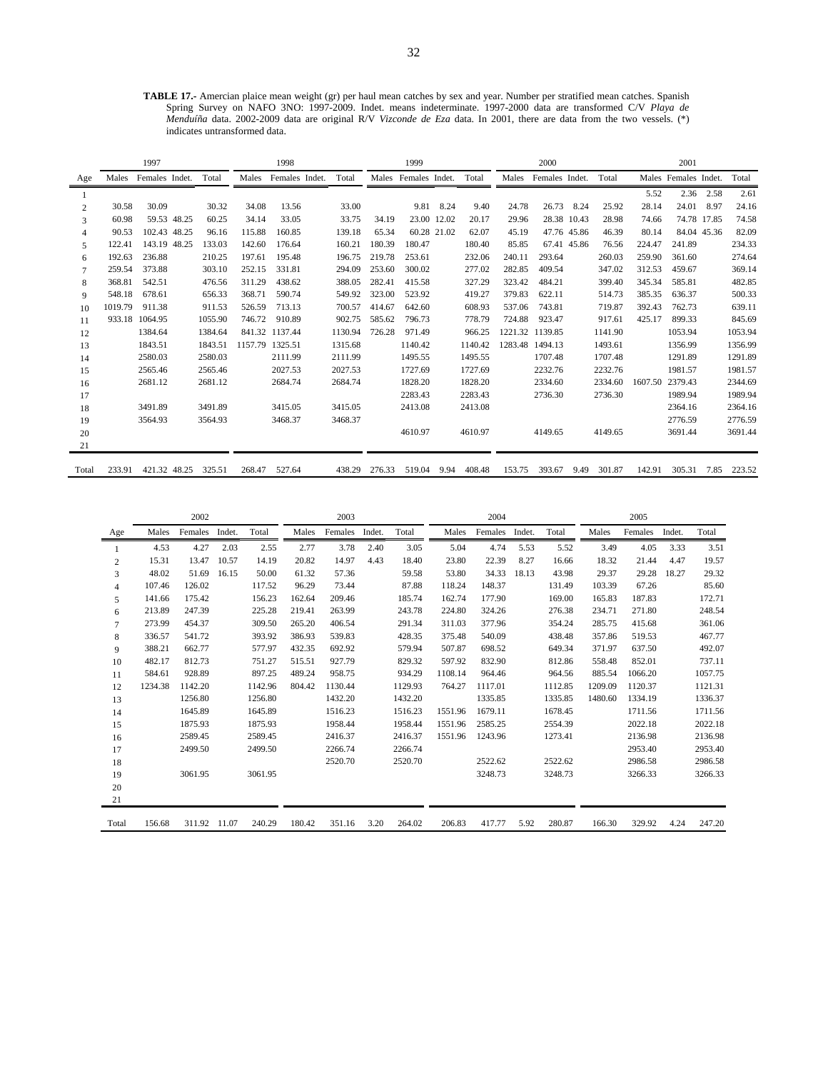**TABLE 17.-** Amercian plaice mean weight (gr) per haul mean catches by sex and year. Number per stratified mean catches. Spanish Spring Survey on NAFO 3NO: 1997-2009. Indet. means indeterminate. 1997-2000 data are transformed C/V *Playa de Menduíña* data. 2002-2009 data are original R/V *Vizconde de Eza* data. In 2001, there are data from the two vessels. (*) indicates untransformed data.

| | 1997 | | | | 1998 | | | | 1999 | | | | 2000 | | | | 2001 | | | |
|---|---|---|---|---|---|---|---|---|---|---|---|---|---|---|---|---|---|---|---|---|
| Age | Males | Females | Indet. | Total | Males | Females | Indet. | Total | Males | Females | Indet. | Total | Males | Females | Indet. | Total | Males | Females | Indet. | Total |
| 1 | | | | | | | | | | | | | | | | | 5.52 | 2.36 | 2.58 | 2.61 |
| 2 | 30.58 | 30.09 | | 30.32 | 34.08 | 13.56 | | 33.00 | | 9.81 | 8.24 | 9.40 | 24.78 | 26.73 | 8.24 | 25.92 | 28.14 | 24.01 | 8.97 | 24.16 |
| 3 | 60.98 | 59.53 | 48.25 | 60.25 | 34.14 | 33.05 | | 33.75 | 34.19 | 23.00 | 12.02 | 20.17 | 29.96 | 28.38 | 10.43 | 28.98 | 74.66 | 74.78 | 17.85 | 74.58 |
| 4 | 90.53 | 102.43 | 48.25 | 96.16 | 115.88 | 160.85 | | 139.18 | 65.34 | 60.28 | 21.02 | 62.07 | 45.19 | 47.76 | 45.86 | 46.39 | 80.14 | 84.04 | 45.36 | 82.09 |
| 5 | 122.41 | 143.19 | 48.25 | 133.03 | 142.60 | 176.64 | | 160.21 | 180.39 | 180.47 | | 180.40 | 85.85 | 67.41 | 45.86 | 76.56 | 224.47 | 241.89 | | 234.33 |
| 6 | 192.63 | 236.88 | | 210.25 | 197.61 | 195.48 | | 196.75 | 219.78 | 253.61 | | 232.06 | 240.11 | 293.64 | | 260.03 | 259.90 | 361.60 | | 274.64 |
| 7 | 259.54 | 373.88 | | 303.10 | 252.15 | 331.81 | | 294.09 | 253.60 | 300.02 | | 277.02 | 282.85 | 409.54 | | 347.02 | 312.53 | 459.67 | | 369.14 |
| 8 | 368.81 | 542.51 | | 476.56 | 311.29 | 438.62 | | 388.05 | 282.41 | 415.58 | | 327.29 | 323.42 | 484.21 | | 399.40 | 345.34 | 585.81 | | 482.85 |
| 9 | 548.18 | 678.61 | | 656.33 | 368.71 | 590.74 | | 549.92 | 323.00 | 523.92 | | 419.27 | 379.83 | 622.11 | | 514.73 | 385.35 | 636.37 | | 500.33 |
| 10 | 1019.79 | 911.38 | | 911.53 | 526.59 | 713.13 | | 700.57 | 414.67 | 642.60 | | 608.93 | 537.06 | 743.81 | | 719.87 | 392.43 | 762.73 | | 639.11 |
| 11 | 933.18 | 1064.95 | | 1055.90 | 746.72 | 910.89 | | 902.75 | 585.62 | 796.73 | | 778.79 | 724.88 | 923.47 | | 917.61 | 425.17 | 899.33 | | 845.69 |
| 12 | | 1384.64 | | 1384.64 | 841.32 | 1137.44 | | 1130.94 | 726.28 | 971.49 | | 966.25 | 1221.32 | 1139.85 | | 1141.90 | | 1053.94 | | 1053.94 |
| 13 | | 1843.51 | | 1843.51 | 1157.79 | 1325.51 | | 1315.68 | | 1140.42 | | 1140.42 | 1283.48 | 1494.13 | | 1493.61 | | 1356.99 | | 1356.99 |
| 14 | | 2580.03 | | 2580.03 | | 2111.99 | | 2111.99 | | 1495.55 | | 1495.55 | | 1707.48 | | 1707.48 | | 1291.89 | | 1291.89 |
| 15 | | 2565.46 | | 2565.46 | | 2027.53 | | 2027.53 | | 1727.69 | | 1727.69 | | 2232.76 | | 2232.76 | | 1981.57 | | 1981.57 |
| 16 | | 2681.12 | | 2681.12 | | 2684.74 | | 2684.74 | | 1828.20 | | 1828.20 | | 2334.60 | | 2334.60 | 1607.50 | 2379.43 | | 2344.69 |
| 17 | | | | | | | | | | 2283.43 | | 2283.43 | | 2736.30 | | 2736.30 | | 1989.94 | | 1989.94 |
| 18 | | 3491.89 | | 3491.89 | | 3415.05 | | 3415.05 | | 2413.08 | | 2413.08 | | | | | | 2364.16 | | 2364.16 |
| 19 | | 3564.93 | | 3564.93 | | 3468.37 | | 3468.37 | | | | | | | | | | 2776.59 | | 2776.59 |
| 20 | | | | | | | | | | 4610.97 | | 4610.97 | | 4149.65 | | 4149.65 | | 3691.44 | | 3691.44 |
| 21 | | | | | | | | | | | | | | | | | | | | |
| Total | 233.91 | 421.32 | 48.25 | 325.51 | 268.47 | 527.64 | | 438.29 | 276.33 | 519.04 | 9.94 | 408.48 | 153.75 | 393.67 | 9.49 | 301.87 | 142.91 | 305.31 | 7.85 | 223.52 |

| | 2002 | | | | 2003 | | | | 2004 | | | | 2005 | | | |
|---|---|---|---|---|---|---|---|---|---|---|---|---|---|---|---|---|
| Age | Males | Females | Indet. | Total | Males | Females | Indet. | Total | Males | Females | Indet. | Total | Males | Females | Indet. | Total |
| 1 | 4.53 | 4.27 | 2.03 | 2.55 | 2.77 | 3.78 | 2.40 | 3.05 | 5.04 | 4.74 | 5.53 | 5.52 | 3.49 | 4.05 | 3.33 | 3.51 |
| 2 | 15.31 | 13.47 | 10.57 | 14.19 | 20.82 | 14.97 | 4.43 | 18.40 | 23.80 | 22.39 | 8.27 | 16.66 | 18.32 | 21.44 | 4.47 | 19.57 |
| 3 | 48.02 | 51.69 | 16.15 | 50.00 | 61.32 | 57.36 | | 59.58 | 53.80 | 34.33 | 18.13 | 43.98 | 29.37 | 29.28 | 18.27 | 29.32 |
| 4 | 107.46 | 126.02 | | 117.52 | 96.29 | 73.44 | | 87.88 | 118.24 | 148.37 | | 131.49 | 103.39 | 67.26 | | 85.60 |
| 5 | 141.66 | 175.42 | | 156.23 | 162.64 | 209.46 | | 185.74 | 162.74 | 177.90 | | 169.00 | 165.83 | 187.83 | | 172.71 |
| 6 | 213.89 | 247.39 | | 225.28 | 219.41 | 263.99 | | 243.78 | 224.80 | 324.26 | | 276.38 | 234.71 | 271.80 | | 248.54 |
| 7 | 273.99 | 454.37 | | 309.50 | 265.20 | 406.54 | | 291.34 | 311.03 | 377.96 | | 354.24 | 285.75 | 415.68 | | 361.06 |
| 8 | 336.57 | 541.72 | | 393.92 | 386.93 | 539.83 | | 428.35 | 375.48 | 540.09 | | 438.48 | 357.86 | 519.53 | | 467.77 |
| 9 | 388.21 | 662.77 | | 577.97 | 432.35 | 692.92 | | 579.94 | 507.87 | 698.52 | | 649.34 | 371.97 | 637.50 | | 492.07 |
| 10 | 482.17 | 812.73 | | 751.27 | 515.51 | 927.79 | | 829.32 | 597.92 | 832.90 | | 812.86 | 558.48 | 852.01 | | 737.11 |
| 11 | 584.61 | 928.89 | | 897.25 | 489.24 | 958.75 | | 934.29 | 1108.14 | 964.46 | | 964.56 | 885.54 | 1066.20 | | 1057.75 |
| 12 | 1234.38 | 1142.20 | | 1142.96 | 804.42 | 1130.44 | | 1129.93 | 764.27 | 1117.01 | | 1112.85 | 1209.09 | 1120.37 | | 1121.31 |
| 13 | | 1256.80 | | 1256.80 | | 1432.20 | | 1432.20 | | 1335.85 | | 1335.85 | 1480.60 | 1334.19 | | 1336.37 |
| 14 | | 1645.89 | | 1645.89 | | 1516.23 | | 1516.23 | 1551.96 | 1679.11 | | 1678.45 | | 1711.56 | | 1711.56 |
| 15 | | 1875.93 | | 1875.93 | | 1958.44 | | 1958.44 | 1551.96 | 2585.25 | | 2554.39 | | 2022.18 | | 2022.18 |
| 16 | | 2589.45 | | 2589.45 | | 2416.37 | | 2416.37 | 1551.96 | 1243.96 | | 1273.41 | | 2136.98 | | 2136.98 |
| 17 | | 2499.50 | | 2499.50 | | 2266.74 | | 2266.74 | | | | | | 2953.40 | | 2953.40 |
| 18 | | | | | | 2520.70 | | 2520.70 | | 2522.62 | | 2522.62 | | 2986.58 | | 2986.58 |
| 19 | | 3061.95 | | 3061.95 | | | | | | 3248.73 | | 3248.73 | | 3266.33 | | 3266.33 |
| 20 | | | | | | | | | | | | | | | | |
| 21 | | | | | | | | | | | | | | | | |
| Total | 156.68 | 311.92 | 11.07 | 240.29 | 180.42 | 351.16 | 3.20 | 264.02 | 206.83 | 417.77 | 5.92 | 280.87 | 166.30 | 329.92 | 4.24 | 247.20 |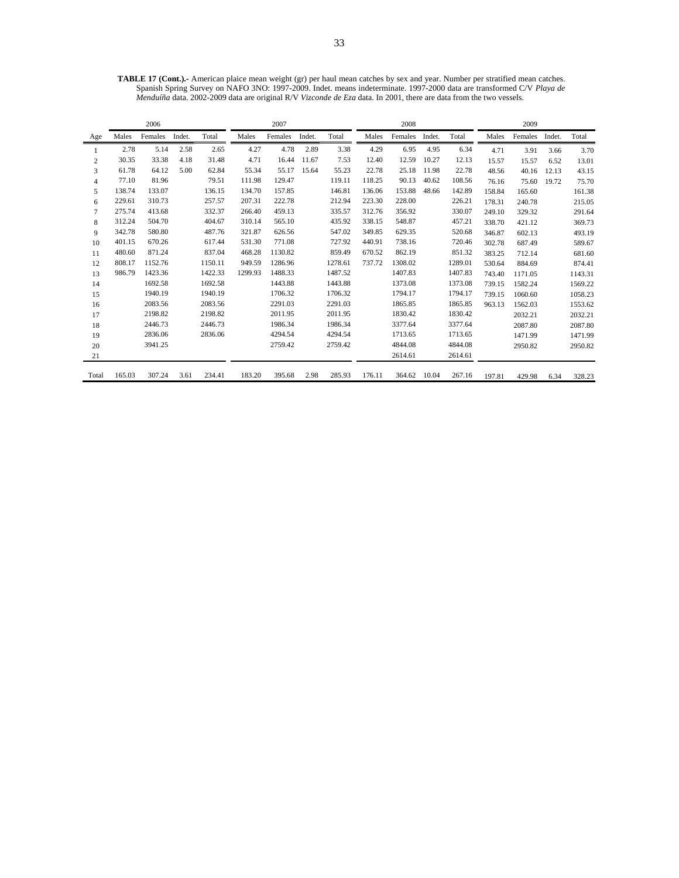**TABLE 17 (Cont.).-** American plaice mean weight (gr) per haul mean catches by sex and year. Number per stratified mean catches. Spanish Spring Survey on NAFO 3NO: 1997-2009. Indet. means indeterminate. 1997-2000 data are transformed C/V *Playa de Menduíña* data. 2002-2009 data are original R/V *Vizconde de Eza* data. In 2001, there are data from the two vessels.

| | 2006 | | | | 2007 | | | | 2008 | | | | 2009 | | | |
|---|---|---|---|---|---|---|---|---|---|---|---|---|---|---|---|---|
| Age | Males | Females | Indet. | Total | Males | Females | Indet. | Total | Males | Females | Indet. | Total | Males | Females | Indet. | Total |
| 1 | 2.78 | 5.14 | 2.58 | 2.65 | 4.27 | 4.78 | 2.89 | 3.38 | 4.29 | 6.95 | 4.95 | 6.34 | 4.71 | 3.91 | 3.66 | 3.70 |
| 2 | 30.35 | 33.38 | 4.18 | 31.48 | 4.71 | 16.44 | 11.67 | 7.53 | 12.40 | 12.59 | 10.27 | 12.13 | 15.57 | 15.57 | 6.52 | 13.01 |
| 3 | 61.78 | 64.12 | 5.00 | 62.84 | 55.34 | 55.17 | 15.64 | 55.23 | 22.78 | 25.18 | 11.98 | 22.78 | 48.56 | 40.16 | 12.13 | 43.15 |
| 4 | 77.10 | 81.96 | | 79.51 | 111.98 | 129.47 | | 119.11 | 118.25 | 90.13 | 40.62 | 108.56 | 76.16 | 75.60 | 19.72 | 75.70 |
| 5 | 138.74 | 133.07 | | 136.15 | 134.70 | 157.85 | | 146.81 | 136.06 | 153.88 | 48.66 | 142.89 | 158.84 | 165.60 | | 161.38 |
| 6 | 229.61 | 310.73 | | 257.57 | 207.31 | 222.78 | | 212.94 | 223.30 | 228.00 | | 226.21 | 178.31 | 240.78 | | 215.05 |
| 7 | 275.74 | 413.68 | | 332.37 | 266.40 | 459.13 | | 335.57 | 312.76 | 356.92 | | 330.07 | 249.10 | 329.32 | | 291.64 |
| 8 | 312.24 | 504.70 | | 404.67 | 310.14 | 565.10 | | 435.92 | 338.15 | 548.87 | | 457.21 | 338.70 | 421.12 | | 369.73 |
| 9 | 342.78 | 580.80 | | 487.76 | 321.87 | 626.56 | | 547.02 | 349.85 | 629.35 | | 520.68 | 346.87 | 602.13 | | 493.19 |
| 10 | 401.15 | 670.26 | | 617.44 | 531.30 | 771.08 | | 727.92 | 440.91 | 738.16 | | 720.46 | 302.78 | 687.49 | | 589.67 |
| 11 | 480.60 | 871.24 | | 837.04 | 468.28 | 1130.82 | | 859.49 | 670.52 | 862.19 | | 851.32 | 383.25 | 712.14 | | 681.60 |
| 12 | 808.17 | 1152.76 | | 1150.11 | 949.59 | 1286.96 | | 1278.61 | 737.72 | 1308.02 | | 1289.01 | 530.64 | 884.69 | | 874.41 |
| 13 | 986.79 | 1423.36 | | 1422.33 | 1299.93 | 1488.33 | | 1487.52 | | 1407.83 | | 1407.83 | 743.40 | 1171.05 | | 1143.31 |
| 14 | | 1692.58 | | 1692.58 | | 1443.88 | | 1443.88 | | 1373.08 | | 1373.08 | 739.15 | 1582.24 | | 1569.22 |
| 15 | | 1940.19 | | 1940.19 | | 1706.32 | | 1706.32 | | 1794.17 | | 1794.17 | 739.15 | 1060.60 | | 1058.23 |
| 16 | | 2083.56 | | 2083.56 | | 2291.03 | | 2291.03 | | 1865.85 | | 1865.85 | 963.13 | 1562.03 | | 1553.62 |
| 17 | | 2198.82 | | 2198.82 | | 2011.95 | | 2011.95 | | 1830.42 | | 1830.42 | | 2032.21 | | 2032.21 |
| 18 | | 2446.73 | | 2446.73 | | 1986.34 | | 1986.34 | | 3377.64 | | 3377.64 | | 2087.80 | | 2087.80 |
| 19 | | 2836.06 | | 2836.06 | | 4294.54 | | 4294.54 | | 1713.65 | | 1713.65 | | 1471.99 | | 1471.99 |
| 20 | | 3941.25 | | | | 2759.42 | | 2759.42 | | 4844.08 | | 4844.08 | | 2950.82 | | 2950.82 |
| 21 | | | | | | | | | | 2614.61 | | 2614.61 | | | | |
| Total | 165.03 | 307.24 | 3.61 | 234.41 | 183.20 | 395.68 | 2.98 | 285.93 | 176.11 | 364.62 | 10.04 | 267.16 | 197.81 | 429.98 | 6.34 | 328.23 |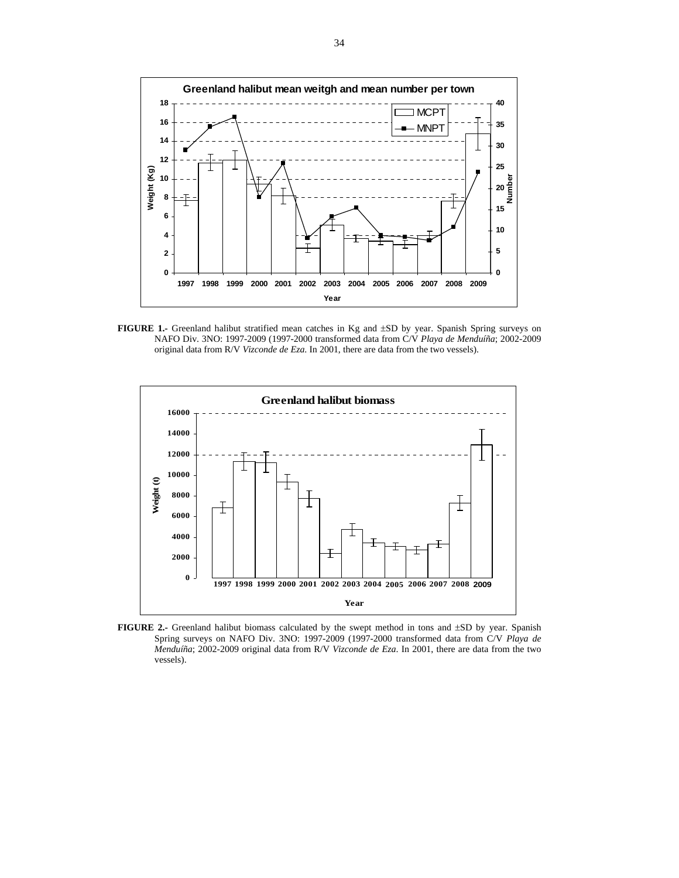**FIGURE 1.-** Greenland halibut stratified mean catches in Kg and ±SD by year. Spanish Spring surveys on NAFO Div. 3NO: 1997-2009 (1997-2000 transformed data from C/V *Playa de Menduíña*; 2002-2009 original data from R/V *Vizconde de Eza*. In 2001, there are data from the two vessels).

**FIGURE 2.-** Greenland halibut biomass calculated by the swept method in tons and ±SD by year. Spanish Spring surveys on NAFO Div. 3NO: 1997-2009 (1997-2000 transformed data from C/V *Playa de Menduíña*; 2002-2009 original data from R/V *Vizconde de Eza*. In 2001, there are data from the two vessels).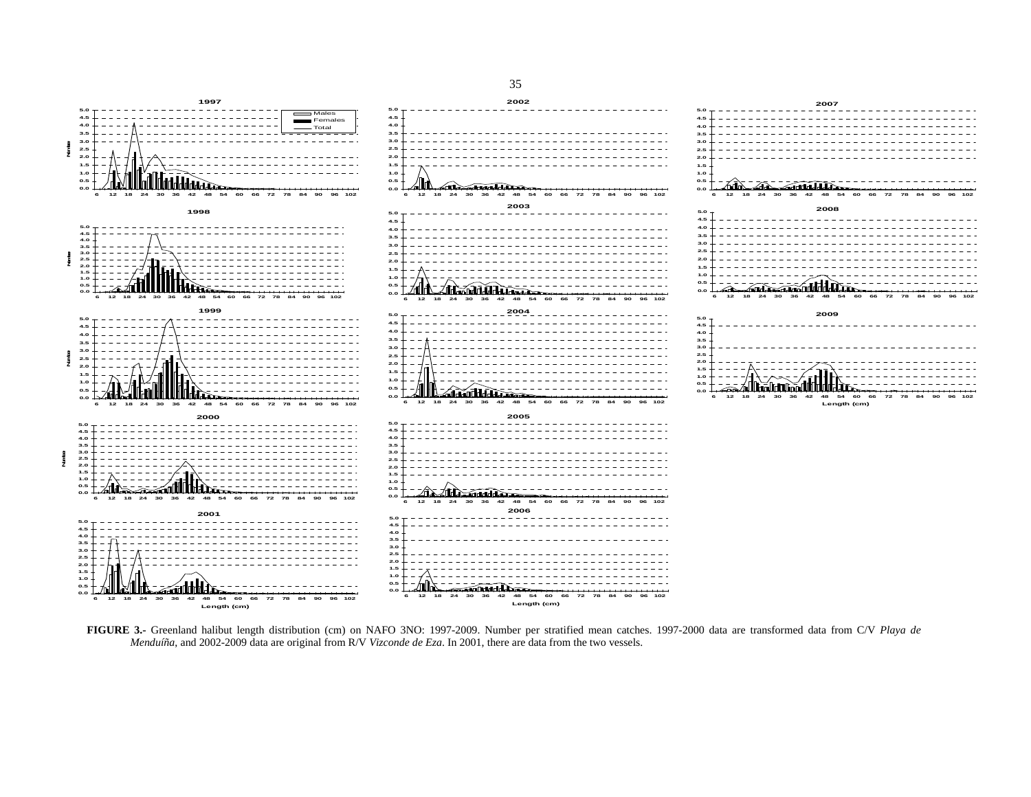**FIGURE 3.-** Greenland halibut length distribution (cm) on NAFO 3NO: 1997-2009. Number per stratified mean catches. 1997-2000 data are transformed data from C/V *Playa de Menduíña*, and 2002-2009 data are original from R/V *Vizconde de Eza*. In 2001, there are data from the two vessels.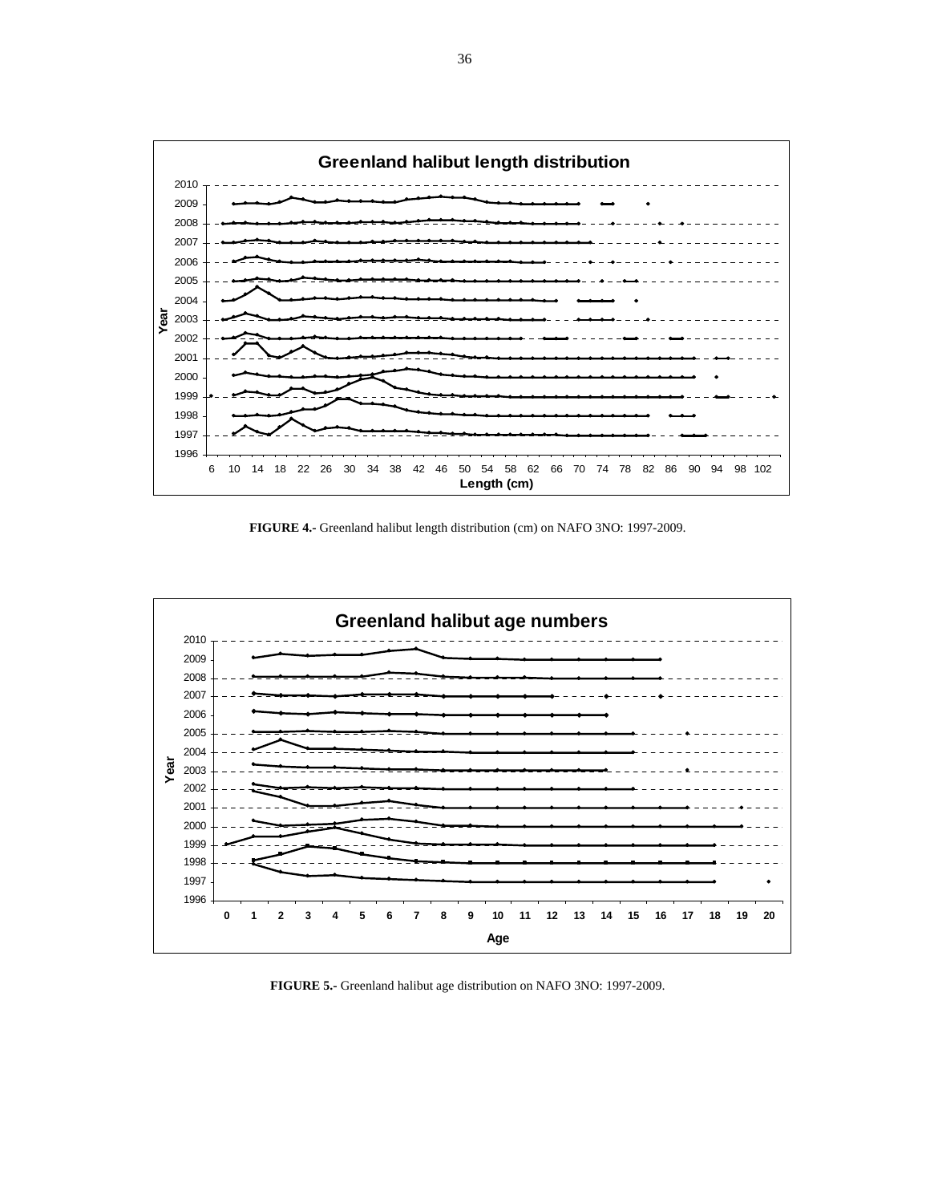**FIGURE 4.-** Greenland halibut length distribution (cm) on NAFO 3NO: 1997-2009.

**FIGURE 5.-** Greenland halibut age distribution on NAFO 3NO: 1997-2009.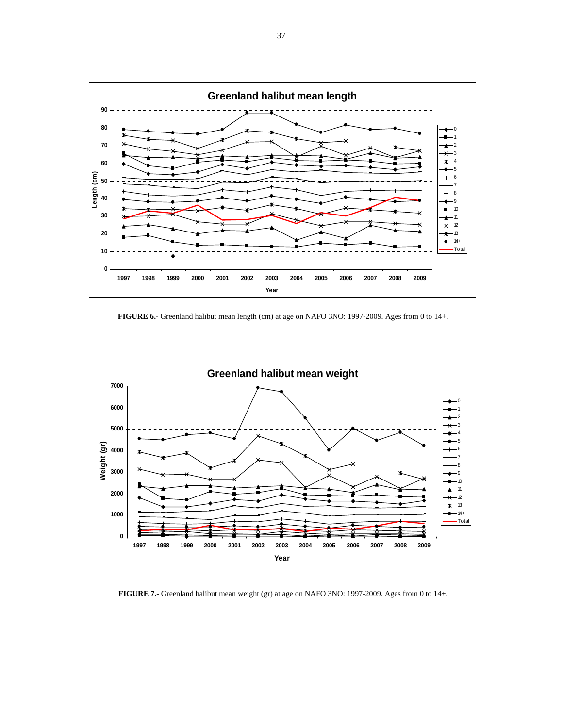FIGURE 6.- Greenland halibut mean length (cm) at age on NAFO 3NO: 1997-2009. Ages from 0 to 14+.

FIGURE 7.- Greenland halibut mean weight (gr) at age on NAFO 3NO: 1997-2009. Ages from 0 to 14+.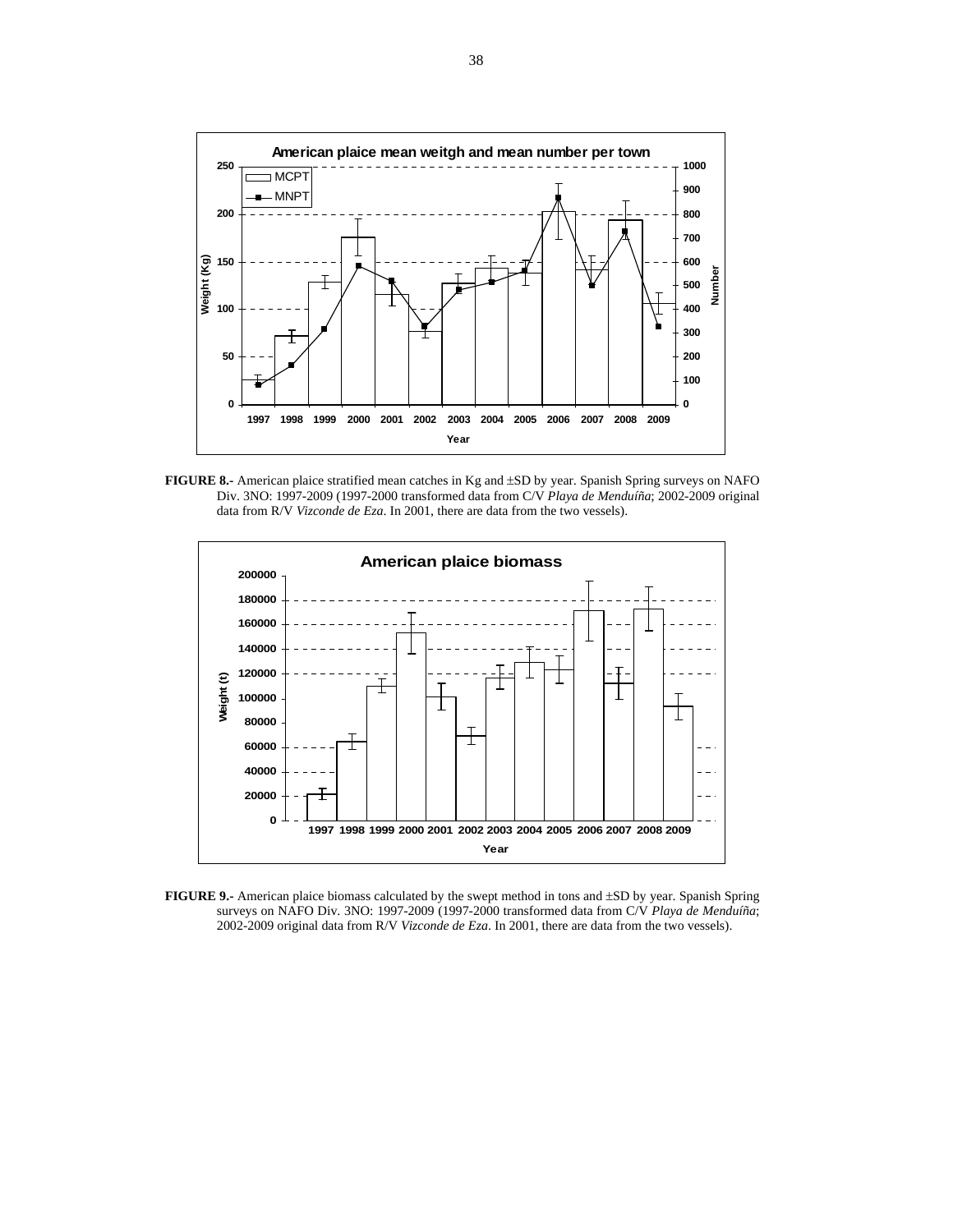**FIGURE 8.-** American plaice stratified mean catches in Kg and ±SD by year. Spanish Spring surveys on NAFO Div. 3NO: 1997-2009 (1997-2000 transformed data from C/V *Playa de Menduíña*; 2002-2009 original data from R/V *Vizconde de Eza*. In 2001, there are data from the two vessels).

**FIGURE 9.-** American plaice biomass calculated by the swept method in tons and ±SD by year. Spanish Spring surveys on NAFO Div. 3NO: 1997-2009 (1997-2000 transformed data from C/V *Playa de Menduíña*; 2002-2009 original data from R/V *Vizconde de Eza*. In 2001, there are data from the two vessels).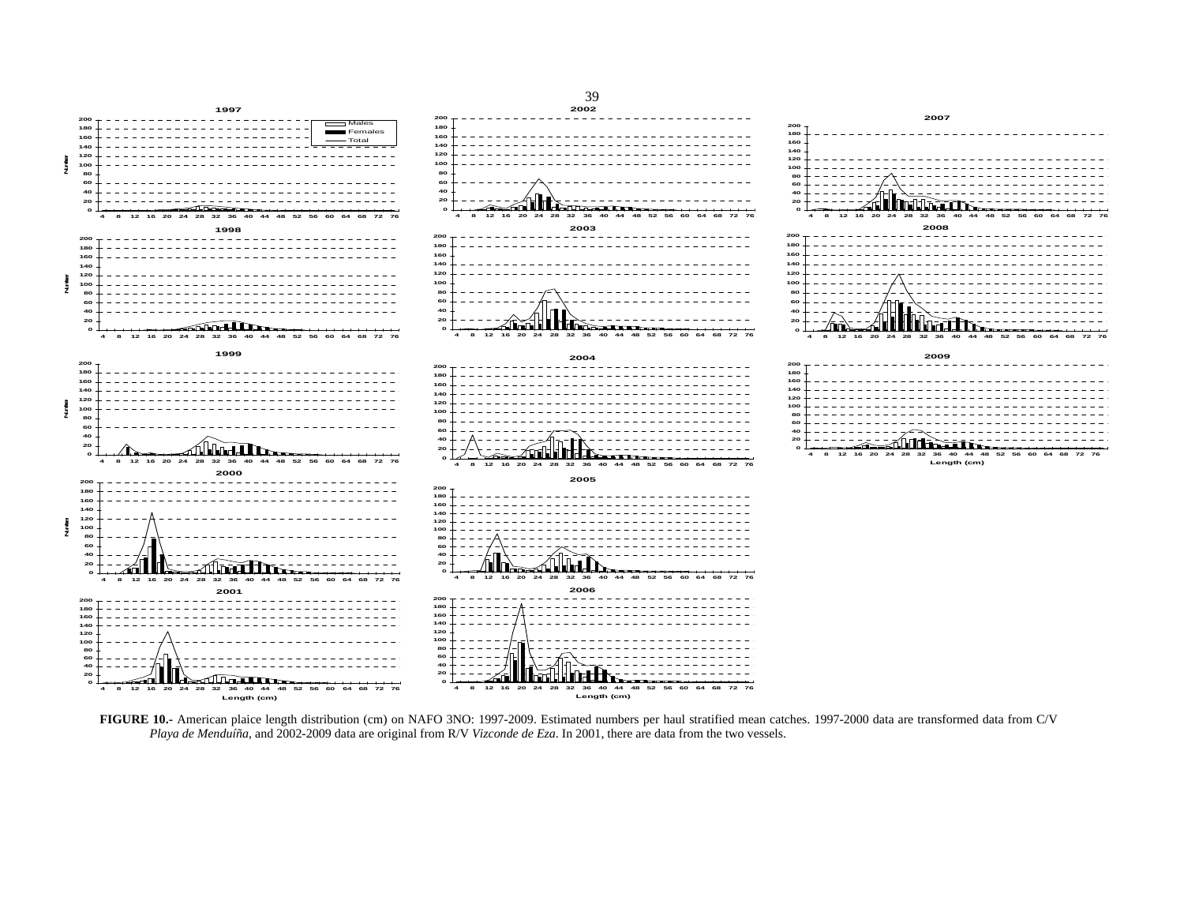**FIGURE 10.-** American plaice length distribution (cm) on NAFO 3NO: 1997-2009. Estimated numbers per haul stratified mean catches. 1997-2000 data are transformed data from C/V *Playa de Menduíña*, and 2002-2009 data are original from R/V *Vizconde de Eza*. In 2001, there are data from the two vessels.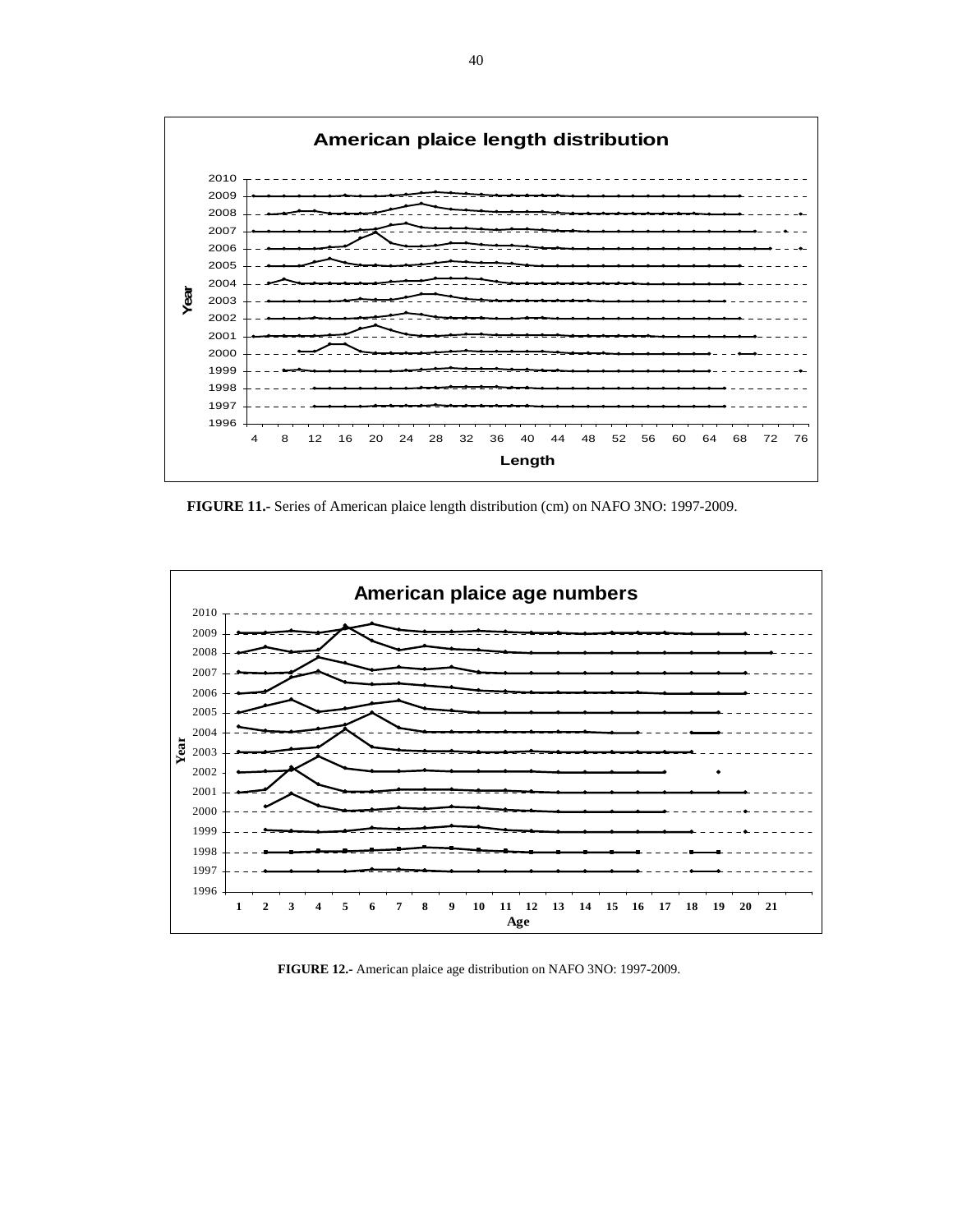**FIGURE 11.-** Series of American plaice length distribution (cm) on NAFO 3NO: 1997-2009.

**FIGURE 12.-** American plaice age distribution on NAFO 3NO: 1997-2009.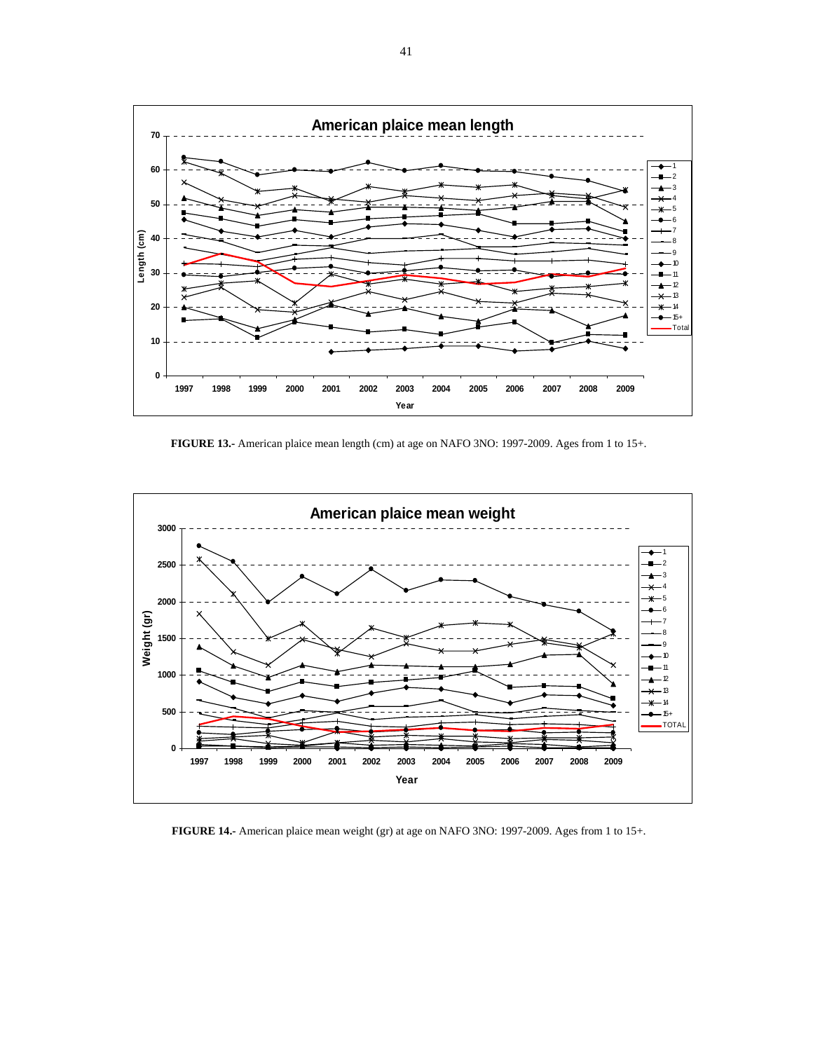American plaice mean length

Length (cm)

70
60
50
40
30
20
10
0

1997 1998 1999 2000 2001 2002 2003 2004 2005 2006 2007 2008 2009

Year

1
2
3
4
5
6
7
8
9
10
11
12
13
14
15+
Total

**FIGURE 13.-** American plaice mean length (cm) at age on NAFO 3NO: 1997-2009. Ages from 1 to 15+.

American plaice mean weight

Weight (gr)

3000
2500
2000
1500
1000
500
0

1997 1998 1999 2000 2001 2002 2003 2004 2005 2006 2007 2008 2009

Year

1
2
3
4
5
6
7
8
9
10
11
12
13
14
15+
TOTAL

**FIGURE 14.-** American plaice mean weight (gr) at age on NAFO 3NO: 1997-2009. Ages from 1 to 15+.